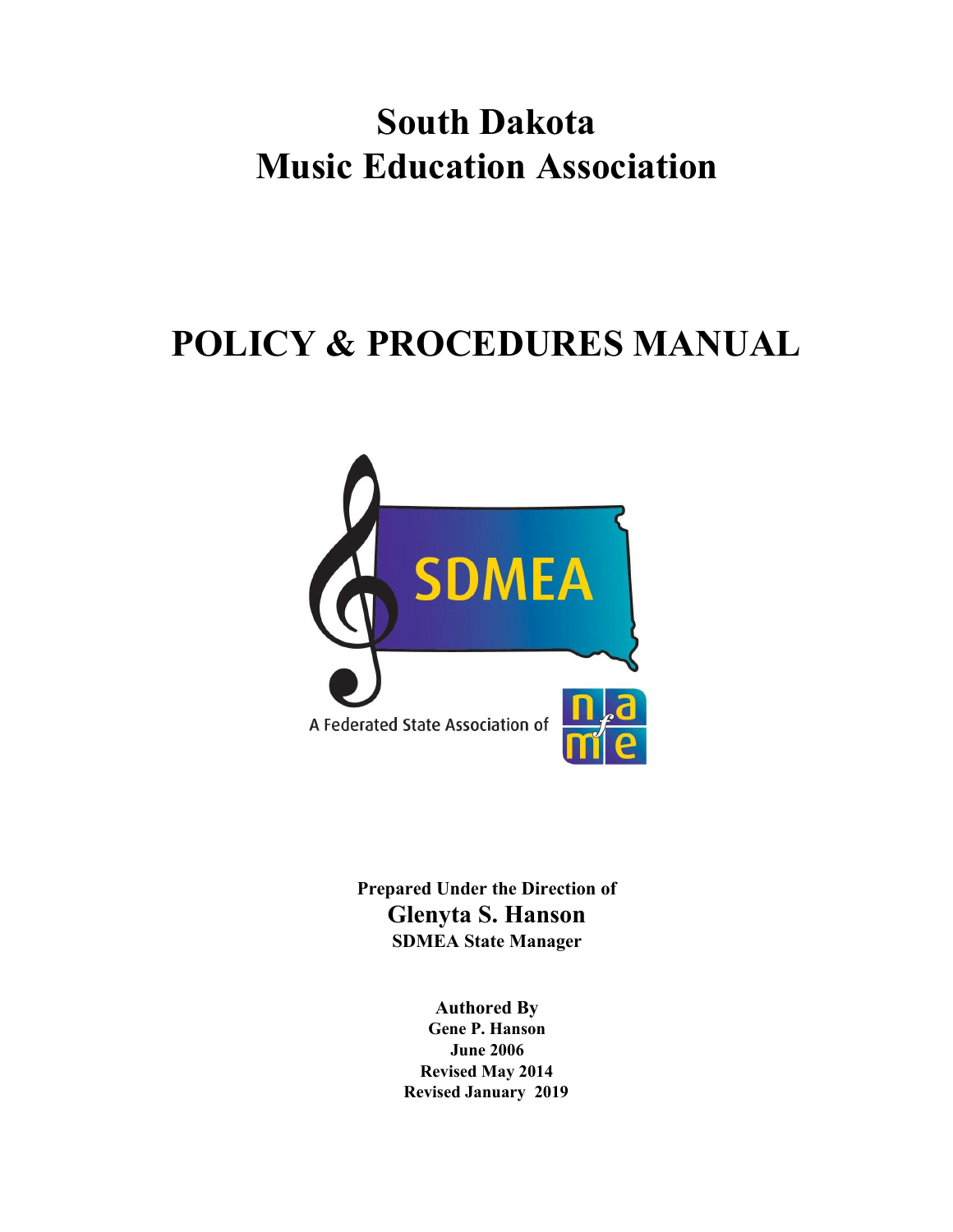# South Dakota Music Education Association

# POLICY & PROCEDURES MANUAL

**Prepared Under the Direction of**
**Glenyta S. Hanson**
**SDMEA State Manager**

**Authored By**
**Gene P. Hanson**
**June 2006**
**Revised May 2014**
**Revised January 2019**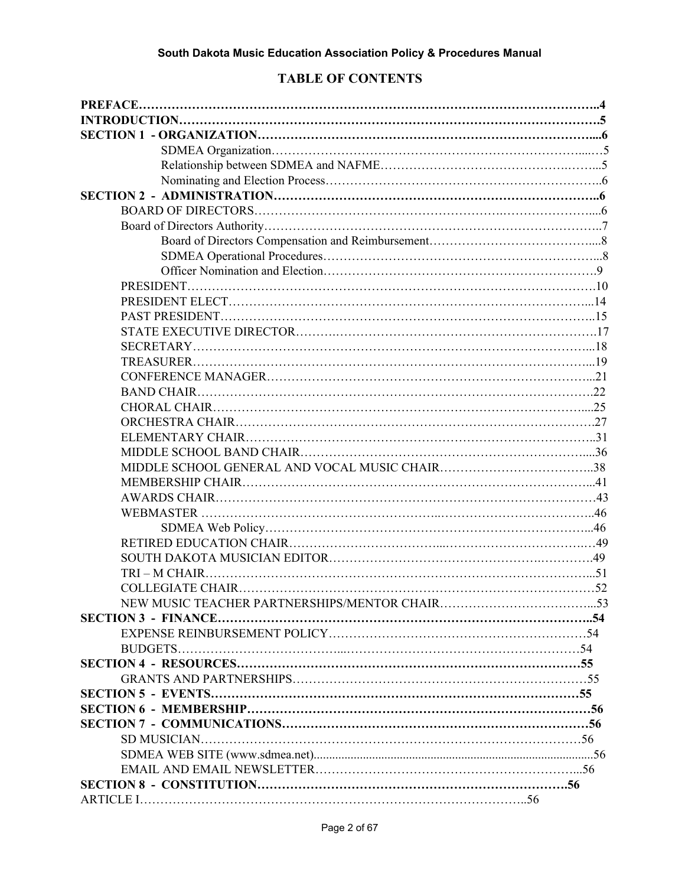# TABLE OF CONTENTS

**PREFACE……………………………………………………………………………………………..4**
**INTRODUCTION……………………………………………………………………………………5**
**SECTION 1 - ORGANIZATION…………………………………………………………………...6**
- SDMEA Organization…………………………………………………………………...…5
- Relationship between SDMEA and NAFME………………………………………….……..5
- Nominating and Election Process……………………………………………………………..6

**SECTION 2 - ADMINISTRATION………………………………………………………………..6**
- BOARD OF DIRECTORS………………………………………………….…………………....6
- Board of Directors Authority……………………………………………………………………..7
  - Board of Directors Compensation and Reimbursement…………………………………....8
  - SDMEA Operational Procedures………………………………………………………...8
  - Officer Nomination and Election………………………………………………………….9
- PRESIDENT……………………………………………………………………………………….10
- PRESIDENT ELECT……………………………………………………………………………...14
- PAST PRESIDENT………………………………………………………………………………..15
- STATE EXECUTIVE DIRECTOR……….………………………………………………………17
- SECRETARY……………………………………………………………………………………...18
- TREASURER……………………………………………………………………………………...19
- CONFERENCE MANAGER……………………………………………………………………...21
- BAND CHAIR…………………………………………………………………………………….22
- CHORAL CHAIR………………………………………………………………………………....25
- ORCHESTRA CHAIR…………………………………………………………………………….27
- ELEMENTARY CHAIR…………………………………………………………………………..31
- MIDDLE SCHOOL BAND CHAIR………………………………………………………………....36
- MIDDLE SCHOOL GENERAL AND VOCAL MUSIC CHAIR………………………………...38
- MEMBERSHIP CHAIR……………………………………………………………………………...41
- AWARDS CHAIR…………………………………………………………………………………43
- WEBMASTER ……………………………………………..………………………………..46
  - SDMEA Web Policy……………………………………………………………………...46
- RETIRED EDUCATION CHAIR……………………………...……………………………..…49
- SOUTH DAKOTA MUSICIAN EDITOR……………………………………………….………….49
- TRI – M CHAIR…………………………………………………………………………………...51
- COLLEGIATE CHAIR……………………………………………………………………………52
- NEW MUSIC TEACHER PARTNERSHIPS/MENTOR CHAIR………………………………...53

**SECTION 3 - FINANCE……………………………………………………………………………...54**
- EXPENSE REINBURSEMENT POLICY…………………………………………………………54
- BUDGETS……………………………...………………………………………………………54

**SECTION 4 - RESOURCES……………………………………………………………………….55**
- GRANTS AND PARTNERSHIPS……………………………………………………………….55

**SECTION 5 - EVENTS………………………………………………………………………………55**
**SECTION 6 - MEMBERSHIP……………………………………………………………………….56**
**SECTION 7 - COMMUNICATIONS………………………………………………………………56**
- SD MUSICIAN…………………………………………………………………………………56
- SDMEA WEB SITE (www.sdmea.net)..........................................................................................56
- EMAIL AND EMAIL NEWSLETTER………………………………………………………...56

**SECTION 8 - CONSTITUTION……………………………………………………………………56**
- ARTICLE I………………………………………………………………………………..56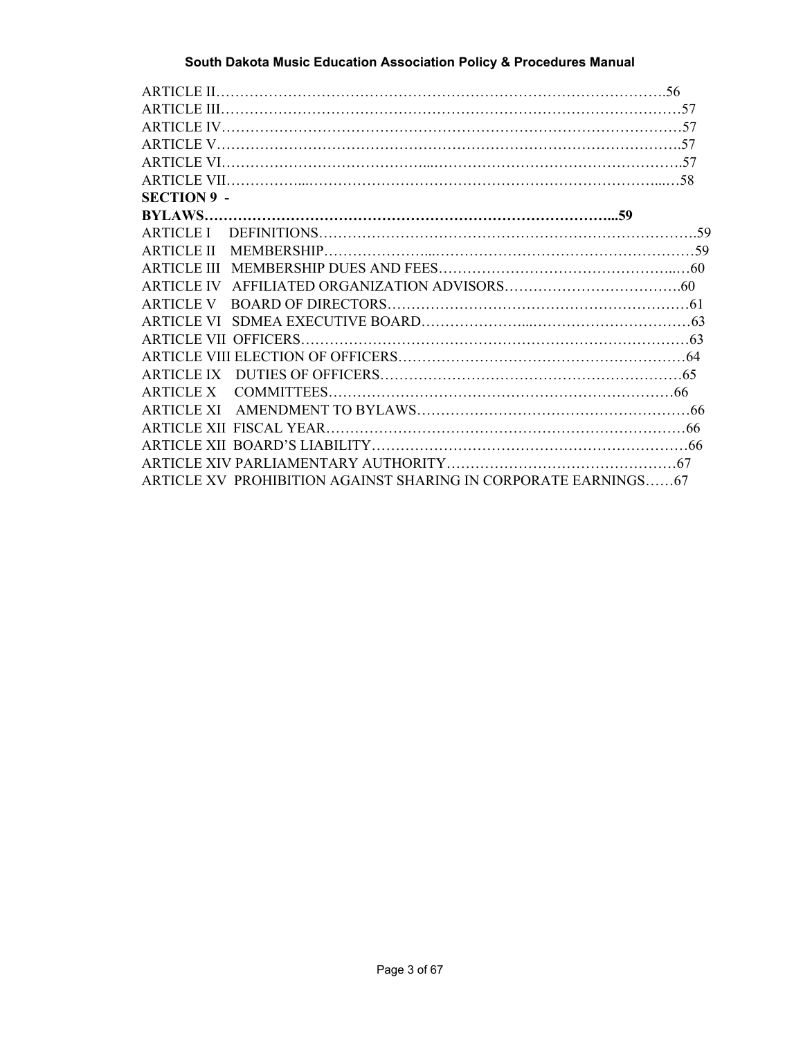ARTICLE II……………………………………………………………………………………….56
ARTICLE III…………………………………………………………………………………………57
ARTICLE IV…………………………………………………………………………………………57
ARTICLE V………………………………………………………………………………………….57
ARTICLE VI……………………………………...……………………………………………….57
ARTICLE VII……………...………………………………………………………………...…58

**SECTION 9 - BYLAWS…………………………………………………………………………...59**

ARTICLE I DEFINITIONS………………………………………………………………………….59
ARTICLE II MEMBERSHIP…………………...……………………………………………………59
ARTICLE III MEMBERSHIP DUES AND FEES……………………………………………..…60
ARTICLE IV AFFILIATED ORGANIZATION ADVISORS……………………………….60
ARTICLE V BOARD OF DIRECTORS……………………………………………………………61
ARTICLE VI SDMEA EXECUTIVE BOARD…………………...……………………………63
ARTICLE VII OFFICERS……………………………………………………………………………63
ARTICLE VIII ELECTION OF OFFICERS…………………………………………………………64
ARTICLE IX DUTIES OF OFFICERS…………………………………………………………65
ARTICLE X COMMITTEES…………………………………………………………………66
ARTICLE XI AMENDMENT TO BYLAWS…………………………………………………66
ARTICLE XII FISCAL YEAR…………………………………………………………………66
ARTICLE XII BOARD'S LIABILITY…………………………………………………………66
ARTICLE XIV PARLIAMENTARY AUTHORITY………………………………………….67
ARTICLE XV PROHIBITION AGAINST SHARING IN CORPORATE EARNINGS……67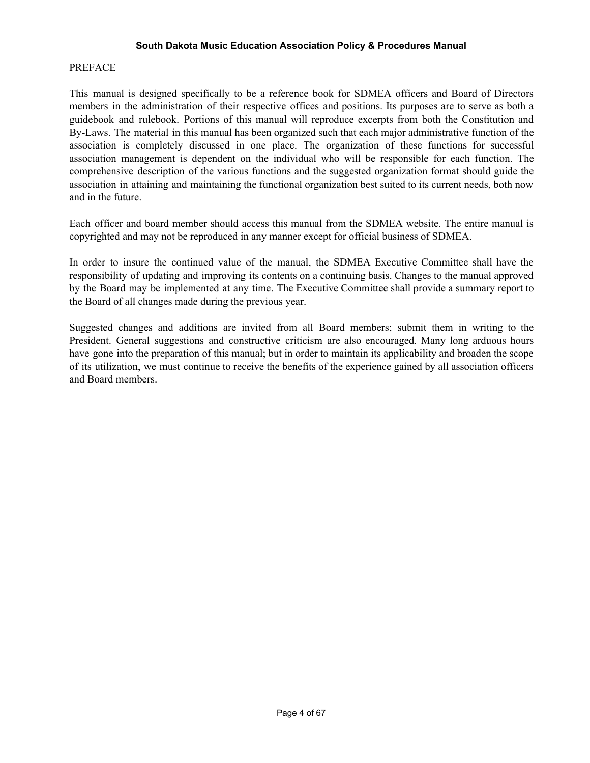## PREFACE

This manual is designed specifically to be a reference book for SDMEA officers and Board of Directors members in the administration of their respective offices and positions. Its purposes are to serve as both a guidebook and rulebook. Portions of this manual will reproduce excerpts from both the Constitution and By-Laws. The material in this manual has been organized such that each major administrative function of the association is completely discussed in one place. The organization of these functions for successful association management is dependent on the individual who will be responsible for each function. The comprehensive description of the various functions and the suggested organization format should guide the association in attaining and maintaining the functional organization best suited to its current needs, both now and in the future.

Each officer and board member should access this manual from the SDMEA website. The entire manual is copyrighted and may not be reproduced in any manner except for official business of SDMEA.

In order to insure the continued value of the manual, the SDMEA Executive Committee shall have the responsibility of updating and improving its contents on a continuing basis. Changes to the manual approved by the Board may be implemented at any time. The Executive Committee shall provide a summary report to the Board of all changes made during the previous year.

Suggested changes and additions are invited from all Board members; submit them in writing to the President. General suggestions and constructive criticism are also encouraged. Many long arduous hours have gone into the preparation of this manual; but in order to maintain its applicability and broaden the scope of its utilization, we must continue to receive the benefits of the experience gained by all association officers and Board members.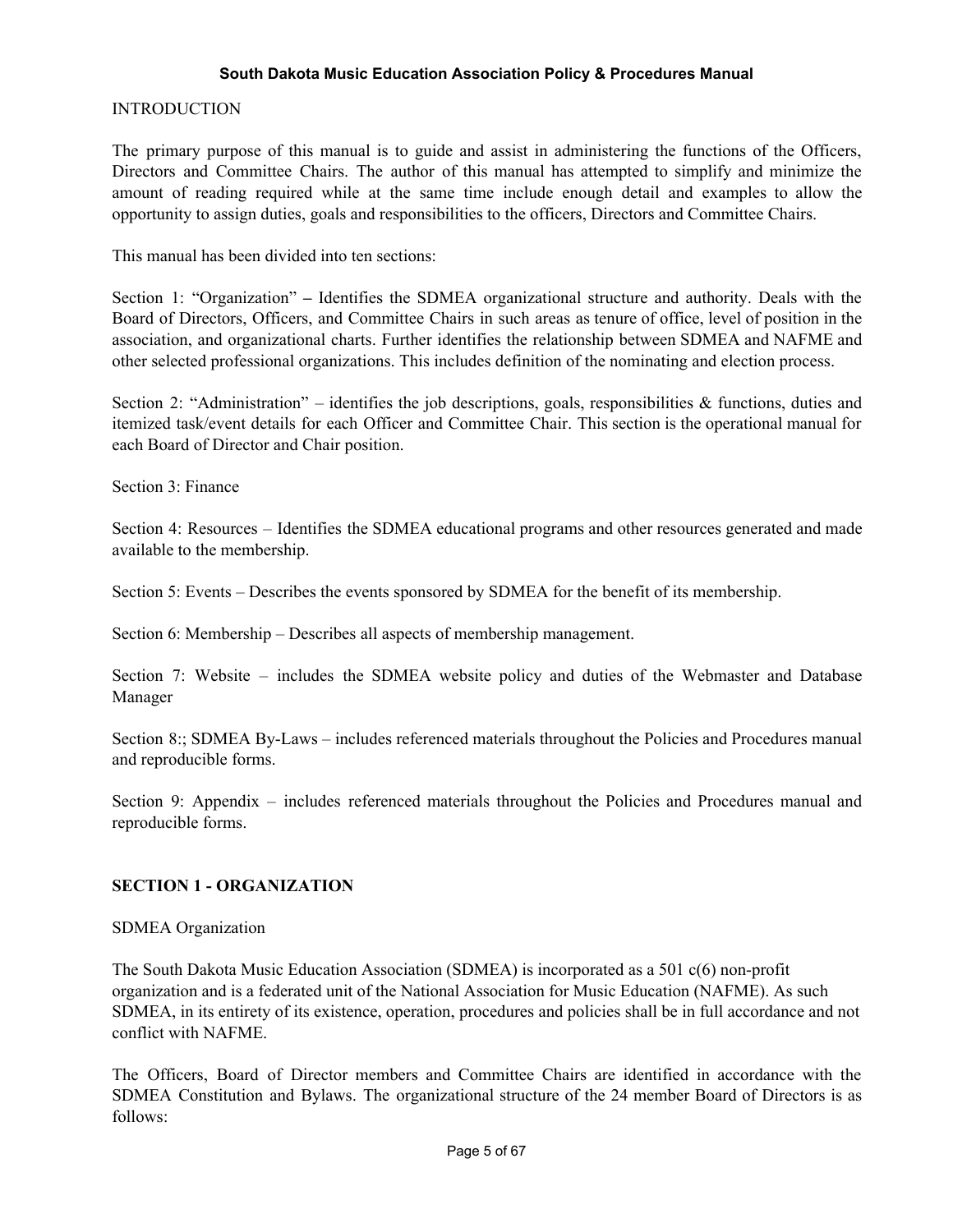INTRODUCTION

The primary purpose of this manual is to guide and assist in administering the functions of the Officers, Directors and Committee Chairs. The author of this manual has attempted to simplify and minimize the amount of reading required while at the same time include enough detail and examples to allow the opportunity to assign duties, goals and responsibilities to the officers, Directors and Committee Chairs.

This manual has been divided into ten sections:

Section 1: "Organization" – Identifies the SDMEA organizational structure and authority. Deals with the Board of Directors, Officers, and Committee Chairs in such areas as tenure of office, level of position in the association, and organizational charts. Further identifies the relationship between SDMEA and NAFME and other selected professional organizations. This includes definition of the nominating and election process.

Section 2: "Administration" – identifies the job descriptions, goals, responsibilities & functions, duties and itemized task/event details for each Officer and Committee Chair. This section is the operational manual for each Board of Director and Chair position.

Section 3: Finance

Section 4: Resources – Identifies the SDMEA educational programs and other resources generated and made available to the membership.

Section 5: Events – Describes the events sponsored by SDMEA for the benefit of its membership.

Section 6: Membership – Describes all aspects of membership management.

Section 7: Website – includes the SDMEA website policy and duties of the Webmaster and Database Manager

Section 8:; SDMEA By-Laws – includes referenced materials throughout the Policies and Procedures manual and reproducible forms.

Section 9: Appendix – includes referenced materials throughout the Policies and Procedures manual and reproducible forms.

## SECTION 1 - ORGANIZATION

SDMEA Organization

The South Dakota Music Education Association (SDMEA) is incorporated as a 501 c(6) non-profit organization and is a federated unit of the National Association for Music Education (NAFME). As such SDMEA, in its entirety of its existence, operation, procedures and policies shall be in full accordance and not conflict with NAFME.

The Officers, Board of Director members and Committee Chairs are identified in accordance with the SDMEA Constitution and Bylaws. The organizational structure of the 24 member Board of Directors is as follows: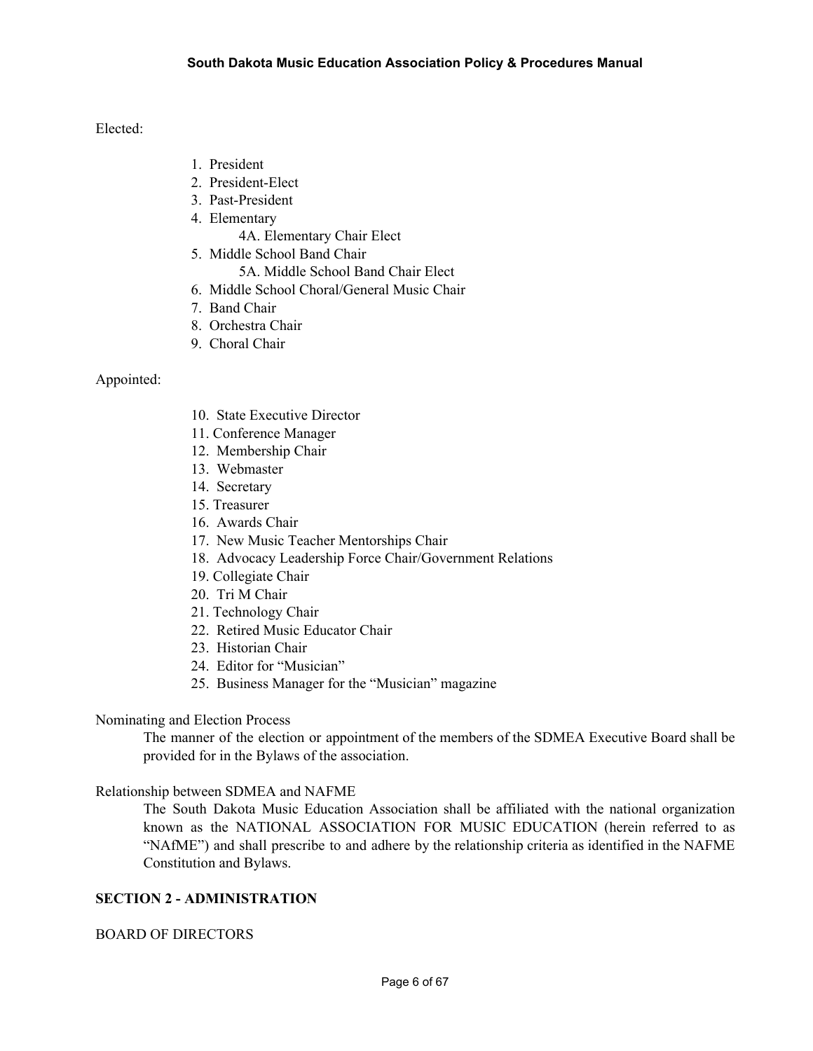Elected:

1. President
2. President-Elect
3. Past-President
4. Elementary
    - 4A. Elementary Chair Elect
5. Middle School Band Chair
    - 5A. Middle School Band Chair Elect
6. Middle School Choral/General Music Chair
7. Band Chair
8. Orchestra Chair
9. Choral Chair

Appointed:

10. State Executive Director
11. Conference Manager
12. Membership Chair
13. Webmaster
14. Secretary
15. Treasurer
16. Awards Chair
17. New Music Teacher Mentorships Chair
18. Advocacy Leadership Force Chair/Government Relations
19. Collegiate Chair
20. Tri M Chair
21. Technology Chair
22. Retired Music Educator Chair
23. Historian Chair
24. Editor for "Musician"
25. Business Manager for the "Musician" magazine

Nominating and Election Process

The manner of the election or appointment of the members of the SDMEA Executive Board shall be provided for in the Bylaws of the association.

Relationship between SDMEA and NAFME

The South Dakota Music Education Association shall be affiliated with the national organization known as the NATIONAL ASSOCIATION FOR MUSIC EDUCATION (herein referred to as "NAfME") and shall prescribe to and adhere by the relationship criteria as identified in the NAFME Constitution and Bylaws.

## SECTION 2 - ADMINISTRATION

BOARD OF DIRECTORS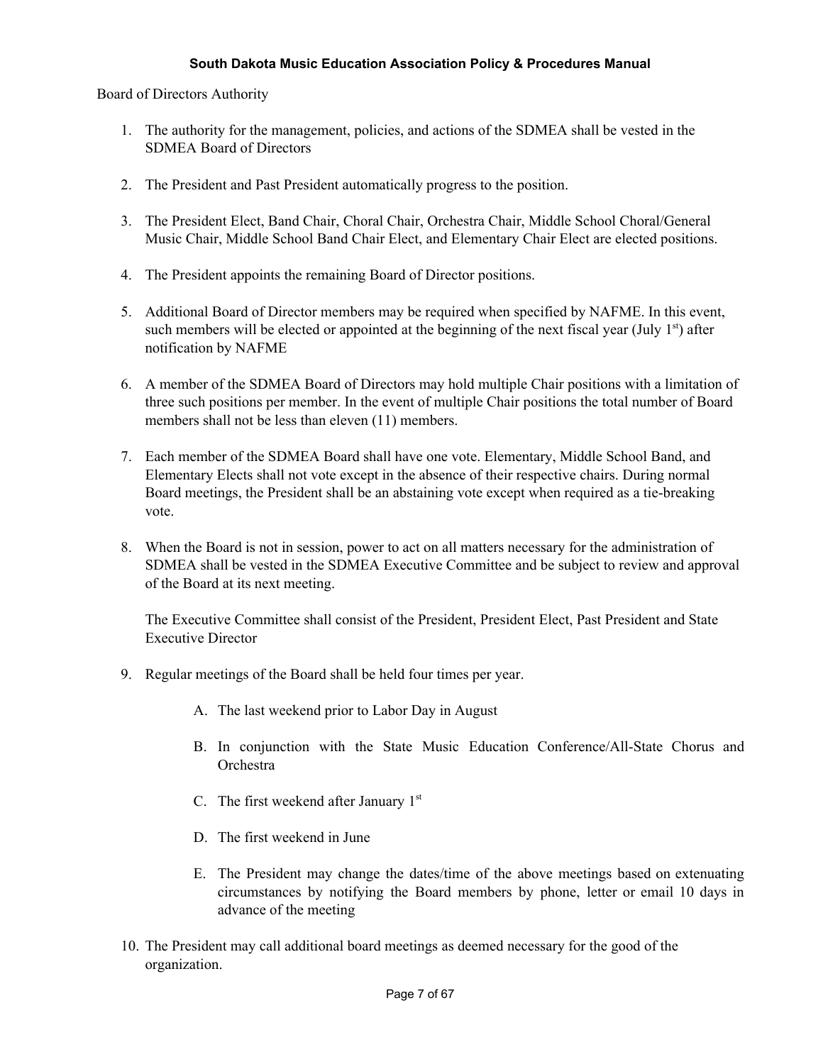Board of Directors Authority

1. The authority for the management, policies, and actions of the SDMEA shall be vested in the SDMEA Board of Directors

2. The President and Past President automatically progress to the position.

3. The President Elect, Band Chair, Choral Chair, Orchestra Chair, Middle School Choral/General Music Chair, Middle School Band Chair Elect, and Elementary Chair Elect are elected positions.

4. The President appoints the remaining Board of Director positions.

5. Additional Board of Director members may be required when specified by NAFME. In this event, such members will be elected or appointed at the beginning of the next fiscal year (July 1st) after notification by NAFME

6. A member of the SDMEA Board of Directors may hold multiple Chair positions with a limitation of three such positions per member. In the event of multiple Chair positions the total number of Board members shall not be less than eleven (11) members.

7. Each member of the SDMEA Board shall have one vote. Elementary, Middle School Band, and Elementary Elects shall not vote except in the absence of their respective chairs. During normal Board meetings, the President shall be an abstaining vote except when required as a tie-breaking vote.

8. When the Board is not in session, power to act on all matters necessary for the administration of SDMEA shall be vested in the SDMEA Executive Committee and be subject to review and approval of the Board at its next meeting.

   The Executive Committee shall consist of the President, President Elect, Past President and State Executive Director

9. Regular meetings of the Board shall be held four times per year.

   A. The last weekend prior to Labor Day in August

   B. In conjunction with the State Music Education Conference/All-State Chorus and Orchestra

   C. The first weekend after January 1st

   D. The first weekend in June

   E. The President may change the dates/time of the above meetings based on extenuating circumstances by notifying the Board members by phone, letter or email 10 days in advance of the meeting

10. The President may call additional board meetings as deemed necessary for the good of the organization.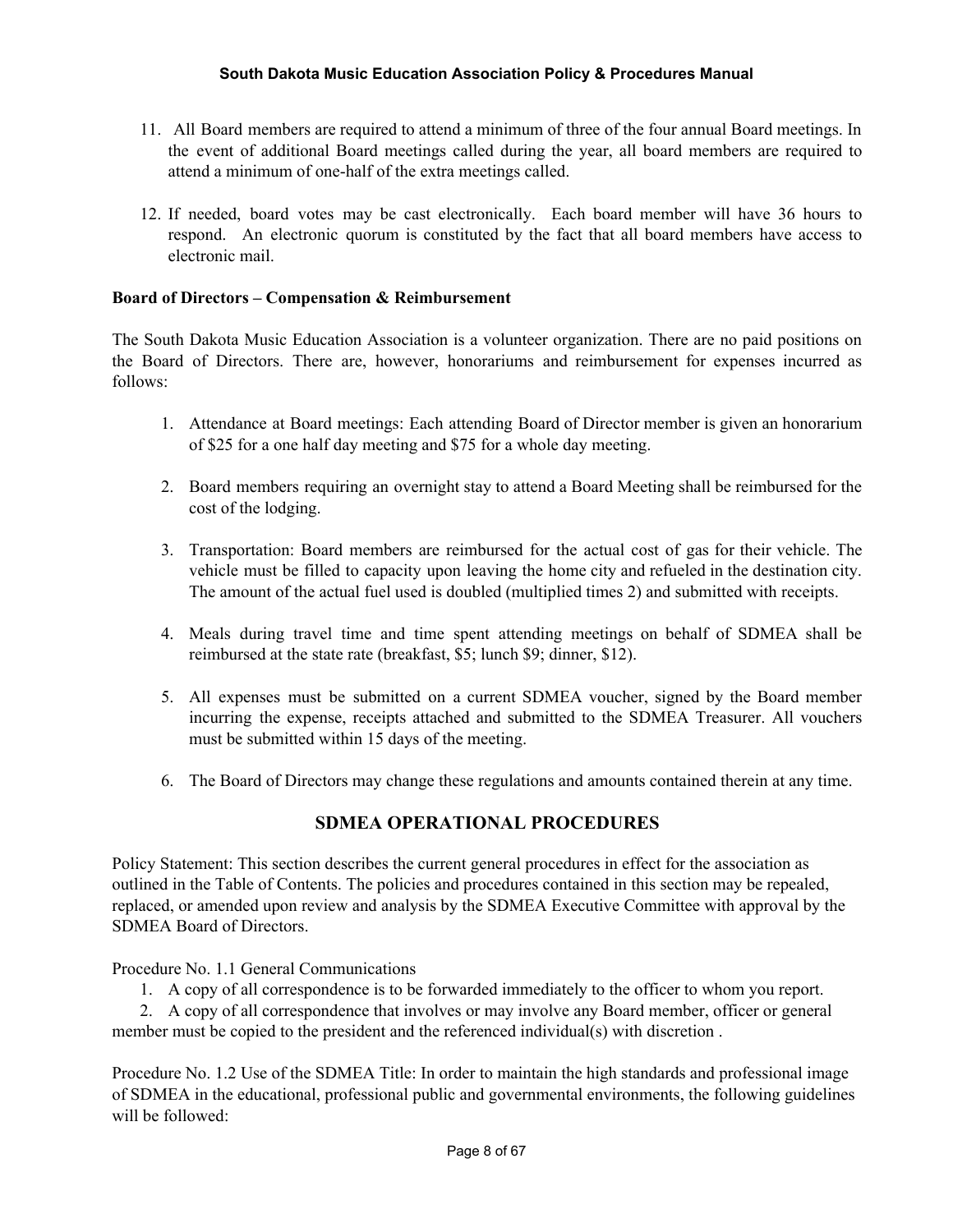11. All Board members are required to attend a minimum of three of the four annual Board meetings. In the event of additional Board meetings called during the year, all board members are required to attend a minimum of one-half of the extra meetings called.

12. If needed, board votes may be cast electronically. Each board member will have 36 hours to respond. An electronic quorum is constituted by the fact that all board members have access to electronic mail.

**Board of Directors – Compensation & Reimbursement**

The South Dakota Music Education Association is a volunteer organization. There are no paid positions on the Board of Directors. There are, however, honorariums and reimbursement for expenses incurred as follows:

1. Attendance at Board meetings: Each attending Board of Director member is given an honorarium of $25 for a one half day meeting and $75 for a whole day meeting.

2. Board members requiring an overnight stay to attend a Board Meeting shall be reimbursed for the cost of the lodging.

3. Transportation: Board members are reimbursed for the actual cost of gas for their vehicle. The vehicle must be filled to capacity upon leaving the home city and refueled in the destination city. The amount of the actual fuel used is doubled (multiplied times 2) and submitted with receipts.

4. Meals during travel time and time spent attending meetings on behalf of SDMEA shall be reimbursed at the state rate (breakfast, $5; lunch $9; dinner, $12).

5. All expenses must be submitted on a current SDMEA voucher, signed by the Board member incurring the expense, receipts attached and submitted to the SDMEA Treasurer. All vouchers must be submitted within 15 days of the meeting.

6. The Board of Directors may change these regulations and amounts contained therein at any time.

## SDMEA OPERATIONAL PROCEDURES

Policy Statement: This section describes the current general procedures in effect for the association as outlined in the Table of Contents. The policies and procedures contained in this section may be repealed, replaced, or amended upon review and analysis by the SDMEA Executive Committee with approval by the SDMEA Board of Directors.

Procedure No. 1.1 General Communications

1. A copy of all correspondence is to be forwarded immediately to the officer to whom you report.
2. A copy of all correspondence that involves or may involve any Board member, officer or general member must be copied to the president and the referenced individual(s) with discretion .

Procedure No. 1.2 Use of the SDMEA Title: In order to maintain the high standards and professional image of SDMEA in the educational, professional public and governmental environments, the following guidelines will be followed: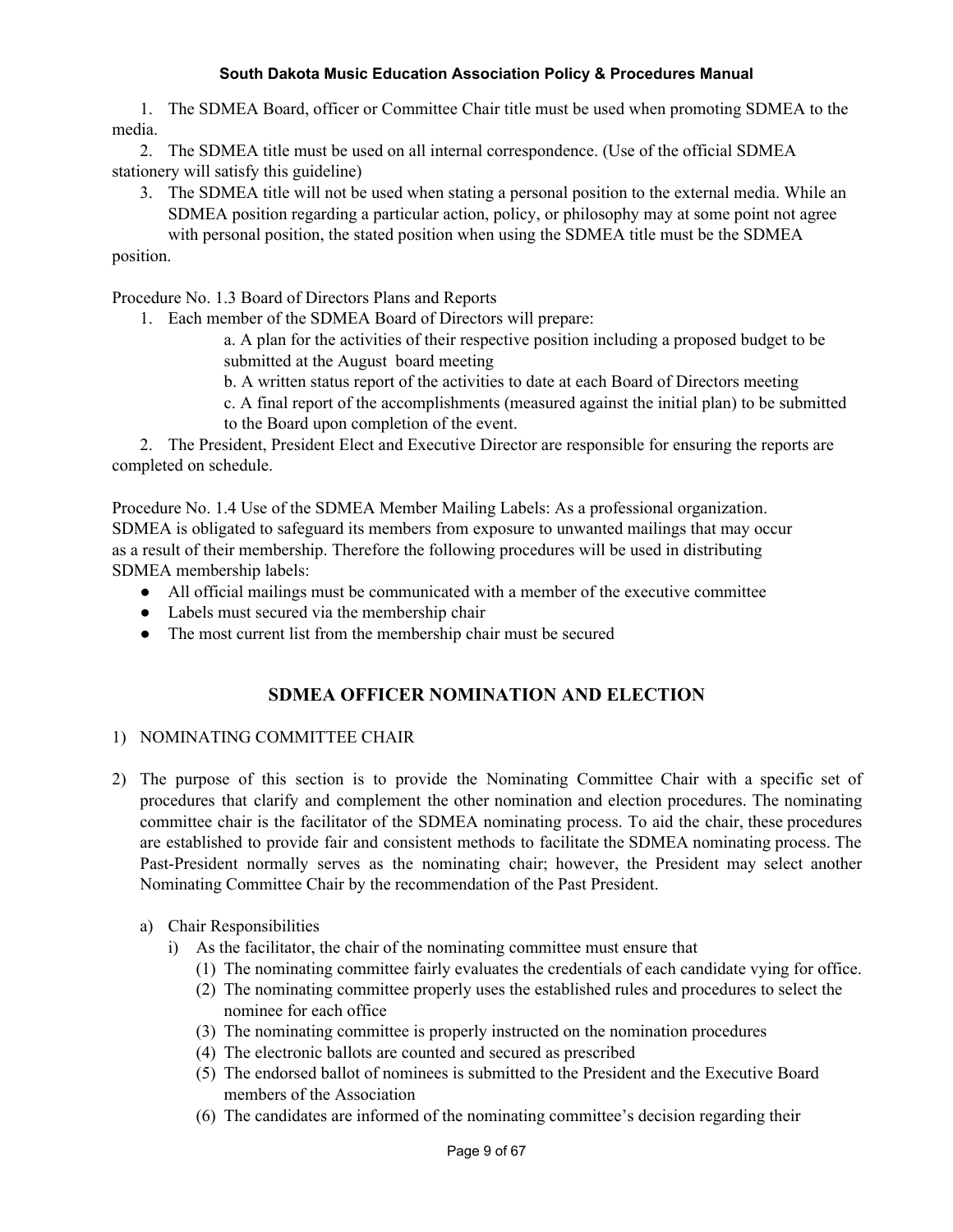1. The SDMEA Board, officer or Committee Chair title must be used when promoting SDMEA to the media.
2. The SDMEA title must be used on all internal correspondence. (Use of the official SDMEA stationery will satisfy this guideline)
3. The SDMEA title will not be used when stating a personal position to the external media. While an SDMEA position regarding a particular action, policy, or philosophy may at some point not agree with personal position, the stated position when using the SDMEA title must be the SDMEA position.

Procedure No. 1.3 Board of Directors Plans and Reports

1. Each member of the SDMEA Board of Directors will prepare:
   a. A plan for the activities of their respective position including a proposed budget to be submitted at the August board meeting
   b. A written status report of the activities to date at each Board of Directors meeting
   c. A final report of the accomplishments (measured against the initial plan) to be submitted to the Board upon completion of the event.
2. The President, President Elect and Executive Director are responsible for ensuring the reports are completed on schedule.

Procedure No. 1.4 Use of the SDMEA Member Mailing Labels: As a professional organization. SDMEA is obligated to safeguard its members from exposure to unwanted mailings that may occur as a result of their membership. Therefore the following procedures will be used in distributing SDMEA membership labels:

- All official mailings must be communicated with a member of the executive committee
- Labels must secured via the membership chair
- The most current list from the membership chair must be secured

## SDMEA OFFICER NOMINATION AND ELECTION

1) NOMINATING COMMITTEE CHAIR

2) The purpose of this section is to provide the Nominating Committee Chair with a specific set of procedures that clarify and complement the other nomination and election procedures. The nominating committee chair is the facilitator of the SDMEA nominating process. To aid the chair, these procedures are established to provide fair and consistent methods to facilitate the SDMEA nominating process. The Past-President normally serves as the nominating chair; however, the President may select another Nominating Committee Chair by the recommendation of the Past President.

   a) Chair Responsibilities
      i) As the facilitator, the chair of the nominating committee must ensure that
         (1) The nominating committee fairly evaluates the credentials of each candidate vying for office.
         (2) The nominating committee properly uses the established rules and procedures to select the nominee for each office
         (3) The nominating committee is properly instructed on the nomination procedures
         (4) The electronic ballots are counted and secured as prescribed
         (5) The endorsed ballot of nominees is submitted to the President and the Executive Board members of the Association
         (6) The candidates are informed of the nominating committee's decision regarding their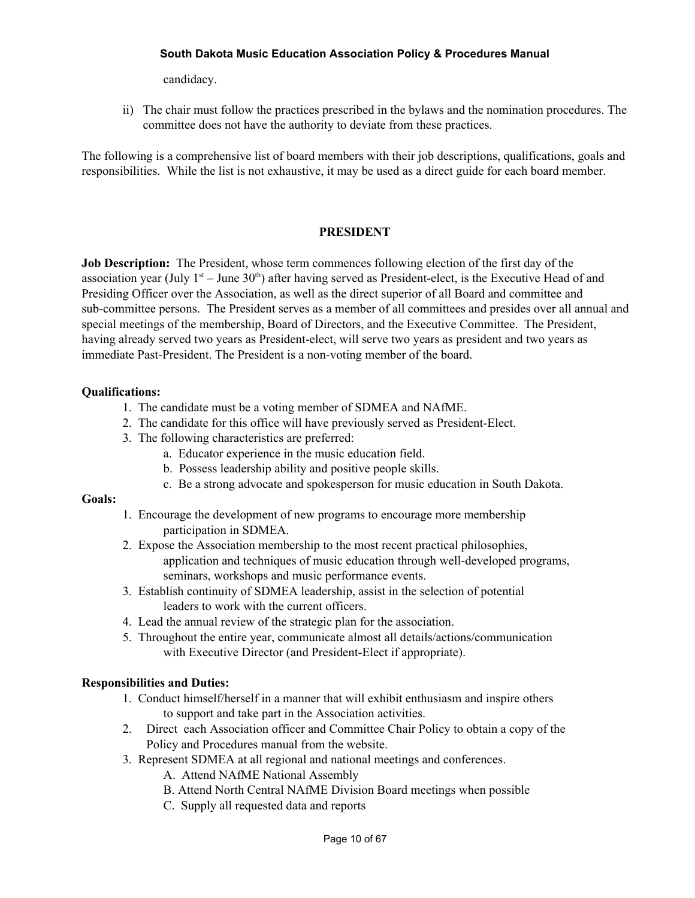candidacy.

ii) The chair must follow the practices prescribed in the bylaws and the nomination procedures. The committee does not have the authority to deviate from these practices.

The following is a comprehensive list of board members with their job descriptions, qualifications, goals and responsibilities. While the list is not exhaustive, it may be used as a direct guide for each board member.

## PRESIDENT

**Job Description:** The President, whose term commences following election of the first day of the association year (July 1st – June 30th) after having served as President-elect, is the Executive Head of and Presiding Officer over the Association, as well as the direct superior of all Board and committee and sub-committee persons. The President serves as a member of all committees and presides over all annual and special meetings of the membership, Board of Directors, and the Executive Committee. The President, having already served two years as President-elect, will serve two years as president and two years as immediate Past-President. The President is a non-voting member of the board.

**Qualifications:**

1. The candidate must be a voting member of SDMEA and NAfME.
2. The candidate for this office will have previously served as President-Elect.
3. The following characteristics are preferred:
   a. Educator experience in the music education field.
   b. Possess leadership ability and positive people skills.
   c. Be a strong advocate and spokesperson for music education in South Dakota.

**Goals:**

1. Encourage the development of new programs to encourage more membership participation in SDMEA.
2. Expose the Association membership to the most recent practical philosophies, application and techniques of music education through well-developed programs, seminars, workshops and music performance events.
3. Establish continuity of SDMEA leadership, assist in the selection of potential leaders to work with the current officers.
4. Lead the annual review of the strategic plan for the association.
5. Throughout the entire year, communicate almost all details/actions/communication with Executive Director (and President-Elect if appropriate).

**Responsibilities and Duties:**

1. Conduct himself/herself in a manner that will exhibit enthusiasm and inspire others to support and take part in the Association activities.
2. Direct each Association officer and Committee Chair Policy to obtain a copy of the Policy and Procedures manual from the website.
3. Represent SDMEA at all regional and national meetings and conferences.
   A. Attend NAfME National Assembly
   B. Attend North Central NAfME Division Board meetings when possible
   C. Supply all requested data and reports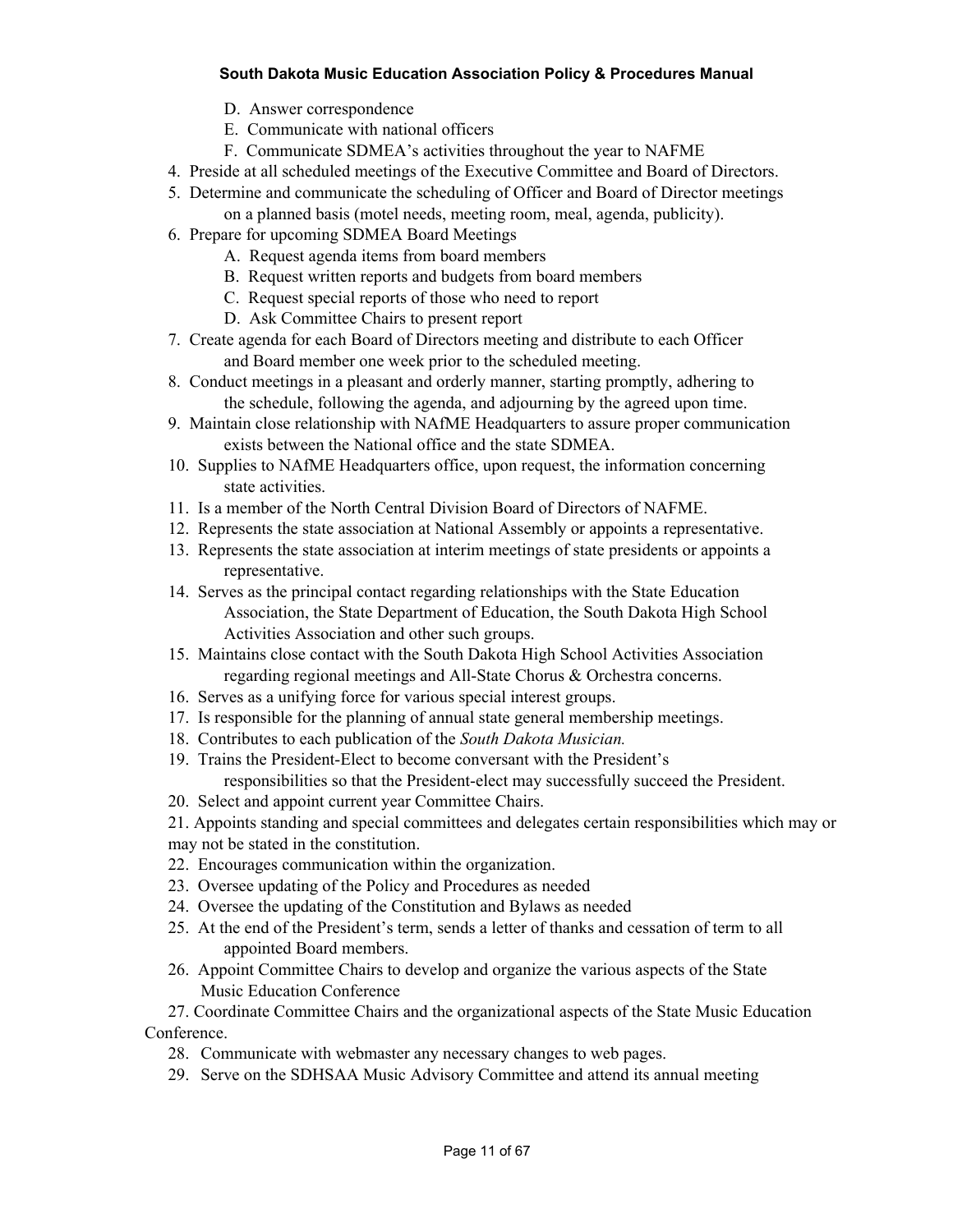D. Answer correspondence
   E. Communicate with national officers
   F. Communicate SDMEA's activities throughout the year to NAFME

4. Preside at all scheduled meetings of the Executive Committee and Board of Directors.
5. Determine and communicate the scheduling of Officer and Board of Director meetings on a planned basis (motel needs, meeting room, meal, agenda, publicity).
6. Prepare for upcoming SDMEA Board Meetings
   A. Request agenda items from board members
   B. Request written reports and budgets from board members
   C. Request special reports of those who need to report
   D. Ask Committee Chairs to present report
7. Create agenda for each Board of Directors meeting and distribute to each Officer and Board member one week prior to the scheduled meeting.
8. Conduct meetings in a pleasant and orderly manner, starting promptly, adhering to the schedule, following the agenda, and adjourning by the agreed upon time.
9. Maintain close relationship with NAfME Headquarters to assure proper communication exists between the National office and the state SDMEA.
10. Supplies to NAfME Headquarters office, upon request, the information concerning state activities.
11. Is a member of the North Central Division Board of Directors of NAFME.
12. Represents the state association at National Assembly or appoints a representative.
13. Represents the state association at interim meetings of state presidents or appoints a representative.
14. Serves as the principal contact regarding relationships with the State Education Association, the State Department of Education, the South Dakota High School Activities Association and other such groups.
15. Maintains close contact with the South Dakota High School Activities Association regarding regional meetings and All-State Chorus & Orchestra concerns.
16. Serves as a unifying force for various special interest groups.
17. Is responsible for the planning of annual state general membership meetings.
18. Contributes to each publication of the *South Dakota Musician.*
19. Trains the President-Elect to become conversant with the President's responsibilities so that the President-elect may successfully succeed the President.
20. Select and appoint current year Committee Chairs.
21. Appoints standing and special committees and delegates certain responsibilities which may or may not be stated in the constitution.
22. Encourages communication within the organization.
23. Oversee updating of the Policy and Procedures as needed
24. Oversee the updating of the Constitution and Bylaws as needed
25. At the end of the President's term, sends a letter of thanks and cessation of term to all appointed Board members.
26. Appoint Committee Chairs to develop and organize the various aspects of the State Music Education Conference
27. Coordinate Committee Chairs and the organizational aspects of the State Music Education Conference.
28. Communicate with webmaster any necessary changes to web pages.
29. Serve on the SDHSAA Music Advisory Committee and attend its annual meeting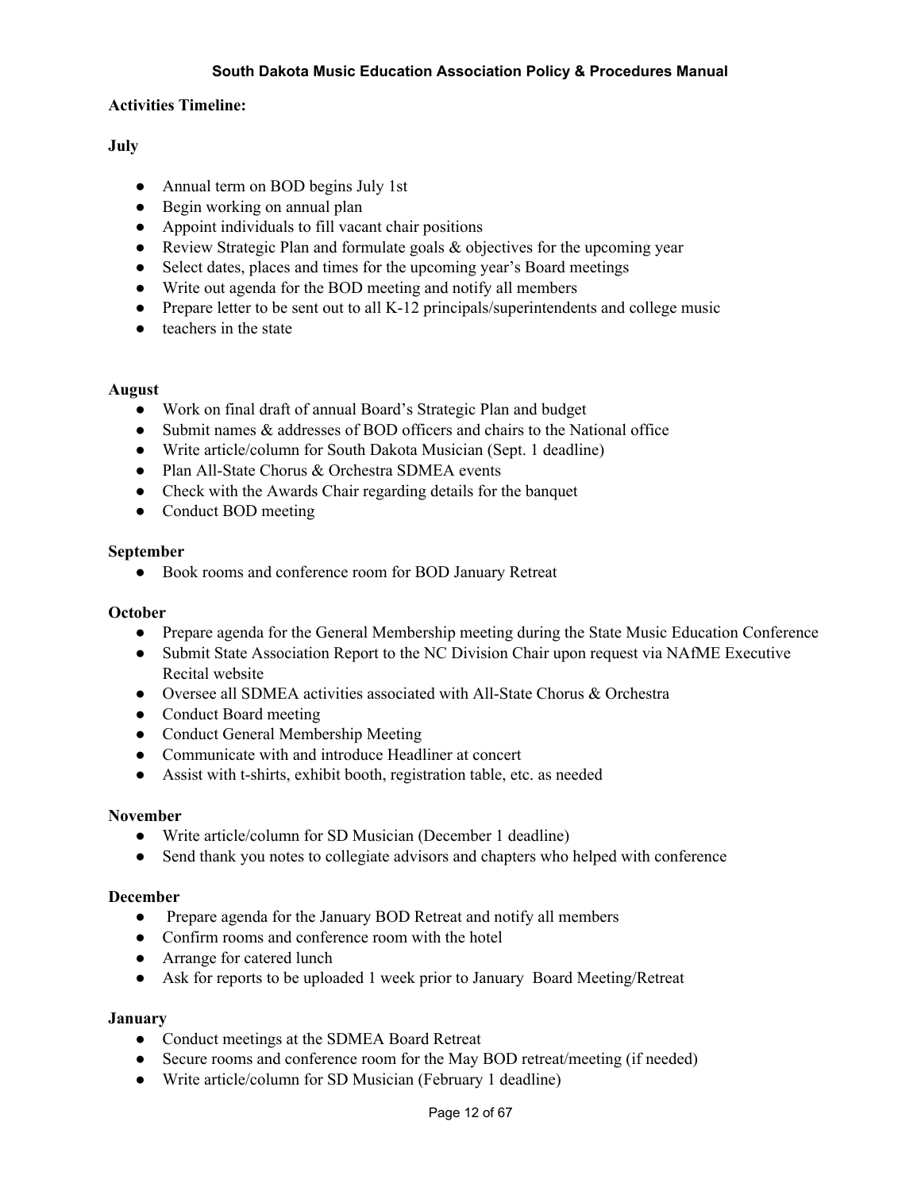**Activities Timeline:**

**July**

- Annual term on BOD begins July 1st
- Begin working on annual plan
- Appoint individuals to fill vacant chair positions
- Review Strategic Plan and formulate goals & objectives for the upcoming year
- Select dates, places and times for the upcoming year's Board meetings
- Write out agenda for the BOD meeting and notify all members
- Prepare letter to be sent out to all K-12 principals/superintendents and college music
- teachers in the state

**August**

- Work on final draft of annual Board's Strategic Plan and budget
- Submit names & addresses of BOD officers and chairs to the National office
- Write article/column for South Dakota Musician (Sept. 1 deadline)
- Plan All-State Chorus & Orchestra SDMEA events
- Check with the Awards Chair regarding details for the banquet
- Conduct BOD meeting

**September**

- Book rooms and conference room for BOD January Retreat

**October**

- Prepare agenda for the General Membership meeting during the State Music Education Conference
- Submit State Association Report to the NC Division Chair upon request via NAfME Executive Recital website
- Oversee all SDMEA activities associated with All-State Chorus & Orchestra
- Conduct Board meeting
- Conduct General Membership Meeting
- Communicate with and introduce Headliner at concert
- Assist with t-shirts, exhibit booth, registration table, etc. as needed

**November**

- Write article/column for SD Musician (December 1 deadline)
- Send thank you notes to collegiate advisors and chapters who helped with conference

**December**

- Prepare agenda for the January BOD Retreat and notify all members
- Confirm rooms and conference room with the hotel
- Arrange for catered lunch
- Ask for reports to be uploaded 1 week prior to January Board Meeting/Retreat

**January**

- Conduct meetings at the SDMEA Board Retreat
- Secure rooms and conference room for the May BOD retreat/meeting (if needed)
- Write article/column for SD Musician (February 1 deadline)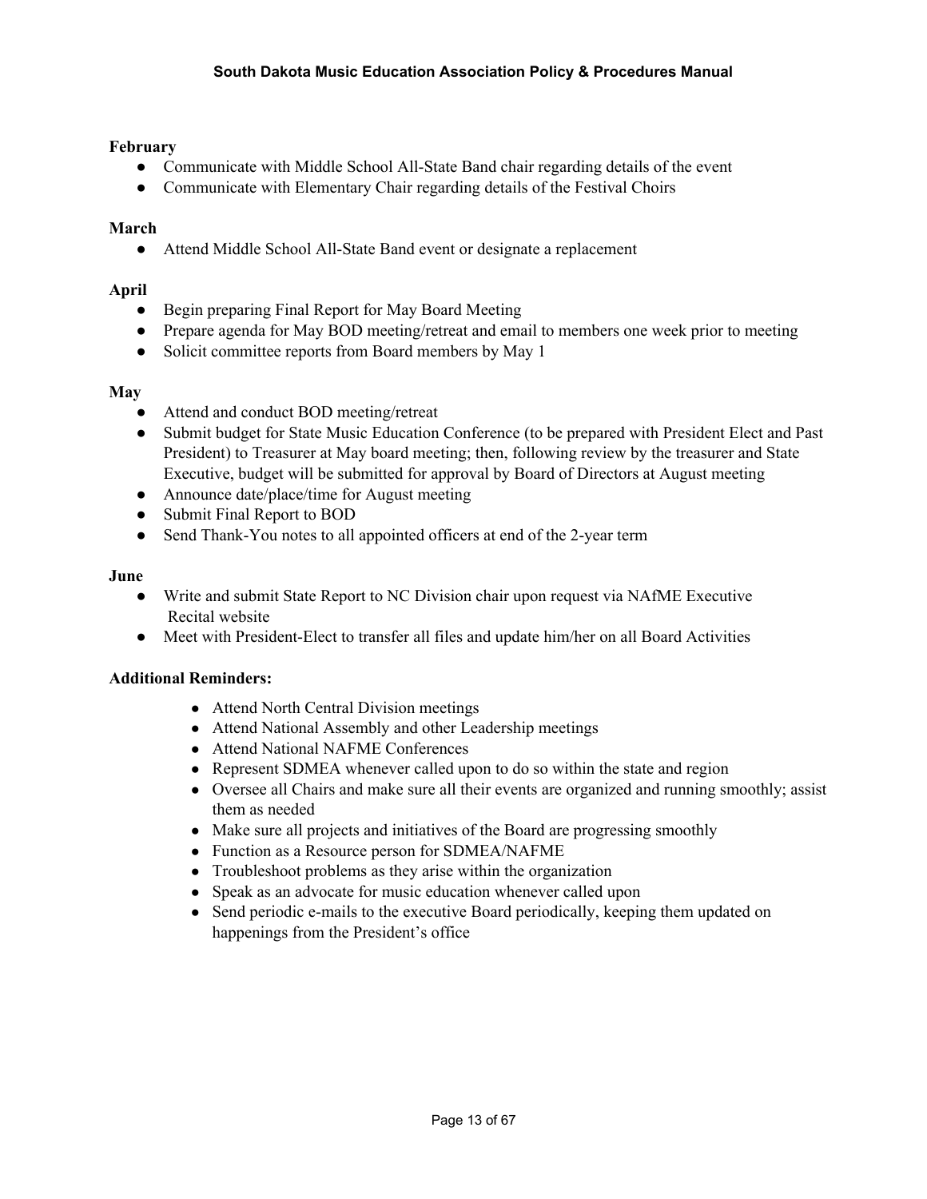**February**

- Communicate with Middle School All-State Band chair regarding details of the event
- Communicate with Elementary Chair regarding details of the Festival Choirs

**March**

- Attend Middle School All-State Band event or designate a replacement

**April**

- Begin preparing Final Report for May Board Meeting
- Prepare agenda for May BOD meeting/retreat and email to members one week prior to meeting
- Solicit committee reports from Board members by May 1

**May**

- Attend and conduct BOD meeting/retreat
- Submit budget for State Music Education Conference (to be prepared with President Elect and Past President) to Treasurer at May board meeting; then, following review by the treasurer and State Executive, budget will be submitted for approval by Board of Directors at August meeting
- Announce date/place/time for August meeting
- Submit Final Report to BOD
- Send Thank-You notes to all appointed officers at end of the 2-year term

**June**

- Write and submit State Report to NC Division chair upon request via NAfME Executive Recital website
- Meet with President-Elect to transfer all files and update him/her on all Board Activities

**Additional Reminders:**

- Attend North Central Division meetings
- Attend National Assembly and other Leadership meetings
- Attend National NAFME Conferences
- Represent SDMEA whenever called upon to do so within the state and region
- Oversee all Chairs and make sure all their events are organized and running smoothly; assist them as needed
- Make sure all projects and initiatives of the Board are progressing smoothly
- Function as a Resource person for SDMEA/NAFME
- Troubleshoot problems as they arise within the organization
- Speak as an advocate for music education whenever called upon
- Send periodic e-mails to the executive Board periodically, keeping them updated on happenings from the President's office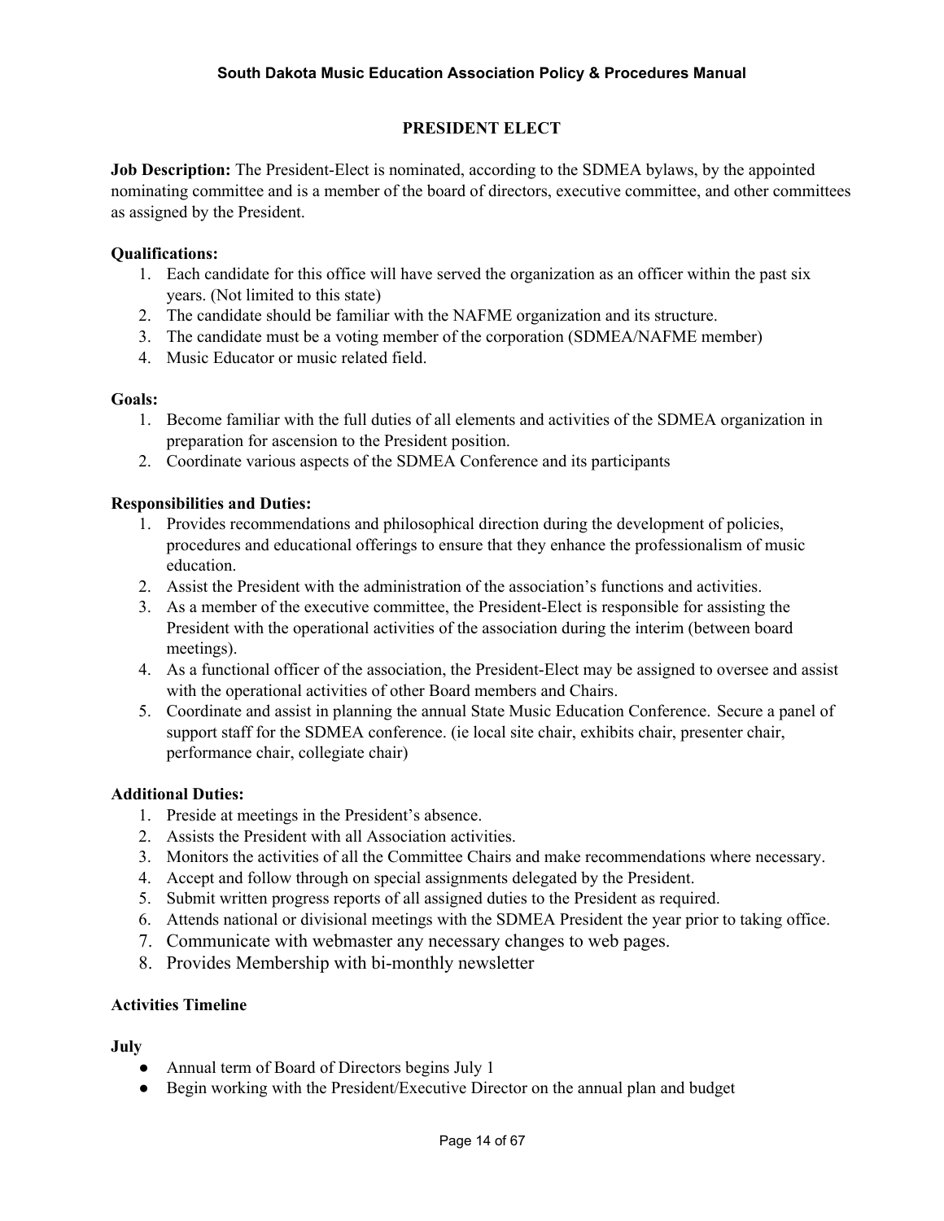# PRESIDENT ELECT

**Job Description:** The President-Elect is nominated, according to the SDMEA bylaws, by the appointed nominating committee and is a member of the board of directors, executive committee, and other committees as assigned by the President.

**Qualifications:**

1. Each candidate for this office will have served the organization as an officer within the past six years. (Not limited to this state)
2. The candidate should be familiar with the NAFME organization and its structure.
3. The candidate must be a voting member of the corporation (SDMEA/NAFME member)
4. Music Educator or music related field.

**Goals:**

1. Become familiar with the full duties of all elements and activities of the SDMEA organization in preparation for ascension to the President position.
2. Coordinate various aspects of the SDMEA Conference and its participants

**Responsibilities and Duties:**

1. Provides recommendations and philosophical direction during the development of policies, procedures and educational offerings to ensure that they enhance the professionalism of music education.
2. Assist the President with the administration of the association's functions and activities.
3. As a member of the executive committee, the President-Elect is responsible for assisting the President with the operational activities of the association during the interim (between board meetings).
4. As a functional officer of the association, the President-Elect may be assigned to oversee and assist with the operational activities of other Board members and Chairs.
5. Coordinate and assist in planning the annual State Music Education Conference. Secure a panel of support staff for the SDMEA conference. (ie local site chair, exhibits chair, presenter chair, performance chair, collegiate chair)

**Additional Duties:**

1. Preside at meetings in the President's absence.
2. Assists the President with all Association activities.
3. Monitors the activities of all the Committee Chairs and make recommendations where necessary.
4. Accept and follow through on special assignments delegated by the President.
5. Submit written progress reports of all assigned duties to the President as required.
6. Attends national or divisional meetings with the SDMEA President the year prior to taking office.
7. Communicate with webmaster any necessary changes to web pages.
8. Provides Membership with bi-monthly newsletter

**Activities Timeline**

**July**

- Annual term of Board of Directors begins July 1
- Begin working with the President/Executive Director on the annual plan and budget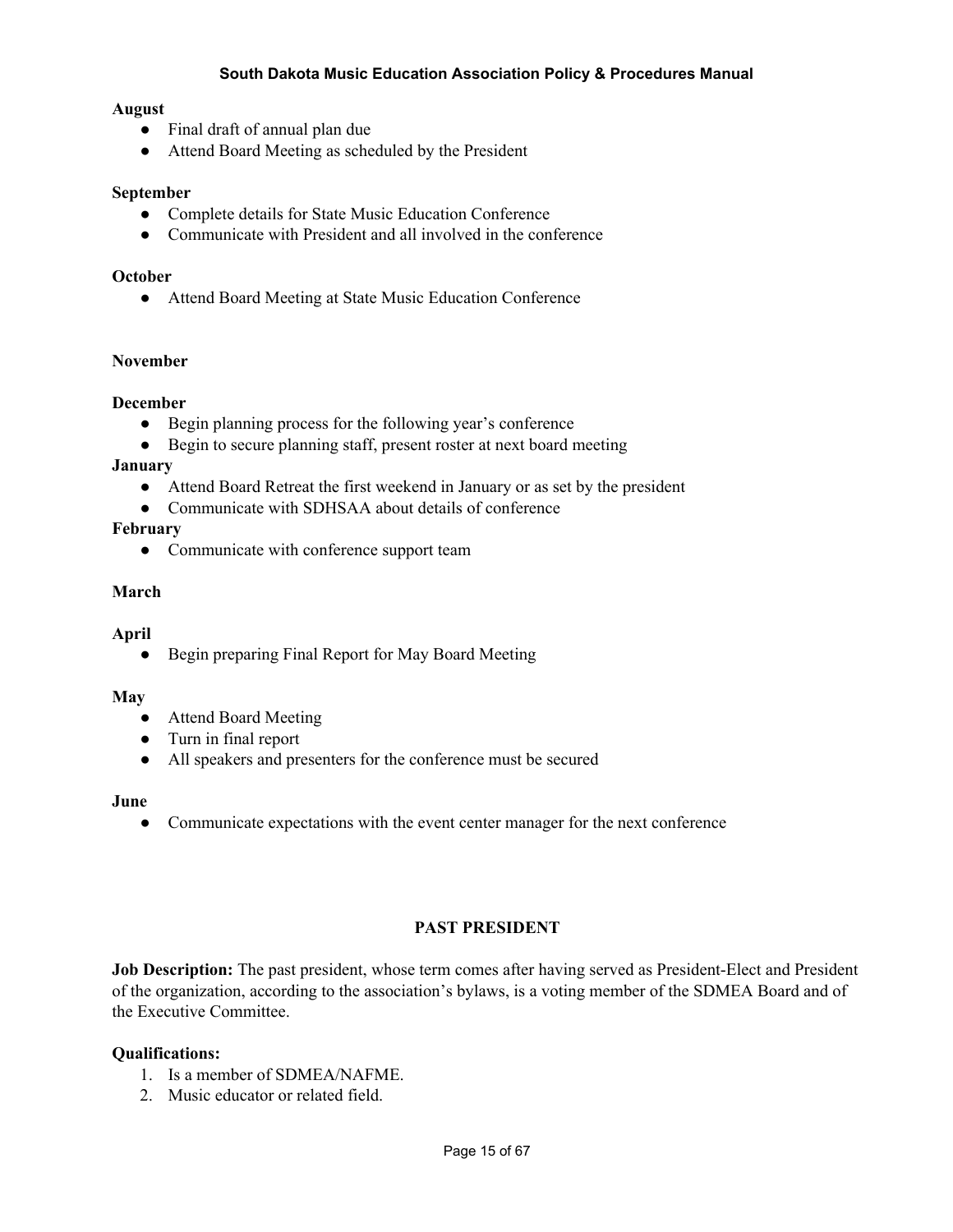**August**

- Final draft of annual plan due
- Attend Board Meeting as scheduled by the President

**September**

- Complete details for State Music Education Conference
- Communicate with President and all involved in the conference

**October**

- Attend Board Meeting at State Music Education Conference

**November**

**December**

- Begin planning process for the following year's conference
- Begin to secure planning staff, present roster at next board meeting

**January**

- Attend Board Retreat the first weekend in January or as set by the president
- Communicate with SDHSAA about details of conference

**February**

- Communicate with conference support team

**March**

**April**

- Begin preparing Final Report for May Board Meeting

**May**

- Attend Board Meeting
- Turn in final report
- All speakers and presenters for the conference must be secured

**June**

- Communicate expectations with the event center manager for the next conference

## PAST PRESIDENT

**Job Description:** The past president, whose term comes after having served as President-Elect and President of the organization, according to the association's bylaws, is a voting member of the SDMEA Board and of the Executive Committee.

**Qualifications:**

1. Is a member of SDMEA/NAFME.
2. Music educator or related field.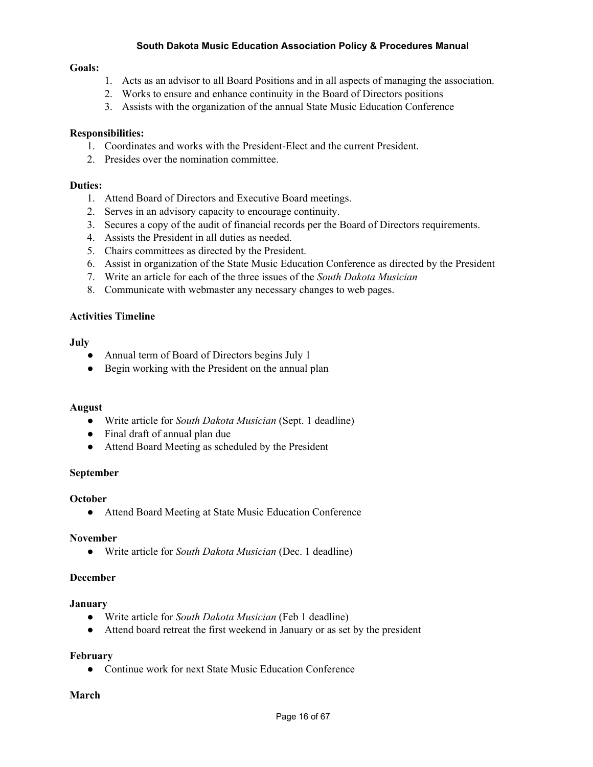**Goals:**

1. Acts as an advisor to all Board Positions and in all aspects of managing the association.
2. Works to ensure and enhance continuity in the Board of Directors positions
3. Assists with the organization of the annual State Music Education Conference

**Responsibilities:**

1. Coordinates and works with the President-Elect and the current President.
2. Presides over the nomination committee.

**Duties:**

1. Attend Board of Directors and Executive Board meetings.
2. Serves in an advisory capacity to encourage continuity.
3. Secures a copy of the audit of financial records per the Board of Directors requirements.
4. Assists the President in all duties as needed.
5. Chairs committees as directed by the President.
6. Assist in organization of the State Music Education Conference as directed by the President
7. Write an article for each of the three issues of the *South Dakota Musician*
8. Communicate with webmaster any necessary changes to web pages.

**Activities Timeline**

**July**

- Annual term of Board of Directors begins July 1
- Begin working with the President on the annual plan

**August**

- Write article for *South Dakota Musician* (Sept. 1 deadline)
- Final draft of annual plan due
- Attend Board Meeting as scheduled by the President

**September**

**October**

- Attend Board Meeting at State Music Education Conference

**November**

- Write article for *South Dakota Musician* (Dec. 1 deadline)

**December**

**January**

- Write article for *South Dakota Musician* (Feb 1 deadline)
- Attend board retreat the first weekend in January or as set by the president

**February**

- Continue work for next State Music Education Conference

**March**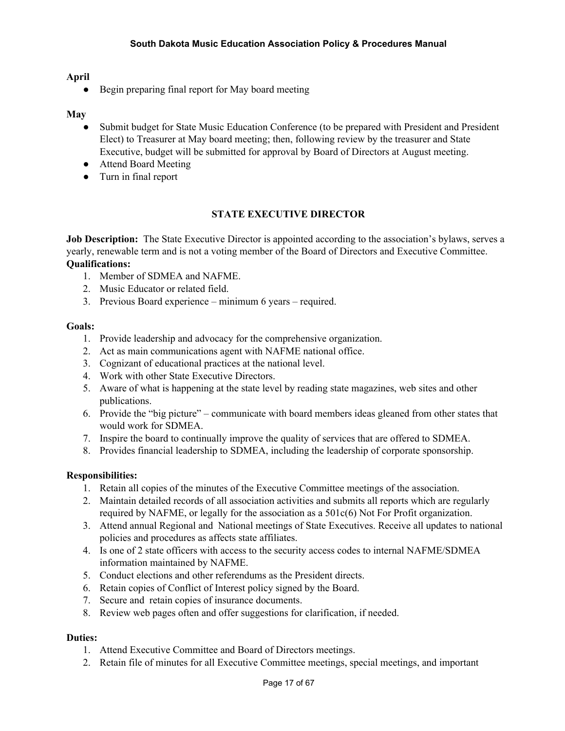**April**

- Begin preparing final report for May board meeting

**May**

- Submit budget for State Music Education Conference (to be prepared with President and President Elect) to Treasurer at May board meeting; then, following review by the treasurer and State Executive, budget will be submitted for approval by Board of Directors at August meeting.
- Attend Board Meeting
- Turn in final report

## STATE EXECUTIVE DIRECTOR

**Job Description:** The State Executive Director is appointed according to the association's bylaws, serves a yearly, renewable term and is not a voting member of the Board of Directors and Executive Committee.

**Qualifications:**

1. Member of SDMEA and NAFME.
2. Music Educator or related field.
3. Previous Board experience – minimum 6 years – required.

**Goals:**

1. Provide leadership and advocacy for the comprehensive organization.
2. Act as main communications agent with NAFME national office.
3. Cognizant of educational practices at the national level.
4. Work with other State Executive Directors.
5. Aware of what is happening at the state level by reading state magazines, web sites and other publications.
6. Provide the "big picture" – communicate with board members ideas gleaned from other states that would work for SDMEA.
7. Inspire the board to continually improve the quality of services that are offered to SDMEA.
8. Provides financial leadership to SDMEA, including the leadership of corporate sponsorship.

**Responsibilities:**

1. Retain all copies of the minutes of the Executive Committee meetings of the association.
2. Maintain detailed records of all association activities and submits all reports which are regularly required by NAFME, or legally for the association as a 501c(6) Not For Profit organization.
3. Attend annual Regional and National meetings of State Executives. Receive all updates to national policies and procedures as affects state affiliates.
4. Is one of 2 state officers with access to the security access codes to internal NAFME/SDMEA information maintained by NAFME.
5. Conduct elections and other referendums as the President directs.
6. Retain copies of Conflict of Interest policy signed by the Board.
7. Secure and retain copies of insurance documents.
8. Review web pages often and offer suggestions for clarification, if needed.

**Duties:**

1. Attend Executive Committee and Board of Directors meetings.
2. Retain file of minutes for all Executive Committee meetings, special meetings, and important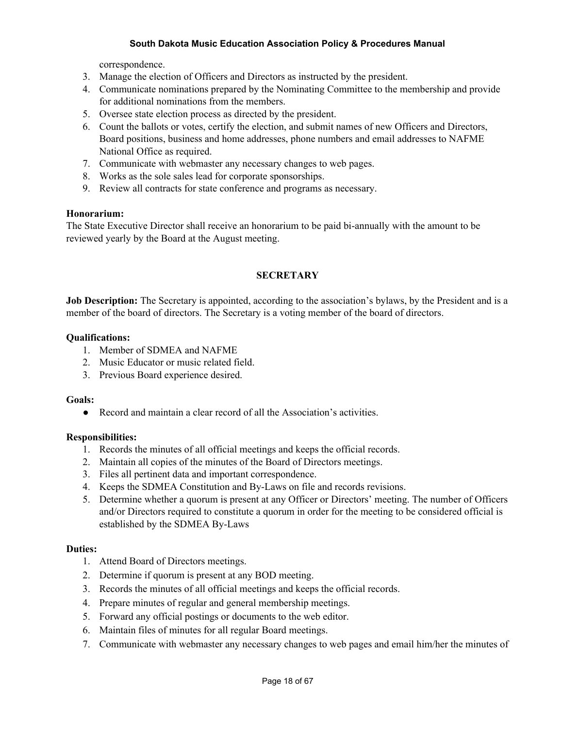correspondence.

3. Manage the election of Officers and Directors as instructed by the president.
4. Communicate nominations prepared by the Nominating Committee to the membership and provide for additional nominations from the members.
5. Oversee state election process as directed by the president.
6. Count the ballots or votes, certify the election, and submit names of new Officers and Directors, Board positions, business and home addresses, phone numbers and email addresses to NAFME National Office as required.
7. Communicate with webmaster any necessary changes to web pages.
8. Works as the sole sales lead for corporate sponsorships.
9. Review all contracts for state conference and programs as necessary.

**Honorarium:**

The State Executive Director shall receive an honorarium to be paid bi-annually with the amount to be reviewed yearly by the Board at the August meeting.

## SECRETARY

**Job Description:** The Secretary is appointed, according to the association's bylaws, by the President and is a member of the board of directors. The Secretary is a voting member of the board of directors.

**Qualifications:**

1. Member of SDMEA and NAFME
2. Music Educator or music related field.
3. Previous Board experience desired.

**Goals:**

- Record and maintain a clear record of all the Association's activities.

**Responsibilities:**

1. Records the minutes of all official meetings and keeps the official records.
2. Maintain all copies of the minutes of the Board of Directors meetings.
3. Files all pertinent data and important correspondence.
4. Keeps the SDMEA Constitution and By-Laws on file and records revisions.
5. Determine whether a quorum is present at any Officer or Directors' meeting. The number of Officers and/or Directors required to constitute a quorum in order for the meeting to be considered official is established by the SDMEA By-Laws

**Duties:**

1. Attend Board of Directors meetings.
2. Determine if quorum is present at any BOD meeting.
3. Records the minutes of all official meetings and keeps the official records.
4. Prepare minutes of regular and general membership meetings.
5. Forward any official postings or documents to the web editor.
6. Maintain files of minutes for all regular Board meetings.
7. Communicate with webmaster any necessary changes to web pages and email him/her the minutes of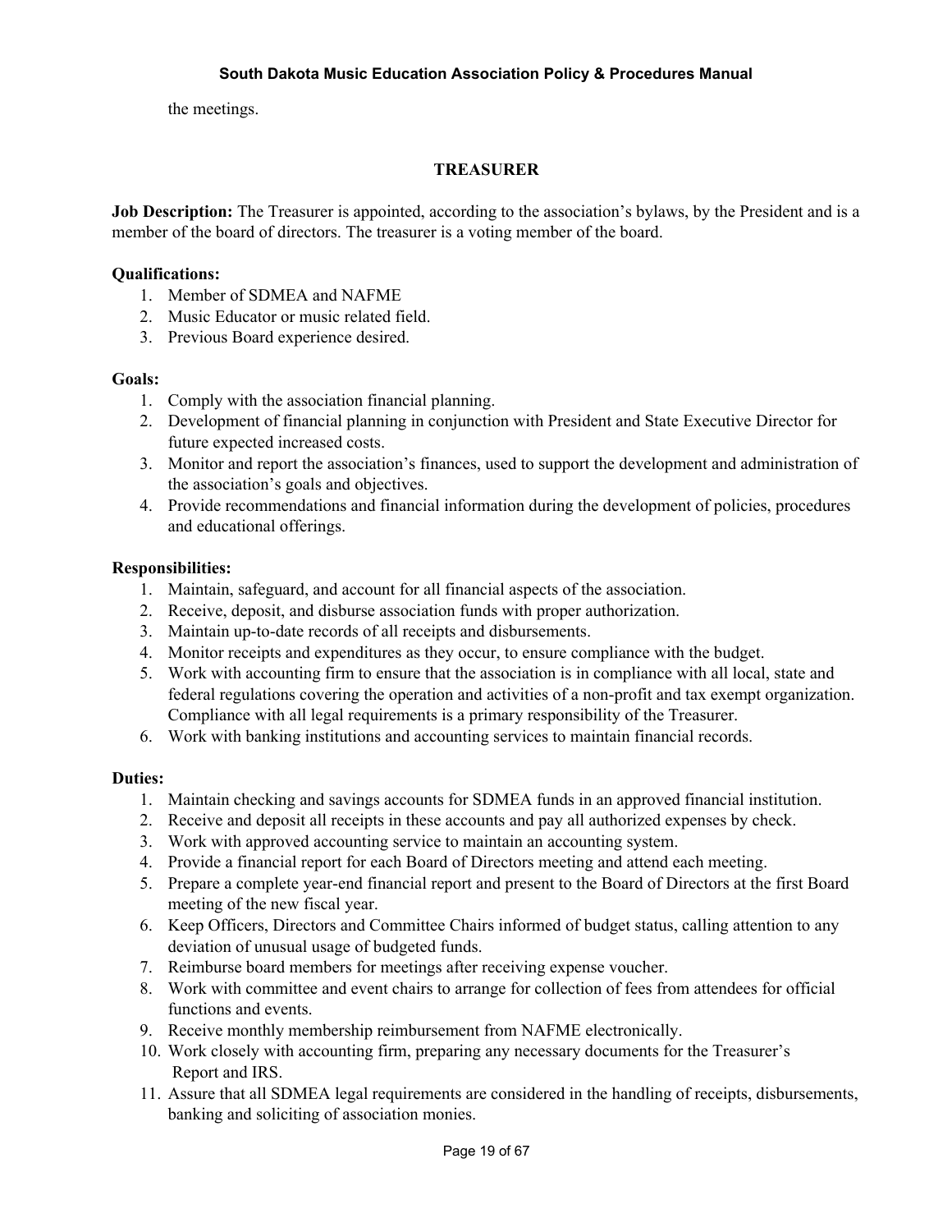the meetings.

## TREASURER

**Job Description:** The Treasurer is appointed, according to the association's bylaws, by the President and is a member of the board of directors. The treasurer is a voting member of the board.

**Qualifications:**

1. Member of SDMEA and NAFME
2. Music Educator or music related field.
3. Previous Board experience desired.

**Goals:**

1. Comply with the association financial planning.
2. Development of financial planning in conjunction with President and State Executive Director for future expected increased costs.
3. Monitor and report the association's finances, used to support the development and administration of the association's goals and objectives.
4. Provide recommendations and financial information during the development of policies, procedures and educational offerings.

**Responsibilities:**

1. Maintain, safeguard, and account for all financial aspects of the association.
2. Receive, deposit, and disburse association funds with proper authorization.
3. Maintain up-to-date records of all receipts and disbursements.
4. Monitor receipts and expenditures as they occur, to ensure compliance with the budget.
5. Work with accounting firm to ensure that the association is in compliance with all local, state and federal regulations covering the operation and activities of a non-profit and tax exempt organization. Compliance with all legal requirements is a primary responsibility of the Treasurer.
6. Work with banking institutions and accounting services to maintain financial records.

**Duties:**

1. Maintain checking and savings accounts for SDMEA funds in an approved financial institution.
2. Receive and deposit all receipts in these accounts and pay all authorized expenses by check.
3. Work with approved accounting service to maintain an accounting system.
4. Provide a financial report for each Board of Directors meeting and attend each meeting.
5. Prepare a complete year-end financial report and present to the Board of Directors at the first Board meeting of the new fiscal year.
6. Keep Officers, Directors and Committee Chairs informed of budget status, calling attention to any deviation of unusual usage of budgeted funds.
7. Reimburse board members for meetings after receiving expense voucher.
8. Work with committee and event chairs to arrange for collection of fees from attendees for official functions and events.
9. Receive monthly membership reimbursement from NAFME electronically.
10. Work closely with accounting firm, preparing any necessary documents for the Treasurer's Report and IRS.
11. Assure that all SDMEA legal requirements are considered in the handling of receipts, disbursements, banking and soliciting of association monies.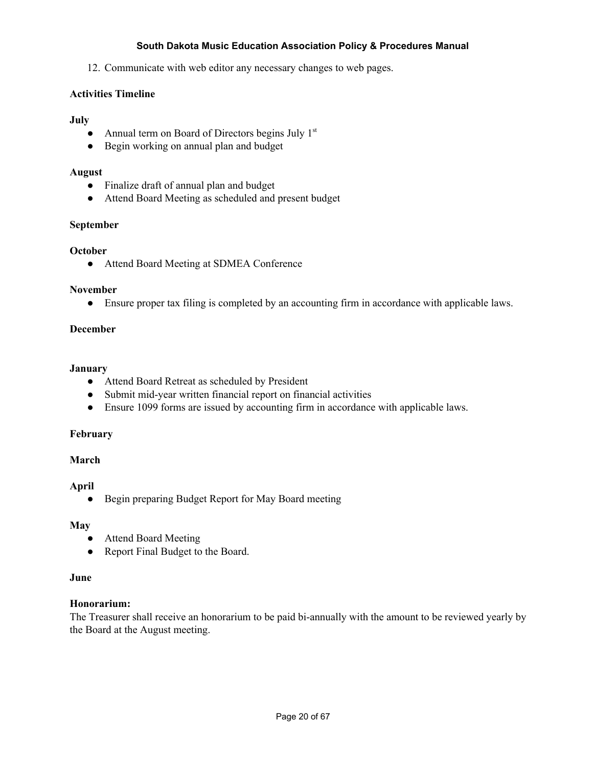12. Communicate with web editor any necessary changes to web pages.

**Activities Timeline**

**July**

- Annual term on Board of Directors begins July 1st
- Begin working on annual plan and budget

**August**

- Finalize draft of annual plan and budget
- Attend Board Meeting as scheduled and present budget

**September**

**October**

- Attend Board Meeting at SDMEA Conference

**November**

- Ensure proper tax filing is completed by an accounting firm in accordance with applicable laws.

**December**

**January**

- Attend Board Retreat as scheduled by President
- Submit mid-year written financial report on financial activities
- Ensure 1099 forms are issued by accounting firm in accordance with applicable laws.

**February**

**March**

**April**

- Begin preparing Budget Report for May Board meeting

**May**

- Attend Board Meeting
- Report Final Budget to the Board.

**June**

**Honorarium:**
The Treasurer shall receive an honorarium to be paid bi-annually with the amount to be reviewed yearly by the Board at the August meeting.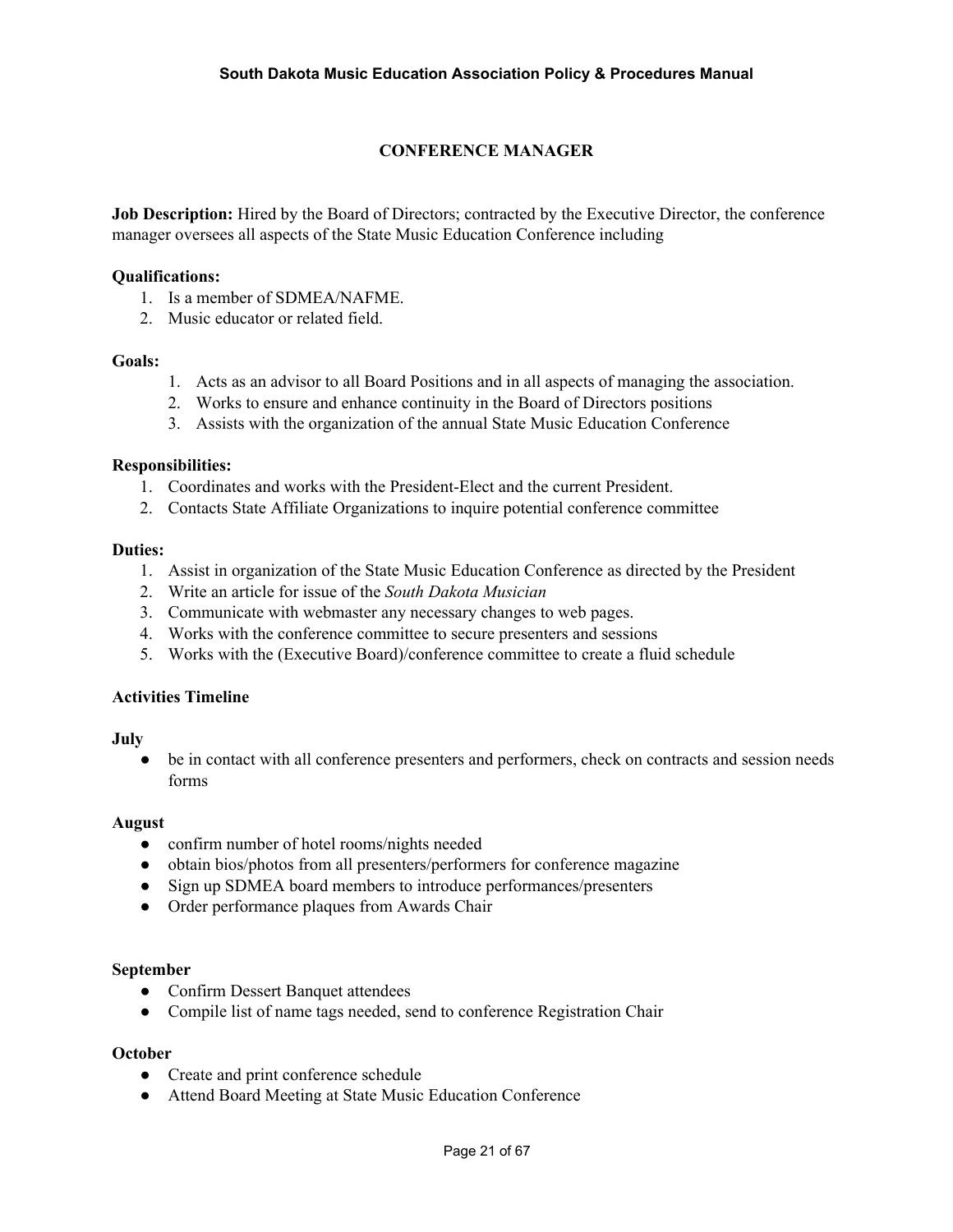## CONFERENCE MANAGER

**Job Description:** Hired by the Board of Directors; contracted by the Executive Director, the conference manager oversees all aspects of the State Music Education Conference including

**Qualifications:**

1. Is a member of SDMEA/NAFME.
2. Music educator or related field.

**Goals:**

1. Acts as an advisor to all Board Positions and in all aspects of managing the association.
2. Works to ensure and enhance continuity in the Board of Directors positions
3. Assists with the organization of the annual State Music Education Conference

**Responsibilities:**

1. Coordinates and works with the President-Elect and the current President.
2. Contacts State Affiliate Organizations to inquire potential conference committee

**Duties:**

1. Assist in organization of the State Music Education Conference as directed by the President
2. Write an article for issue of the *South Dakota Musician*
3. Communicate with webmaster any necessary changes to web pages.
4. Works with the conference committee to secure presenters and sessions
5. Works with the (Executive Board)/conference committee to create a fluid schedule

**Activities Timeline**

**July**

- be in contact with all conference presenters and performers, check on contracts and session needs forms

**August**

- confirm number of hotel rooms/nights needed
- obtain bios/photos from all presenters/performers for conference magazine
- Sign up SDMEA board members to introduce performances/presenters
- Order performance plaques from Awards Chair

**September**

- Confirm Dessert Banquet attendees
- Compile list of name tags needed, send to conference Registration Chair

**October**

- Create and print conference schedule
- Attend Board Meeting at State Music Education Conference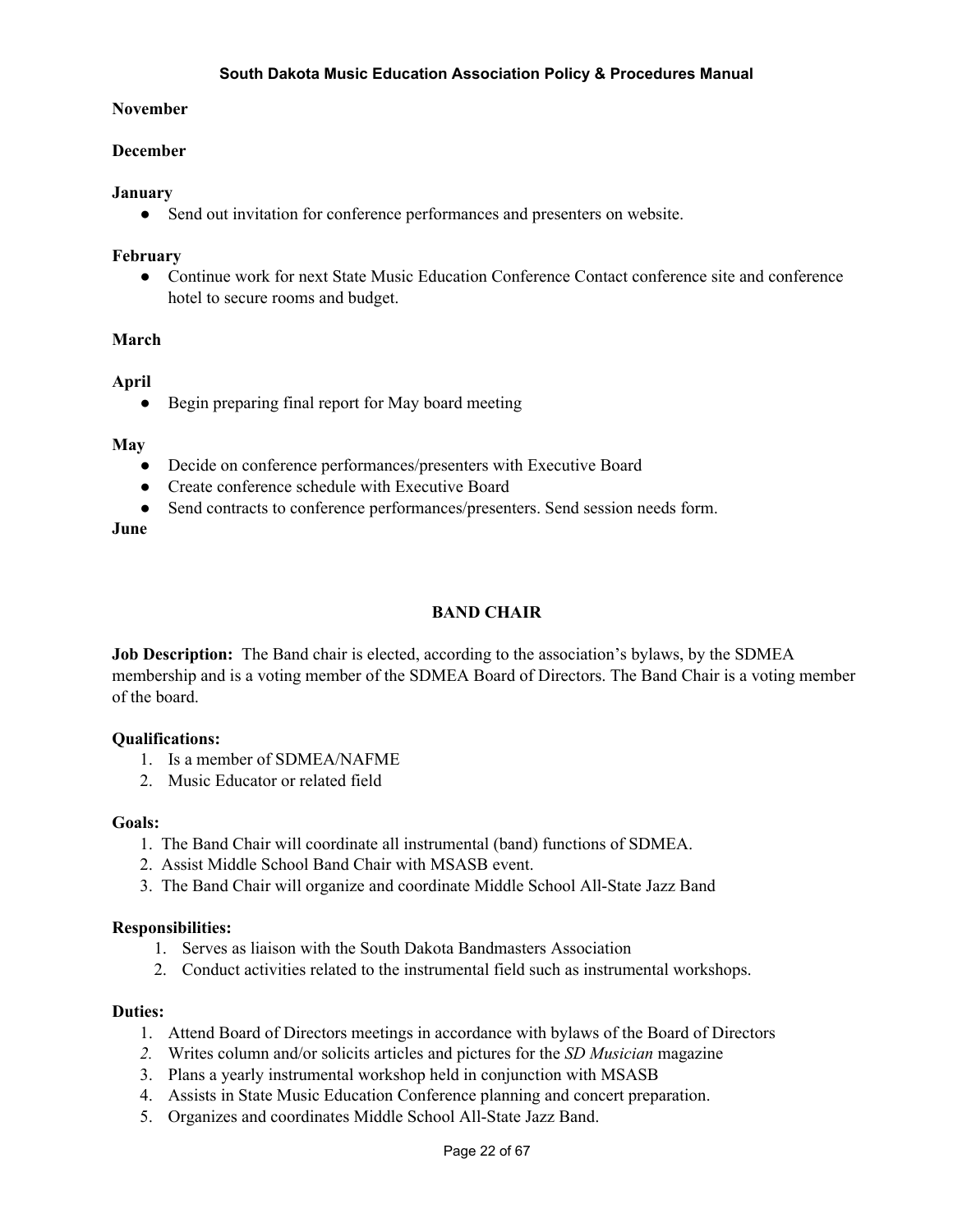**November**

**December**

**January**

- Send out invitation for conference performances and presenters on website.

**February**

- Continue work for next State Music Education Conference Contact conference site and conference hotel to secure rooms and budget.

**March**

**April**

- Begin preparing final report for May board meeting

**May**

- Decide on conference performances/presenters with Executive Board
- Create conference schedule with Executive Board
- Send contracts to conference performances/presenters. Send session needs form.

**June**

## BAND CHAIR

**Job Description:** The Band chair is elected, according to the association's bylaws, by the SDMEA membership and is a voting member of the SDMEA Board of Directors. The Band Chair is a voting member of the board.

**Qualifications:**

1. Is a member of SDMEA/NAFME
2. Music Educator or related field

**Goals:**

1. The Band Chair will coordinate all instrumental (band) functions of SDMEA.
2. Assist Middle School Band Chair with MSASB event.
3. The Band Chair will organize and coordinate Middle School All-State Jazz Band

**Responsibilities:**

1. Serves as liaison with the South Dakota Bandmasters Association
2. Conduct activities related to the instrumental field such as instrumental workshops.

**Duties:**

1. Attend Board of Directors meetings in accordance with bylaws of the Board of Directors
2. Writes column and/or solicits articles and pictures for the *SD Musician* magazine
3. Plans a yearly instrumental workshop held in conjunction with MSASB
4. Assists in State Music Education Conference planning and concert preparation.
5. Organizes and coordinates Middle School All-State Jazz Band.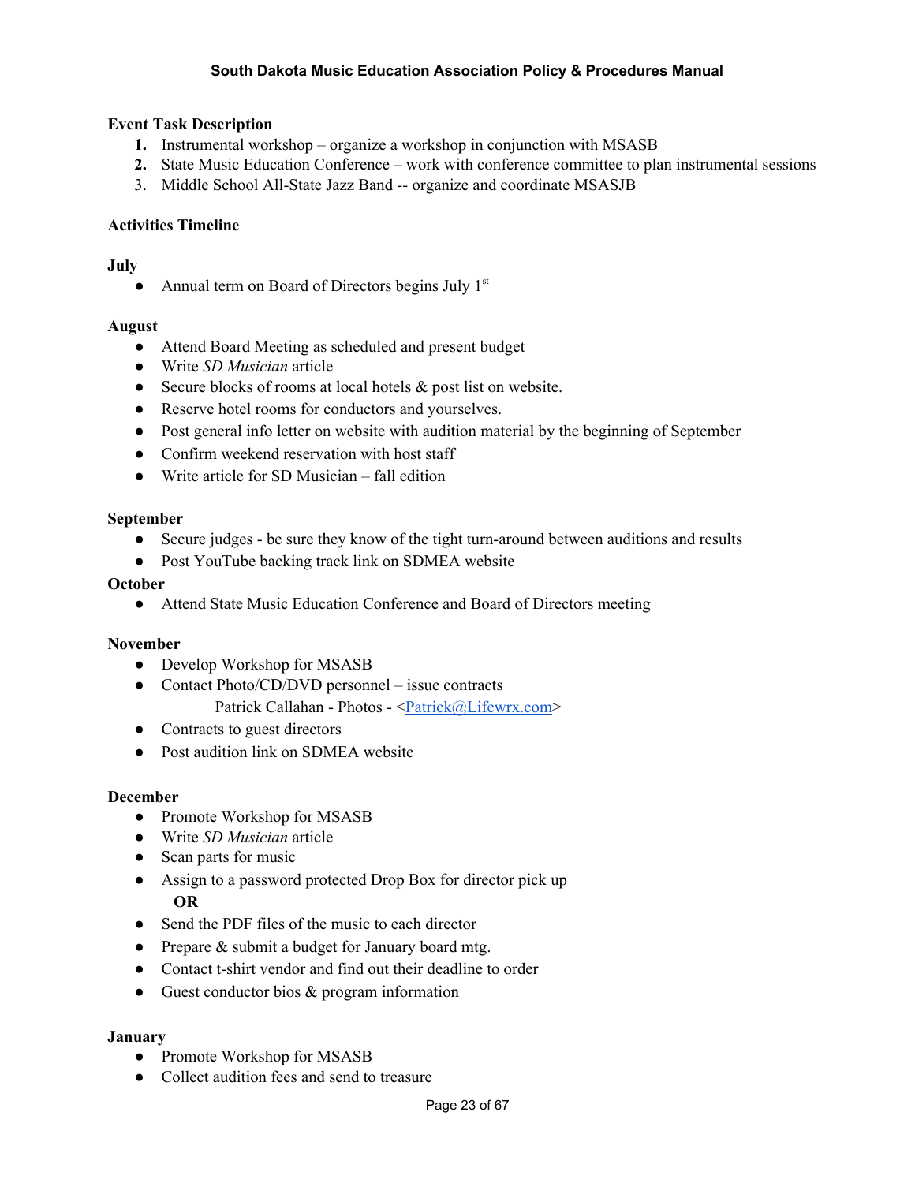**Event Task Description**

1. Instrumental workshop – organize a workshop in conjunction with MSASB
2. State Music Education Conference – work with conference committee to plan instrumental sessions
3. Middle School All-State Jazz Band -- organize and coordinate MSASJB

**Activities Timeline**

**July**

- Annual term on Board of Directors begins July 1st

**August**

- Attend Board Meeting as scheduled and present budget
- Write *SD Musician* article
- Secure blocks of rooms at local hotels & post list on website.
- Reserve hotel rooms for conductors and yourselves.
- Post general info letter on website with audition material by the beginning of September
- Confirm weekend reservation with host staff
- Write article for SD Musician – fall edition

**September**

- Secure judges - be sure they know of the tight turn-around between auditions and results
- Post YouTube backing track link on SDMEA website

**October**

- Attend State Music Education Conference and Board of Directors meeting

**November**

- Develop Workshop for MSASB
- Contact Photo/CD/DVD personnel – issue contracts
  Patrick Callahan - Photos - <Patrick@Lifewrx.com>
- Contracts to guest directors
- Post audition link on SDMEA website

**December**

- Promote Workshop for MSASB
- Write *SD Musician* article
- Scan parts for music
- Assign to a password protected Drop Box for director pick up
  **OR**
- Send the PDF files of the music to each director
- Prepare & submit a budget for January board mtg.
- Contact t-shirt vendor and find out their deadline to order
- Guest conductor bios & program information

**January**

- Promote Workshop for MSASB
- Collect audition fees and send to treasure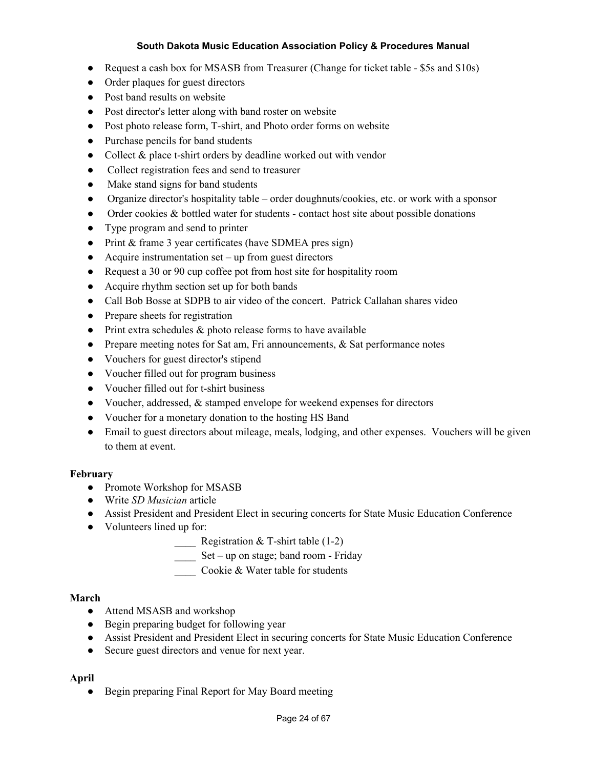- Request a cash box for MSASB from Treasurer (Change for ticket table - $5s and $10s)
- Order plaques for guest directors
- Post band results on website
- Post director's letter along with band roster on website
- Post photo release form, T-shirt, and Photo order forms on website
- Purchase pencils for band students
- Collect & place t-shirt orders by deadline worked out with vendor
- Collect registration fees and send to treasurer
- Make stand signs for band students
- Organize director's hospitality table – order doughnuts/cookies, etc. or work with a sponsor
- Order cookies & bottled water for students - contact host site about possible donations
- Type program and send to printer
- Print & frame 3 year certificates (have SDMEA pres sign)
- Acquire instrumentation set – up from guest directors
- Request a 30 or 90 cup coffee pot from host site for hospitality room
- Acquire rhythm section set up for both bands
- Call Bob Bosse at SDPB to air video of the concert. Patrick Callahan shares video
- Prepare sheets for registration
- Print extra schedules & photo release forms to have available
- Prepare meeting notes for Sat am, Fri announcements, & Sat performance notes
- Vouchers for guest director's stipend
- Voucher filled out for program business
- Voucher filled out for t-shirt business
- Voucher, addressed, & stamped envelope for weekend expenses for directors
- Voucher for a monetary donation to the hosting HS Band
- Email to guest directors about mileage, meals, lodging, and other expenses. Vouchers will be given to them at event.

**February**

- Promote Workshop for MSASB
- Write *SD Musician* article
- Assist President and President Elect in securing concerts for State Music Education Conference
- Volunteers lined up for:
  - ____ Registration & T-shirt table (1-2)
  - ____ Set – up on stage; band room - Friday
  - ____ Cookie & Water table for students

**March**

- Attend MSASB and workshop
- Begin preparing budget for following year
- Assist President and President Elect in securing concerts for State Music Education Conference
- Secure guest directors and venue for next year.

**April**

- Begin preparing Final Report for May Board meeting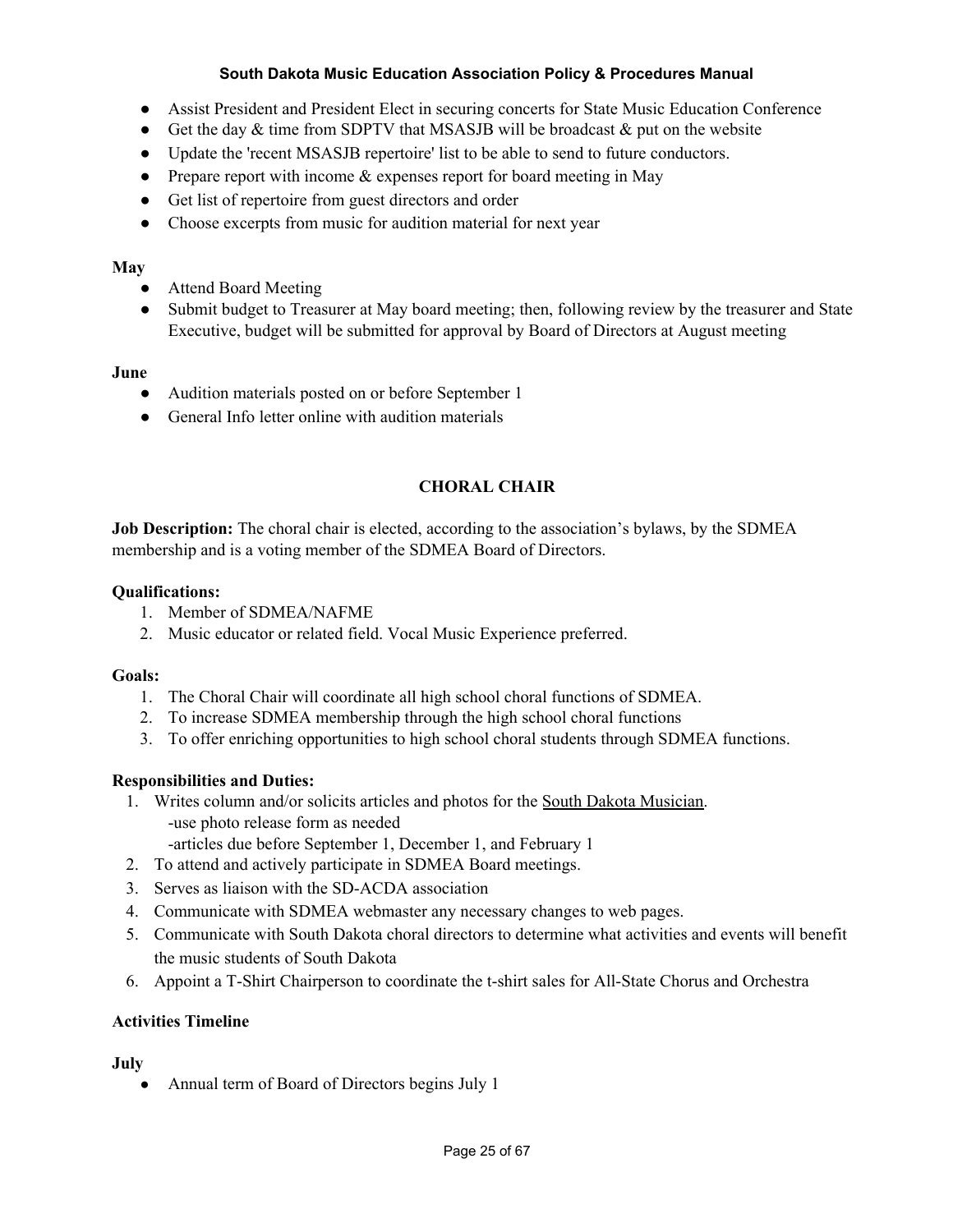- Assist President and President Elect in securing concerts for State Music Education Conference
- Get the day & time from SDPTV that MSASJB will be broadcast & put on the website
- Update the 'recent MSASJB repertoire' list to be able to send to future conductors.
- Prepare report with income & expenses report for board meeting in May
- Get list of repertoire from guest directors and order
- Choose excerpts from music for audition material for next year

**May**

- Attend Board Meeting
- Submit budget to Treasurer at May board meeting; then, following review by the treasurer and State Executive, budget will be submitted for approval by Board of Directors at August meeting

**June**

- Audition materials posted on or before September 1
- General Info letter online with audition materials

## CHORAL CHAIR

**Job Description:** The choral chair is elected, according to the association's bylaws, by the SDMEA membership and is a voting member of the SDMEA Board of Directors.

**Qualifications:**

1. Member of SDMEA/NAFME
2. Music educator or related field. Vocal Music Experience preferred.

**Goals:**

1. The Choral Chair will coordinate all high school choral functions of SDMEA.
2. To increase SDMEA membership through the high school choral functions
3. To offer enriching opportunities to high school choral students through SDMEA functions.

**Responsibilities and Duties:**

1. Writes column and/or solicits articles and photos for the South Dakota Musician.
   -use photo release form as needed
   -articles due before September 1, December 1, and February 1
2. To attend and actively participate in SDMEA Board meetings.
3. Serves as liaison with the SD-ACDA association
4. Communicate with SDMEA webmaster any necessary changes to web pages.
5. Communicate with South Dakota choral directors to determine what activities and events will benefit the music students of South Dakota
6. Appoint a T-Shirt Chairperson to coordinate the t-shirt sales for All-State Chorus and Orchestra

**Activities Timeline**

**July**

- Annual term of Board of Directors begins July 1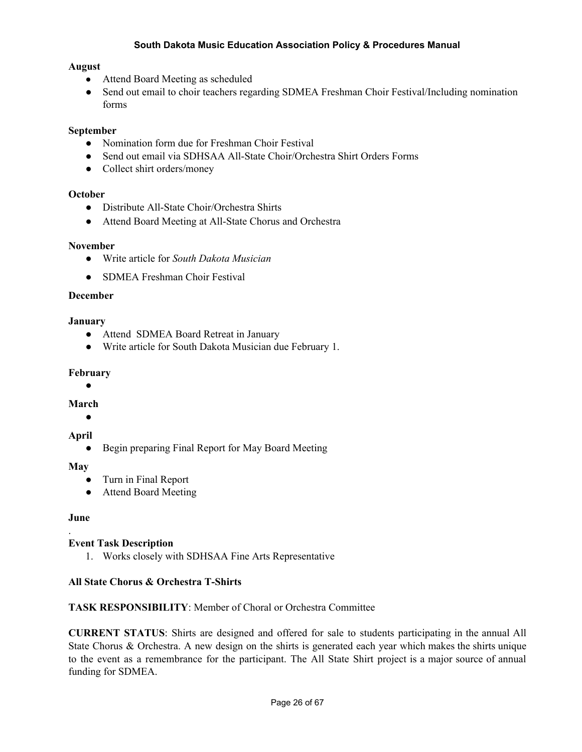**August**

- Attend Board Meeting as scheduled
- Send out email to choir teachers regarding SDMEA Freshman Choir Festival/Including nomination forms

**September**

- Nomination form due for Freshman Choir Festival
- Send out email via SDHSAA All-State Choir/Orchestra Shirt Orders Forms
- Collect shirt orders/money

**October**

- Distribute All-State Choir/Orchestra Shirts
- Attend Board Meeting at All-State Chorus and Orchestra

**November**

- Write article for *South Dakota Musician*
- SDMEA Freshman Choir Festival

**December**

**January**

- Attend SDMEA Board Retreat in January
- Write article for South Dakota Musician due February 1.

**February**

-

**March**

-

**April**

- Begin preparing Final Report for May Board Meeting

**May**

- Turn in Final Report
- Attend Board Meeting

**June**

.

**Event Task Description**

1. Works closely with SDHSAA Fine Arts Representative

**All State Chorus & Orchestra T-Shirts**

**TASK RESPONSIBILITY**: Member of Choral or Orchestra Committee

**CURRENT STATUS**: Shirts are designed and offered for sale to students participating in the annual All State Chorus & Orchestra. A new design on the shirts is generated each year which makes the shirts unique to the event as a remembrance for the participant. The All State Shirt project is a major source of annual funding for SDMEA.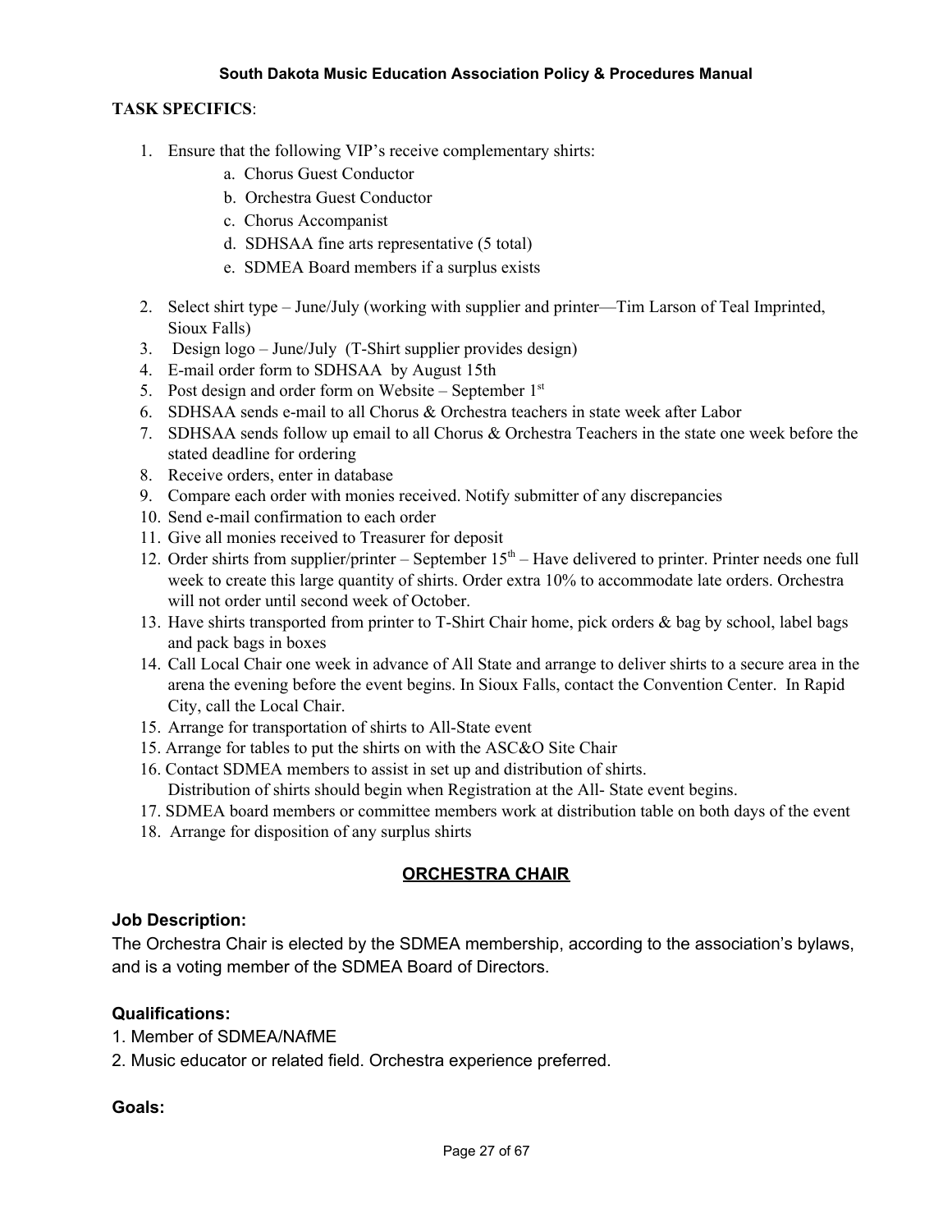**TASK SPECIFICS**:

1. Ensure that the following VIP's receive complementary shirts:
    a. Chorus Guest Conductor
    b. Orchestra Guest Conductor
    c. Chorus Accompanist
    d. SDHSAA fine arts representative (5 total)
    e. SDMEA Board members if a surplus exists
2. Select shirt type – June/July (working with supplier and printer—Tim Larson of Teal Imprinted, Sioux Falls)
3. Design logo – June/July (T-Shirt supplier provides design)
4. E-mail order form to SDHSAA by August 15th
5. Post design and order form on Website – September 1st
6. SDHSAA sends e-mail to all Chorus & Orchestra teachers in state week after Labor
7. SDHSAA sends follow up email to all Chorus & Orchestra Teachers in the state one week before the stated deadline for ordering
8. Receive orders, enter in database
9. Compare each order with monies received. Notify submitter of any discrepancies
10. Send e-mail confirmation to each order
11. Give all monies received to Treasurer for deposit
12. Order shirts from supplier/printer – September 15th – Have delivered to printer. Printer needs one full week to create this large quantity of shirts. Order extra 10% to accommodate late orders. Orchestra will not order until second week of October.
13. Have shirts transported from printer to T-Shirt Chair home, pick orders & bag by school, label bags and pack bags in boxes
14. Call Local Chair one week in advance of All State and arrange to deliver shirts to a secure area in the arena the evening before the event begins. In Sioux Falls, contact the Convention Center. In Rapid City, call the Local Chair.
15. Arrange for transportation of shirts to All-State event
15. Arrange for tables to put the shirts on with the ASC&O Site Chair
16. Contact SDMEA members to assist in set up and distribution of shirts. Distribution of shirts should begin when Registration at the All- State event begins.
17. SDMEA board members or committee members work at distribution table on both days of the event
18. Arrange for disposition of any surplus shirts

## ORCHESTRA CHAIR

**Job Description:**

The Orchestra Chair is elected by the SDMEA membership, according to the association's bylaws, and is a voting member of the SDMEA Board of Directors.

**Qualifications:**

1. Member of SDMEA/NAfME
2. Music educator or related field. Orchestra experience preferred.

**Goals:**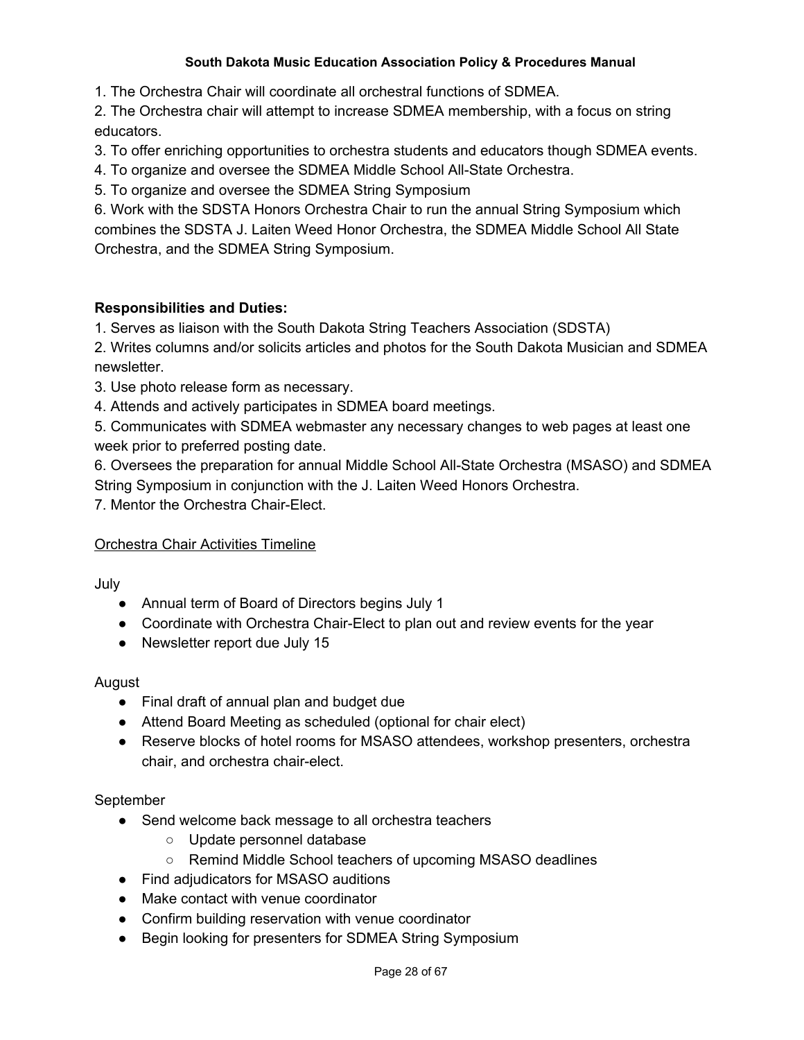1. The Orchestra Chair will coordinate all orchestral functions of SDMEA.
2. The Orchestra chair will attempt to increase SDMEA membership, with a focus on string educators.
3. To offer enriching opportunities to orchestra students and educators though SDMEA events.
4. To organize and oversee the SDMEA Middle School All-State Orchestra.
5. To organize and oversee the SDMEA String Symposium
6. Work with the SDSTA Honors Orchestra Chair to run the annual String Symposium which combines the SDSTA J. Laiten Weed Honor Orchestra, the SDMEA Middle School All State Orchestra, and the SDMEA String Symposium.

**Responsibilities and Duties:**

1. Serves as liaison with the South Dakota String Teachers Association (SDSTA)
2. Writes columns and/or solicits articles and photos for the South Dakota Musician and SDMEA newsletter.
3. Use photo release form as necessary.
4. Attends and actively participates in SDMEA board meetings.
5. Communicates with SDMEA webmaster any necessary changes to web pages at least one week prior to preferred posting date.
6. Oversees the preparation for annual Middle School All-State Orchestra (MSASO) and SDMEA String Symposium in conjunction with the J. Laiten Weed Honors Orchestra.
7. Mentor the Orchestra Chair-Elect.

<u>Orchestra Chair Activities Timeline</u>

July

- Annual term of Board of Directors begins July 1
- Coordinate with Orchestra Chair-Elect to plan out and review events for the year
- Newsletter report due July 15

August

- Final draft of annual plan and budget due
- Attend Board Meeting as scheduled (optional for chair elect)
- Reserve blocks of hotel rooms for MSASO attendees, workshop presenters, orchestra chair, and orchestra chair-elect.

September

- Send welcome back message to all orchestra teachers
  - Update personnel database
  - Remind Middle School teachers of upcoming MSASO deadlines
- Find adjudicators for MSASO auditions
- Make contact with venue coordinator
- Confirm building reservation with venue coordinator
- Begin looking for presenters for SDMEA String Symposium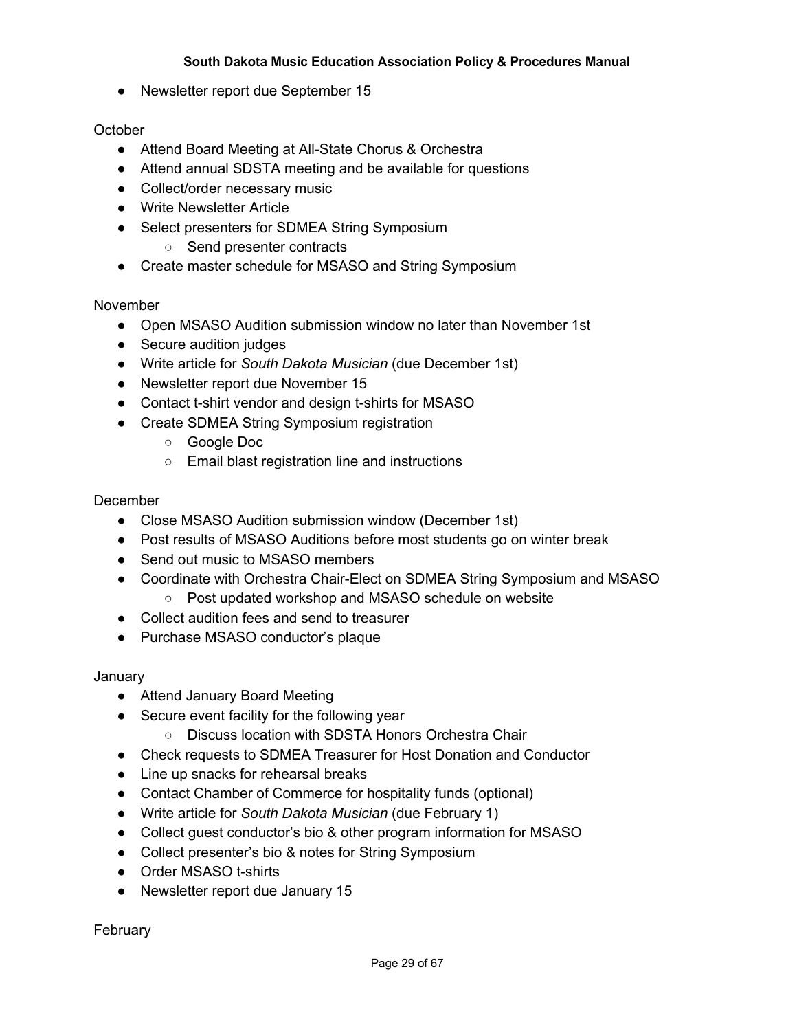- Newsletter report due September 15

October
- Attend Board Meeting at All-State Chorus & Orchestra
- Attend annual SDSTA meeting and be available for questions
- Collect/order necessary music
- Write Newsletter Article
- Select presenters for SDMEA String Symposium
    - Send presenter contracts
- Create master schedule for MSASO and String Symposium

November
- Open MSASO Audition submission window no later than November 1st
- Secure audition judges
- Write article for *South Dakota Musician* (due December 1st)
- Newsletter report due November 15
- Contact t-shirt vendor and design t-shirts for MSASO
- Create SDMEA String Symposium registration
    - Google Doc
    - Email blast registration line and instructions

December
- Close MSASO Audition submission window (December 1st)
- Post results of MSASO Auditions before most students go on winter break
- Send out music to MSASO members
- Coordinate with Orchestra Chair-Elect on SDMEA String Symposium and MSASO
    - Post updated workshop and MSASO schedule on website
- Collect audition fees and send to treasurer
- Purchase MSASO conductor's plaque

January
- Attend January Board Meeting
- Secure event facility for the following year
    - Discuss location with SDSTA Honors Orchestra Chair
- Check requests to SDMEA Treasurer for Host Donation and Conductor
- Line up snacks for rehearsal breaks
- Contact Chamber of Commerce for hospitality funds (optional)
- Write article for *South Dakota Musician* (due February 1)
- Collect guest conductor's bio & other program information for MSASO
- Collect presenter's bio & notes for String Symposium
- Order MSASO t-shirts
- Newsletter report due January 15

February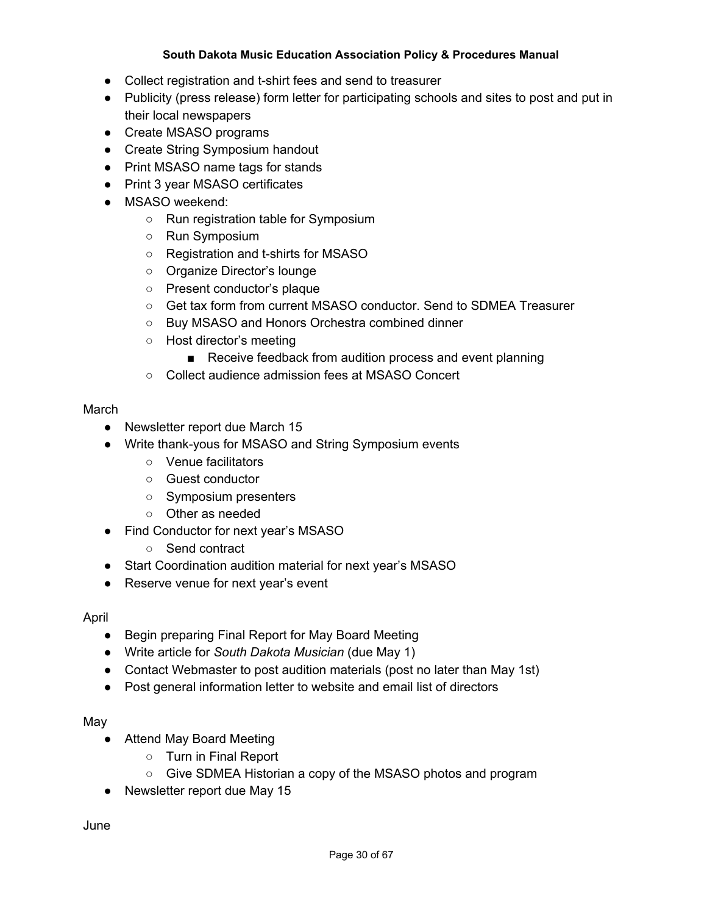- Collect registration and t-shirt fees and send to treasurer
- Publicity (press release) form letter for participating schools and sites to post and put in their local newspapers
- Create MSASO programs
- Create String Symposium handout
- Print MSASO name tags for stands
- Print 3 year MSASO certificates
- MSASO weekend:
    - Run registration table for Symposium
    - Run Symposium
    - Registration and t-shirts for MSASO
    - Organize Director's lounge
    - Present conductor's plaque
    - Get tax form from current MSASO conductor. Send to SDMEA Treasurer
    - Buy MSASO and Honors Orchestra combined dinner
    - Host director's meeting
        - Receive feedback from audition process and event planning
    - Collect audience admission fees at MSASO Concert

March

- Newsletter report due March 15
- Write thank-yous for MSASO and String Symposium events
    - Venue facilitators
    - Guest conductor
    - Symposium presenters
    - Other as needed
- Find Conductor for next year's MSASO
    - Send contract
- Start Coordination audition material for next year's MSASO
- Reserve venue for next year's event

April

- Begin preparing Final Report for May Board Meeting
- Write article for *South Dakota Musician* (due May 1)
- Contact Webmaster to post audition materials (post no later than May 1st)
- Post general information letter to website and email list of directors

May

- Attend May Board Meeting
    - Turn in Final Report
    - Give SDMEA Historian a copy of the MSASO photos and program
- Newsletter report due May 15

June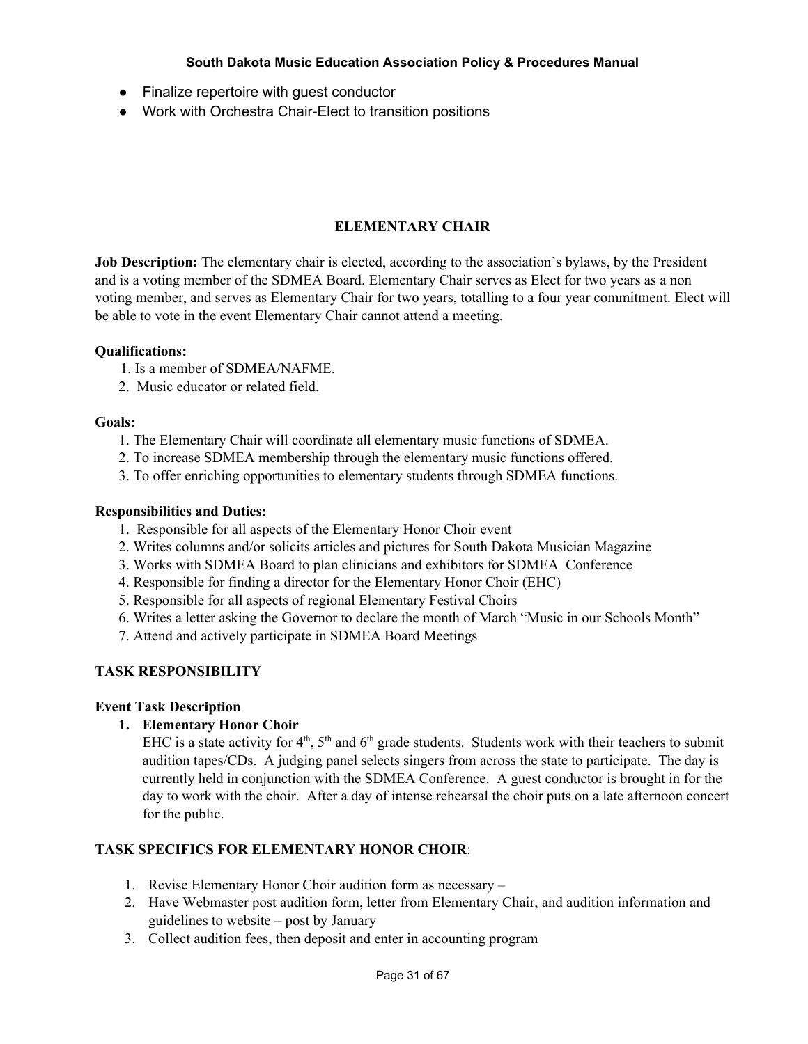- Finalize repertoire with guest conductor
- Work with Orchestra Chair-Elect to transition positions

## ELEMENTARY CHAIR

**Job Description:** The elementary chair is elected, according to the association's bylaws, by the President and is a voting member of the SDMEA Board. Elementary Chair serves as Elect for two years as a non voting member, and serves as Elementary Chair for two years, totalling to a four year commitment. Elect will be able to vote in the event Elementary Chair cannot attend a meeting.

**Qualifications:**

1. Is a member of SDMEA/NAFME.
2. Music educator or related field.

**Goals:**

1. The Elementary Chair will coordinate all elementary music functions of SDMEA.
2. To increase SDMEA membership through the elementary music functions offered.
3. To offer enriching opportunities to elementary students through SDMEA functions.

**Responsibilities and Duties:**

1. Responsible for all aspects of the Elementary Honor Choir event
2. Writes columns and/or solicits articles and pictures for South Dakota Musician Magazine
3. Works with SDMEA Board to plan clinicians and exhibitors for SDMEA Conference
4. Responsible for finding a director for the Elementary Honor Choir (EHC)
5. Responsible for all aspects of regional Elementary Festival Choirs
6. Writes a letter asking the Governor to declare the month of March "Music in our Schools Month"
7. Attend and actively participate in SDMEA Board Meetings

### TASK RESPONSIBILITY

**Event Task Description**

1. **Elementary Honor Choir**
   EHC is a state activity for 4th, 5th and 6th grade students. Students work with their teachers to submit audition tapes/CDs. A judging panel selects singers from across the state to participate. The day is currently held in conjunction with the SDMEA Conference. A guest conductor is brought in for the day to work with the choir. After a day of intense rehearsal the choir puts on a late afternoon concert for the public.

### TASK SPECIFICS FOR ELEMENTARY HONOR CHOIR:

1. Revise Elementary Honor Choir audition form as necessary –
2. Have Webmaster post audition form, letter from Elementary Chair, and audition information and guidelines to website – post by January
3. Collect audition fees, then deposit and enter in accounting program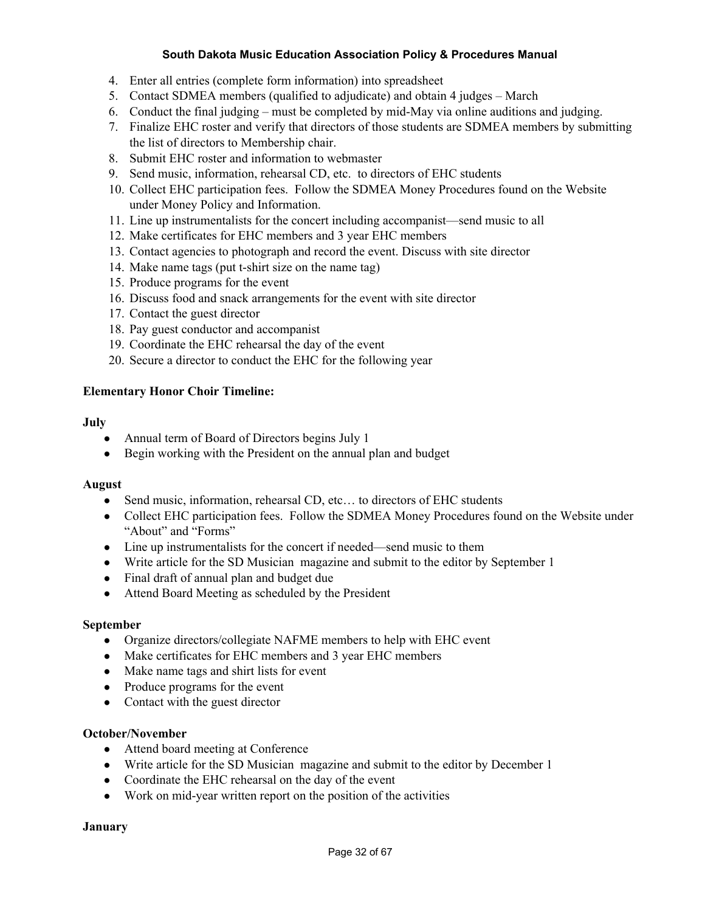4. Enter all entries (complete form information) into spreadsheet
5. Contact SDMEA members (qualified to adjudicate) and obtain 4 judges – March
6. Conduct the final judging – must be completed by mid-May via online auditions and judging.
7. Finalize EHC roster and verify that directors of those students are SDMEA members by submitting the list of directors to Membership chair.
8. Submit EHC roster and information to webmaster
9. Send music, information, rehearsal CD, etc. to directors of EHC students
10. Collect EHC participation fees. Follow the SDMEA Money Procedures found on the Website under Money Policy and Information.
11. Line up instrumentalists for the concert including accompanist—send music to all
12. Make certificates for EHC members and 3 year EHC members
13. Contact agencies to photograph and record the event. Discuss with site director
14. Make name tags (put t-shirt size on the name tag)
15. Produce programs for the event
16. Discuss food and snack arrangements for the event with site director
17. Contact the guest director
18. Pay guest conductor and accompanist
19. Coordinate the EHC rehearsal the day of the event
20. Secure a director to conduct the EHC for the following year

**Elementary Honor Choir Timeline:**

**July**

- Annual term of Board of Directors begins July 1
- Begin working with the President on the annual plan and budget

**August**

- Send music, information, rehearsal CD, etc… to directors of EHC students
- Collect EHC participation fees. Follow the SDMEA Money Procedures found on the Website under "About" and "Forms"
- Line up instrumentalists for the concert if needed—send music to them
- Write article for the SD Musician magazine and submit to the editor by September 1
- Final draft of annual plan and budget due
- Attend Board Meeting as scheduled by the President

**September**

- Organize directors/collegiate NAFME members to help with EHC event
- Make certificates for EHC members and 3 year EHC members
- Make name tags and shirt lists for event
- Produce programs for the event
- Contact with the guest director

**October/November**

- Attend board meeting at Conference
- Write article for the SD Musician magazine and submit to the editor by December 1
- Coordinate the EHC rehearsal on the day of the event
- Work on mid-year written report on the position of the activities

**January**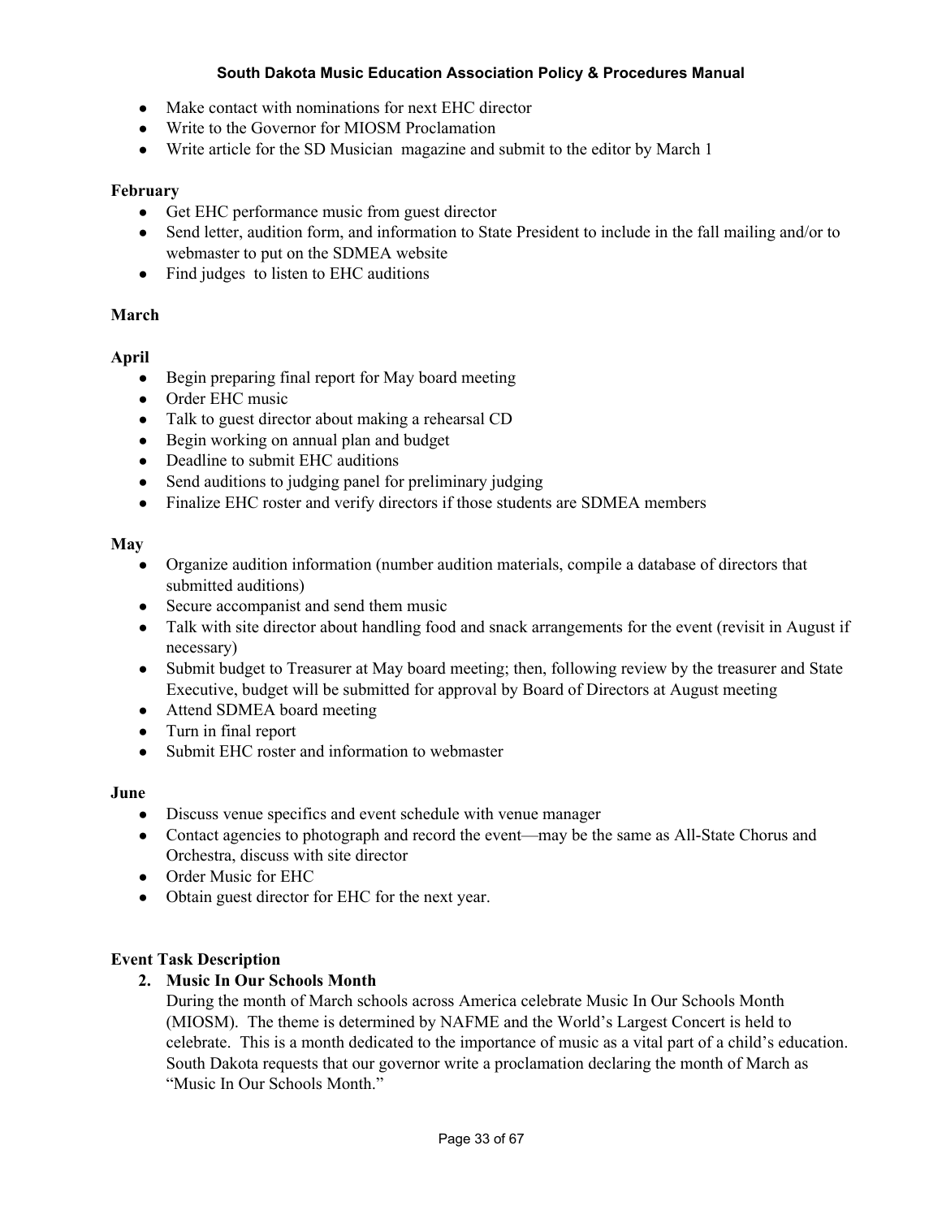- Make contact with nominations for next EHC director
- Write to the Governor for MIOSM Proclamation
- Write article for the SD Musician  magazine and submit to the editor by March 1

**February**

- Get EHC performance music from guest director
- Send letter, audition form, and information to State President to include in the fall mailing and/or to webmaster to put on the SDMEA website
- Find judges  to listen to EHC auditions

**March**

**April**

- Begin preparing final report for May board meeting
- Order EHC music
- Talk to guest director about making a rehearsal CD
- Begin working on annual plan and budget
- Deadline to submit EHC auditions
- Send auditions to judging panel for preliminary judging
- Finalize EHC roster and verify directors if those students are SDMEA members

**May**

- Organize audition information (number audition materials, compile a database of directors that submitted auditions)
- Secure accompanist and send them music
- Talk with site director about handling food and snack arrangements for the event (revisit in August if necessary)
- Submit budget to Treasurer at May board meeting; then, following review by the treasurer and State Executive, budget will be submitted for approval by Board of Directors at August meeting
- Attend SDMEA board meeting
- Turn in final report
- Submit EHC roster and information to webmaster

**June**

- Discuss venue specifics and event schedule with venue manager
- Contact agencies to photograph and record the event—may be the same as All-State Chorus and Orchestra, discuss with site director
- Order Music for EHC
- Obtain guest director for EHC for the next year.

**Event Task Description**

2. **Music In Our Schools Month**

   During the month of March schools across America celebrate Music In Our Schools Month (MIOSM).  The theme is determined by NAFME and the World's Largest Concert is held to celebrate.  This is a month dedicated to the importance of music as a vital part of a child's education. South Dakota requests that our governor write a proclamation declaring the month of March as "Music In Our Schools Month."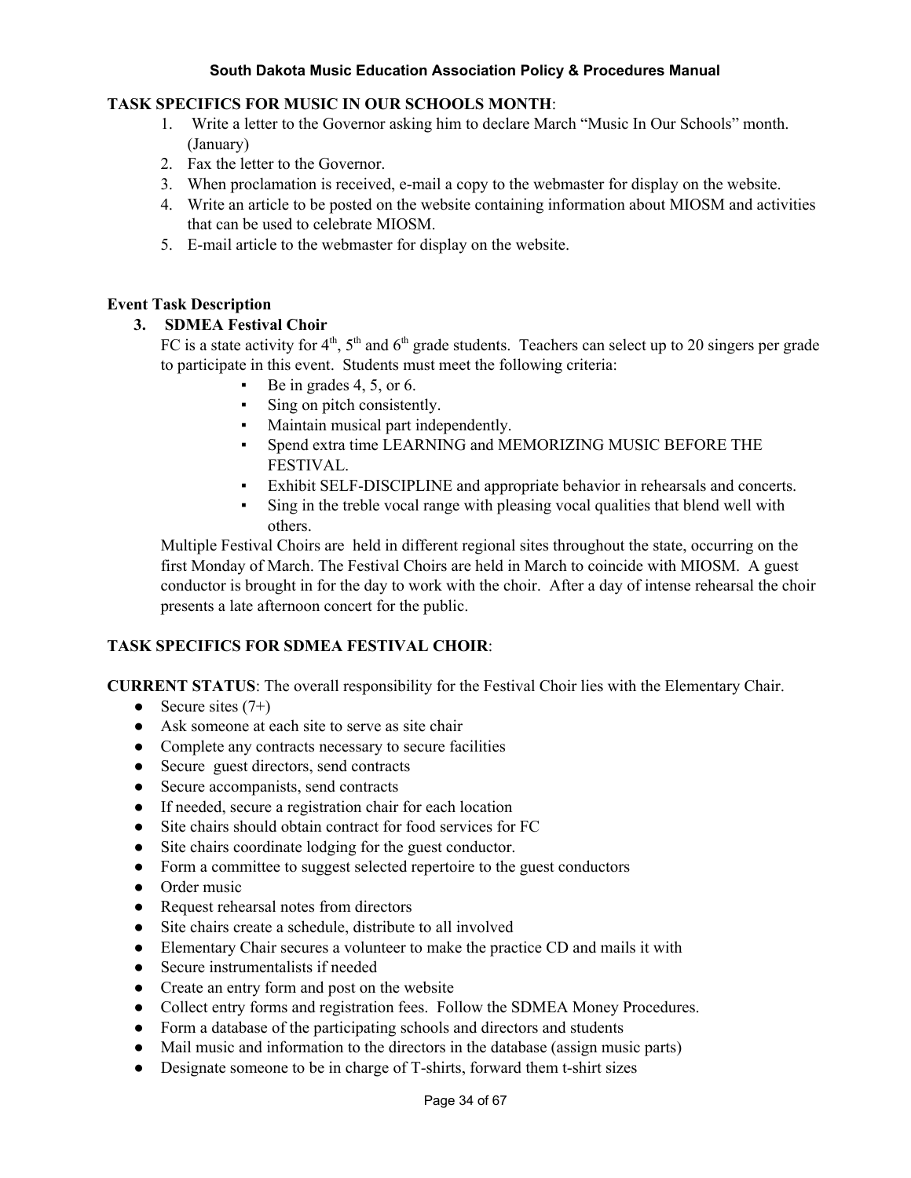**TASK SPECIFICS FOR MUSIC IN OUR SCHOOLS MONTH**:

1. Write a letter to the Governor asking him to declare March "Music In Our Schools" month. (January)
2. Fax the letter to the Governor.
3. When proclamation is received, e-mail a copy to the webmaster for display on the website.
4. Write an article to be posted on the website containing information about MIOSM and activities that can be used to celebrate MIOSM.
5. E-mail article to the webmaster for display on the website.

**Event Task Description**

**3. SDMEA Festival Choir**

FC is a state activity for 4th, 5th and 6th grade students. Teachers can select up to 20 singers per grade to participate in this event. Students must meet the following criteria:

- Be in grades 4, 5, or 6.
- Sing on pitch consistently.
- Maintain musical part independently.
- Spend extra time LEARNING and MEMORIZING MUSIC BEFORE THE FESTIVAL.
- Exhibit SELF-DISCIPLINE and appropriate behavior in rehearsals and concerts.
- Sing in the treble vocal range with pleasing vocal qualities that blend well with others.

Multiple Festival Choirs are held in different regional sites throughout the state, occurring on the first Monday of March. The Festival Choirs are held in March to coincide with MIOSM. A guest conductor is brought in for the day to work with the choir. After a day of intense rehearsal the choir presents a late afternoon concert for the public.

**TASK SPECIFICS FOR SDMEA FESTIVAL CHOIR**:

**CURRENT STATUS**: The overall responsibility for the Festival Choir lies with the Elementary Chair.

- Secure sites (7+)
- Ask someone at each site to serve as site chair
- Complete any contracts necessary to secure facilities
- Secure guest directors, send contracts
- Secure accompanists, send contracts
- If needed, secure a registration chair for each location
- Site chairs should obtain contract for food services for FC
- Site chairs coordinate lodging for the guest conductor.
- Form a committee to suggest selected repertoire to the guest conductors
- Order music
- Request rehearsal notes from directors
- Site chairs create a schedule, distribute to all involved
- Elementary Chair secures a volunteer to make the practice CD and mails it with
- Secure instrumentalists if needed
- Create an entry form and post on the website
- Collect entry forms and registration fees. Follow the SDMEA Money Procedures.
- Form a database of the participating schools and directors and students
- Mail music and information to the directors in the database (assign music parts)
- Designate someone to be in charge of T-shirts, forward them t-shirt sizes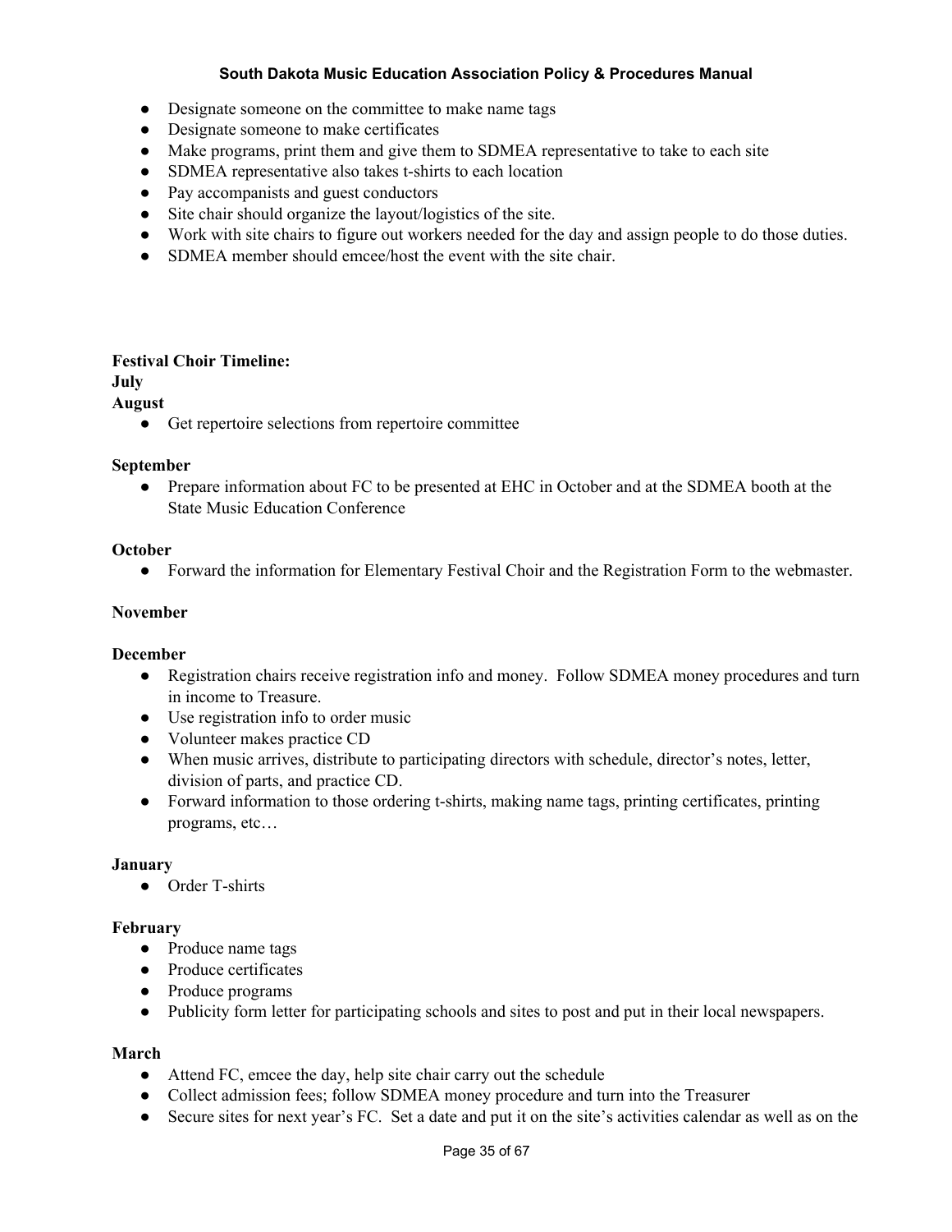- Designate someone on the committee to make name tags
- Designate someone to make certificates
- Make programs, print them and give them to SDMEA representative to take to each site
- SDMEA representative also takes t-shirts to each location
- Pay accompanists and guest conductors
- Site chair should organize the layout/logistics of the site.
- Work with site chairs to figure out workers needed for the day and assign people to do those duties.
- SDMEA member should emcee/host the event with the site chair.

**Festival Choir Timeline:**

**July**

**August**

- Get repertoire selections from repertoire committee

**September**

- Prepare information about FC to be presented at EHC in October and at the SDMEA booth at the State Music Education Conference

**October**

- Forward the information for Elementary Festival Choir and the Registration Form to the webmaster.

**November**

**December**

- Registration chairs receive registration info and money. Follow SDMEA money procedures and turn in income to Treasure.
- Use registration info to order music
- Volunteer makes practice CD
- When music arrives, distribute to participating directors with schedule, director's notes, letter, division of parts, and practice CD.
- Forward information to those ordering t-shirts, making name tags, printing certificates, printing programs, etc…

**January**

- Order T-shirts

**February**

- Produce name tags
- Produce certificates
- Produce programs
- Publicity form letter for participating schools and sites to post and put in their local newspapers.

**March**

- Attend FC, emcee the day, help site chair carry out the schedule
- Collect admission fees; follow SDMEA money procedure and turn into the Treasurer
- Secure sites for next year's FC. Set a date and put it on the site's activities calendar as well as on the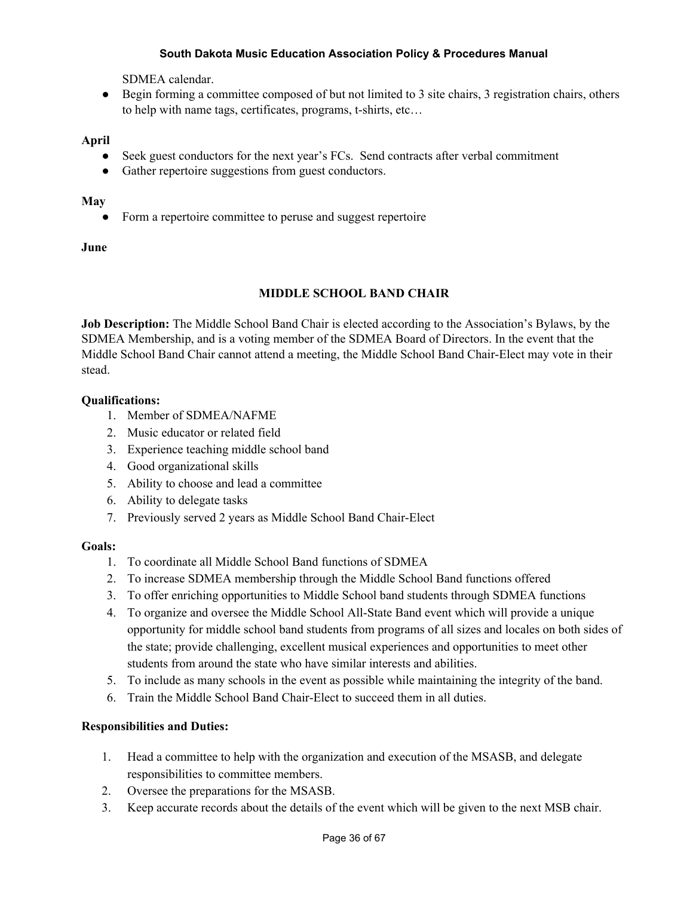SDMEA calendar.

- Begin forming a committee composed of but not limited to 3 site chairs, 3 registration chairs, others to help with name tags, certificates, programs, t-shirts, etc…

**April**

- Seek guest conductors for the next year's FCs.  Send contracts after verbal commitment
- Gather repertoire suggestions from guest conductors.

**May**

- Form a repertoire committee to peruse and suggest repertoire

**June**

## MIDDLE SCHOOL BAND CHAIR

**Job Description:** The Middle School Band Chair is elected according to the Association's Bylaws, by the SDMEA Membership, and is a voting member of the SDMEA Board of Directors. In the event that the Middle School Band Chair cannot attend a meeting, the Middle School Band Chair-Elect may vote in their stead.

**Qualifications:**

1. Member of SDMEA/NAFME
2. Music educator or related field
3. Experience teaching middle school band
4. Good organizational skills
5. Ability to choose and lead a committee
6. Ability to delegate tasks
7. Previously served 2 years as Middle School Band Chair-Elect

**Goals:**

1. To coordinate all Middle School Band functions of SDMEA
2. To increase SDMEA membership through the Middle School Band functions offered
3. To offer enriching opportunities to Middle School band students through SDMEA functions
4. To organize and oversee the Middle School All-State Band event which will provide a unique opportunity for middle school band students from programs of all sizes and locales on both sides of the state; provide challenging, excellent musical experiences and opportunities to meet other students from around the state who have similar interests and abilities.
5. To include as many schools in the event as possible while maintaining the integrity of the band.
6. Train the Middle School Band Chair-Elect to succeed them in all duties.

**Responsibilities and Duties:**

1. Head a committee to help with the organization and execution of the MSASB, and delegate responsibilities to committee members.
2. Oversee the preparations for the MSASB.
3. Keep accurate records about the details of the event which will be given to the next MSB chair.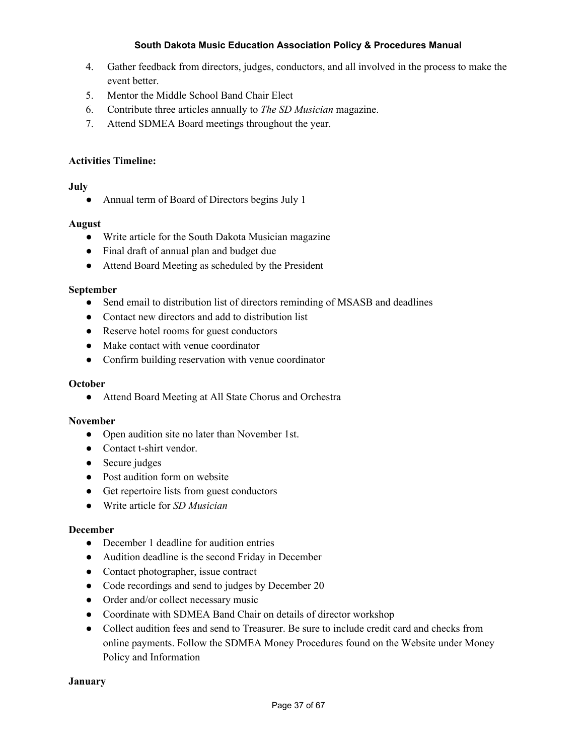4. Gather feedback from directors, judges, conductors, and all involved in the process to make the event better.
5. Mentor the Middle School Band Chair Elect
6. Contribute three articles annually to *The SD Musician* magazine.
7. Attend SDMEA Board meetings throughout the year.

**Activities Timeline:**

**July**

- Annual term of Board of Directors begins July 1

**August**

- Write article for the South Dakota Musician magazine
- Final draft of annual plan and budget due
- Attend Board Meeting as scheduled by the President

**September**

- Send email to distribution list of directors reminding of MSASB and deadlines
- Contact new directors and add to distribution list
- Reserve hotel rooms for guest conductors
- Make contact with venue coordinator
- Confirm building reservation with venue coordinator

**October**

- Attend Board Meeting at All State Chorus and Orchestra

**November**

- Open audition site no later than November 1st.
- Contact t-shirt vendor.
- Secure judges
- Post audition form on website
- Get repertoire lists from guest conductors
- Write article for *SD Musician*

**December**

- December 1 deadline for audition entries
- Audition deadline is the second Friday in December
- Contact photographer, issue contract
- Code recordings and send to judges by December 20
- Order and/or collect necessary music
- Coordinate with SDMEA Band Chair on details of director workshop
- Collect audition fees and send to Treasurer. Be sure to include credit card and checks from online payments. Follow the SDMEA Money Procedures found on the Website under Money Policy and Information

**January**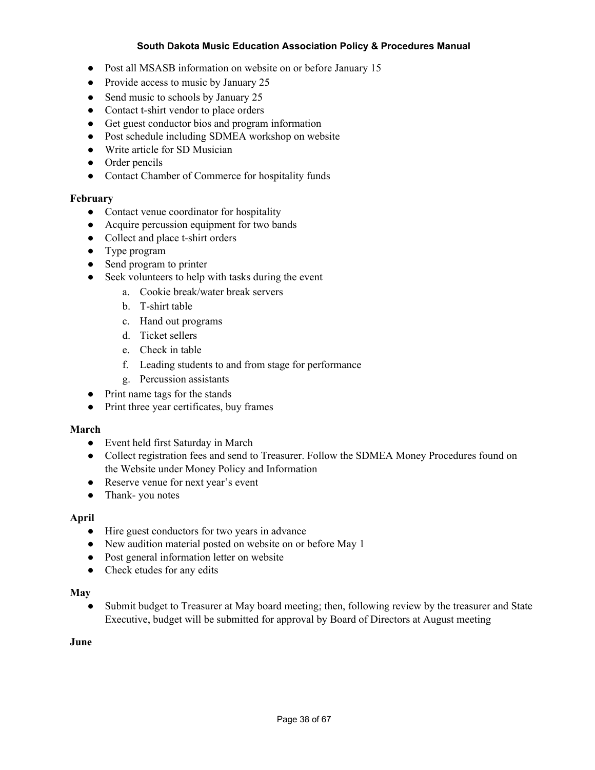- Post all MSASB information on website on or before January 15
- Provide access to music by January 25
- Send music to schools by January 25
- Contact t-shirt vendor to place orders
- Get guest conductor bios and program information
- Post schedule including SDMEA workshop on website
- Write article for SD Musician
- Order pencils
- Contact Chamber of Commerce for hospitality funds

**February**

- Contact venue coordinator for hospitality
- Acquire percussion equipment for two bands
- Collect and place t-shirt orders
- Type program
- Send program to printer
- Seek volunteers to help with tasks during the event
    a. Cookie break/water break servers
    b. T-shirt table
    c. Hand out programs
    d. Ticket sellers
    e. Check in table
    f. Leading students to and from stage for performance
    g. Percussion assistants
- Print name tags for the stands
- Print three year certificates, buy frames

**March**

- Event held first Saturday in March
- Collect registration fees and send to Treasurer. Follow the SDMEA Money Procedures found on the Website under Money Policy and Information
- Reserve venue for next year's event
- Thank- you notes

**April**

- Hire guest conductors for two years in advance
- New audition material posted on website on or before May 1
- Post general information letter on website
- Check etudes for any edits

**May**

- Submit budget to Treasurer at May board meeting; then, following review by the treasurer and State Executive, budget will be submitted for approval by Board of Directors at August meeting

**June**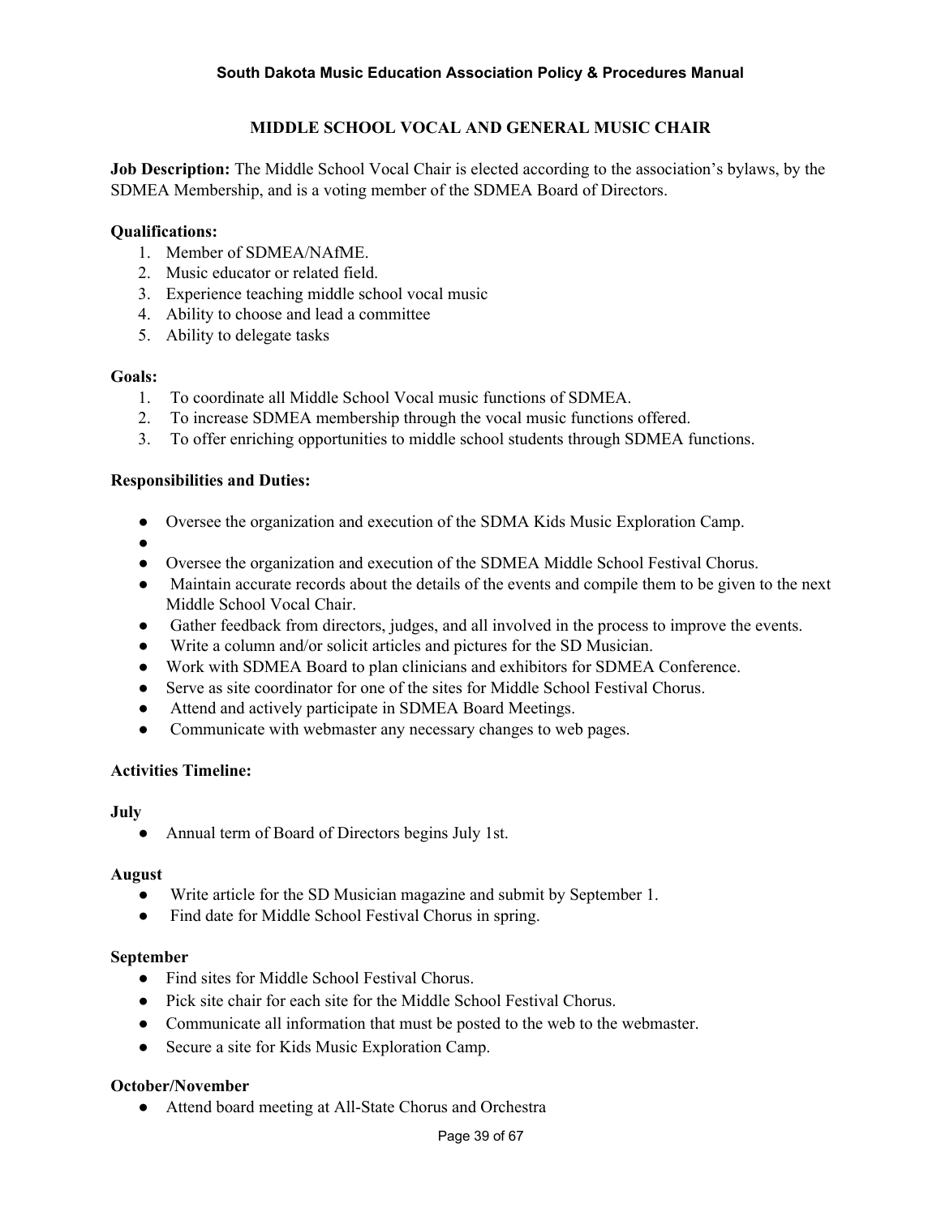## MIDDLE SCHOOL VOCAL AND GENERAL MUSIC CHAIR

**Job Description:** The Middle School Vocal Chair is elected according to the association's bylaws, by the SDMEA Membership, and is a voting member of the SDMEA Board of Directors.

**Qualifications:**

1. Member of SDMEA/NAfME.
2. Music educator or related field.
3. Experience teaching middle school vocal music
4. Ability to choose and lead a committee
5. Ability to delegate tasks

**Goals:**

1. To coordinate all Middle School Vocal music functions of SDMEA.
2. To increase SDMEA membership through the vocal music functions offered.
3. To offer enriching opportunities to middle school students through SDMEA functions.

**Responsibilities and Duties:**

- Oversee the organization and execution of the SDMA Kids Music Exploration Camp.
- 
- Oversee the organization and execution of the SDMEA Middle School Festival Chorus.
- Maintain accurate records about the details of the events and compile them to be given to the next Middle School Vocal Chair.
- Gather feedback from directors, judges, and all involved in the process to improve the events.
- Write a column and/or solicit articles and pictures for the SD Musician.
- Work with SDMEA Board to plan clinicians and exhibitors for SDMEA Conference.
- Serve as site coordinator for one of the sites for Middle School Festival Chorus.
- Attend and actively participate in SDMEA Board Meetings.
- Communicate with webmaster any necessary changes to web pages.

**Activities Timeline:**

**July**

- Annual term of Board of Directors begins July 1st.

**August**

- Write article for the SD Musician magazine and submit by September 1.
- Find date for Middle School Festival Chorus in spring.

**September**

- Find sites for Middle School Festival Chorus.
- Pick site chair for each site for the Middle School Festival Chorus.
- Communicate all information that must be posted to the web to the webmaster.
- Secure a site for Kids Music Exploration Camp.

**October/November**

- Attend board meeting at All-State Chorus and Orchestra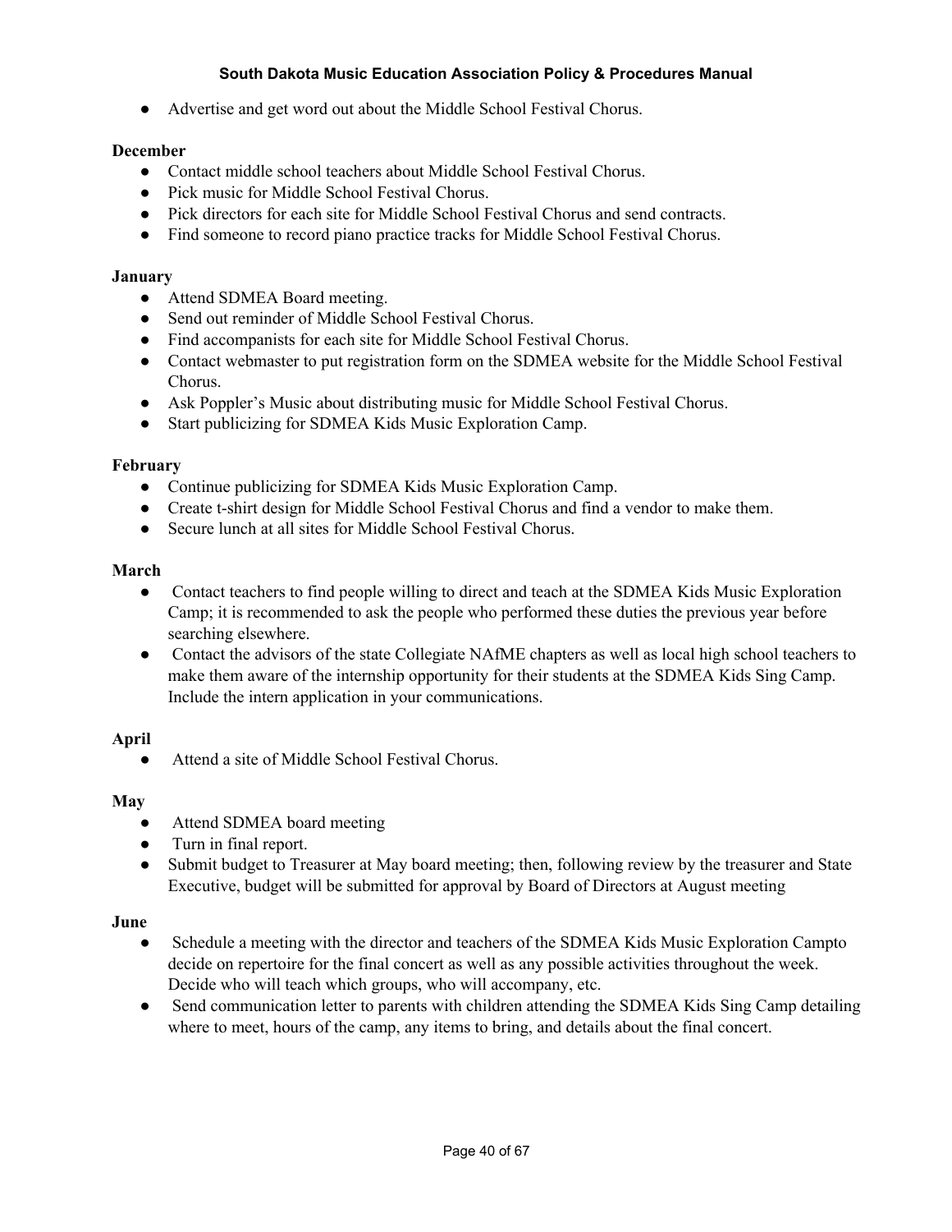- Advertise and get word out about the Middle School Festival Chorus.

**December**

- Contact middle school teachers about Middle School Festival Chorus.
- Pick music for Middle School Festival Chorus.
- Pick directors for each site for Middle School Festival Chorus and send contracts.
- Find someone to record piano practice tracks for Middle School Festival Chorus.

**January**

- Attend SDMEA Board meeting.
- Send out reminder of Middle School Festival Chorus.
- Find accompanists for each site for Middle School Festival Chorus.
- Contact webmaster to put registration form on the SDMEA website for the Middle School Festival Chorus.
- Ask Poppler's Music about distributing music for Middle School Festival Chorus.
- Start publicizing for SDMEA Kids Music Exploration Camp.

**February**

- Continue publicizing for SDMEA Kids Music Exploration Camp.
- Create t-shirt design for Middle School Festival Chorus and find a vendor to make them.
- Secure lunch at all sites for Middle School Festival Chorus.

**March**

- Contact teachers to find people willing to direct and teach at the SDMEA Kids Music Exploration Camp; it is recommended to ask the people who performed these duties the previous year before searching elsewhere.
- Contact the advisors of the state Collegiate NAfME chapters as well as local high school teachers to make them aware of the internship opportunity for their students at the SDMEA Kids Sing Camp. Include the intern application in your communications.

**April**

- Attend a site of Middle School Festival Chorus.

**May**

- Attend SDMEA board meeting
- Turn in final report.
- Submit budget to Treasurer at May board meeting; then, following review by the treasurer and State Executive, budget will be submitted for approval by Board of Directors at August meeting

**June**

- Schedule a meeting with the director and teachers of the SDMEA Kids Music Exploration Campto decide on repertoire for the final concert as well as any possible activities throughout the week. Decide who will teach which groups, who will accompany, etc.
- Send communication letter to parents with children attending the SDMEA Kids Sing Camp detailing where to meet, hours of the camp, any items to bring, and details about the final concert.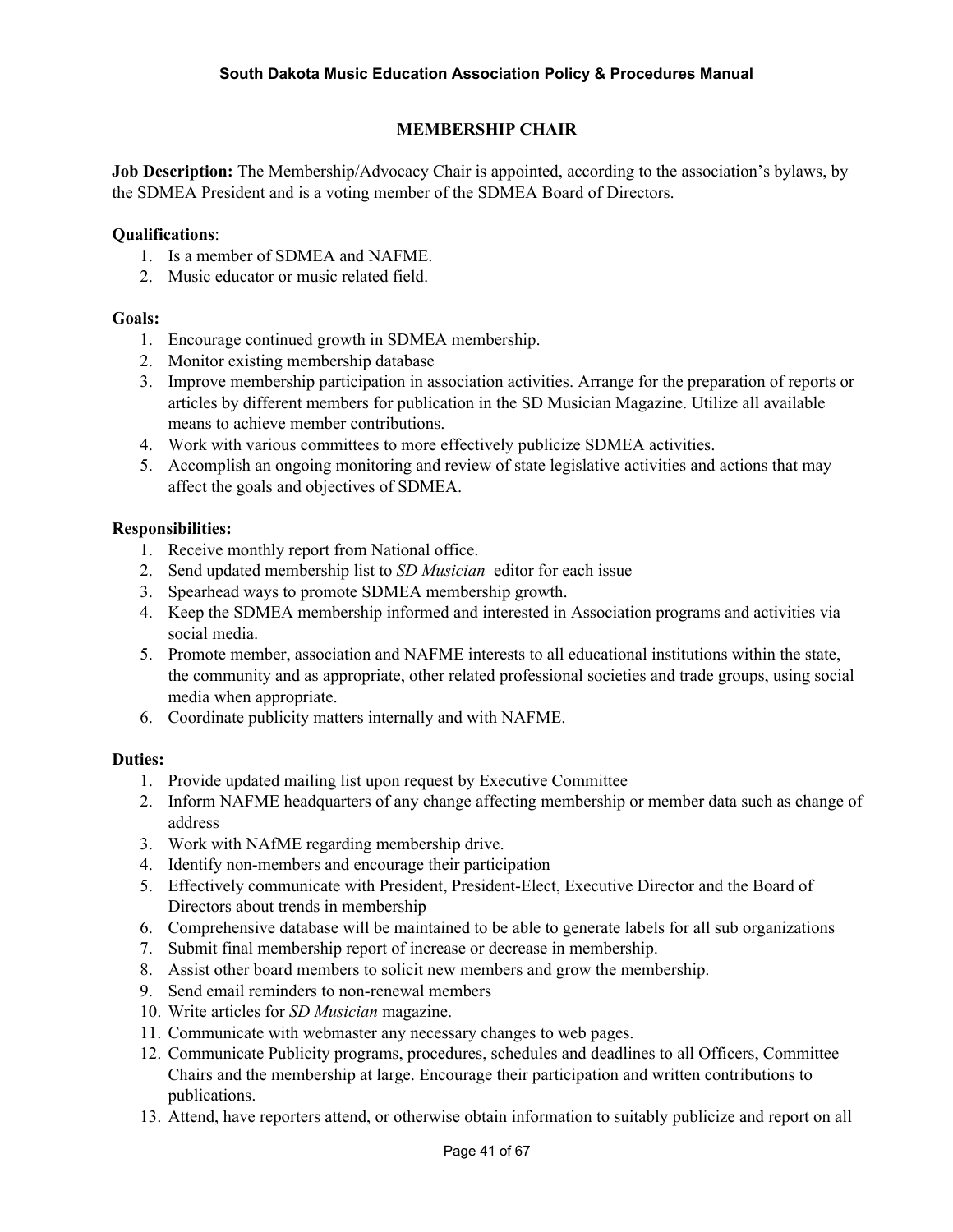## MEMBERSHIP CHAIR

**Job Description:** The Membership/Advocacy Chair is appointed, according to the association's bylaws, by the SDMEA President and is a voting member of the SDMEA Board of Directors.

**Qualifications**:

1. Is a member of SDMEA and NAFME.
2. Music educator or music related field.

**Goals:**

1. Encourage continued growth in SDMEA membership.
2. Monitor existing membership database
3. Improve membership participation in association activities. Arrange for the preparation of reports or articles by different members for publication in the SD Musician Magazine. Utilize all available means to achieve member contributions.
4. Work with various committees to more effectively publicize SDMEA activities.
5. Accomplish an ongoing monitoring and review of state legislative activities and actions that may affect the goals and objectives of SDMEA.

**Responsibilities:**

1. Receive monthly report from National office.
2. Send updated membership list to *SD Musician* editor for each issue
3. Spearhead ways to promote SDMEA membership growth.
4. Keep the SDMEA membership informed and interested in Association programs and activities via social media.
5. Promote member, association and NAFME interests to all educational institutions within the state, the community and as appropriate, other related professional societies and trade groups, using social media when appropriate.
6. Coordinate publicity matters internally and with NAFME.

**Duties:**

1. Provide updated mailing list upon request by Executive Committee
2. Inform NAFME headquarters of any change affecting membership or member data such as change of address
3. Work with NAfME regarding membership drive.
4. Identify non-members and encourage their participation
5. Effectively communicate with President, President-Elect, Executive Director and the Board of Directors about trends in membership
6. Comprehensive database will be maintained to be able to generate labels for all sub organizations
7. Submit final membership report of increase or decrease in membership.
8. Assist other board members to solicit new members and grow the membership.
9. Send email reminders to non-renewal members
10. Write articles for *SD Musician* magazine.
11. Communicate with webmaster any necessary changes to web pages.
12. Communicate Publicity programs, procedures, schedules and deadlines to all Officers, Committee Chairs and the membership at large. Encourage their participation and written contributions to publications.
13. Attend, have reporters attend, or otherwise obtain information to suitably publicize and report on all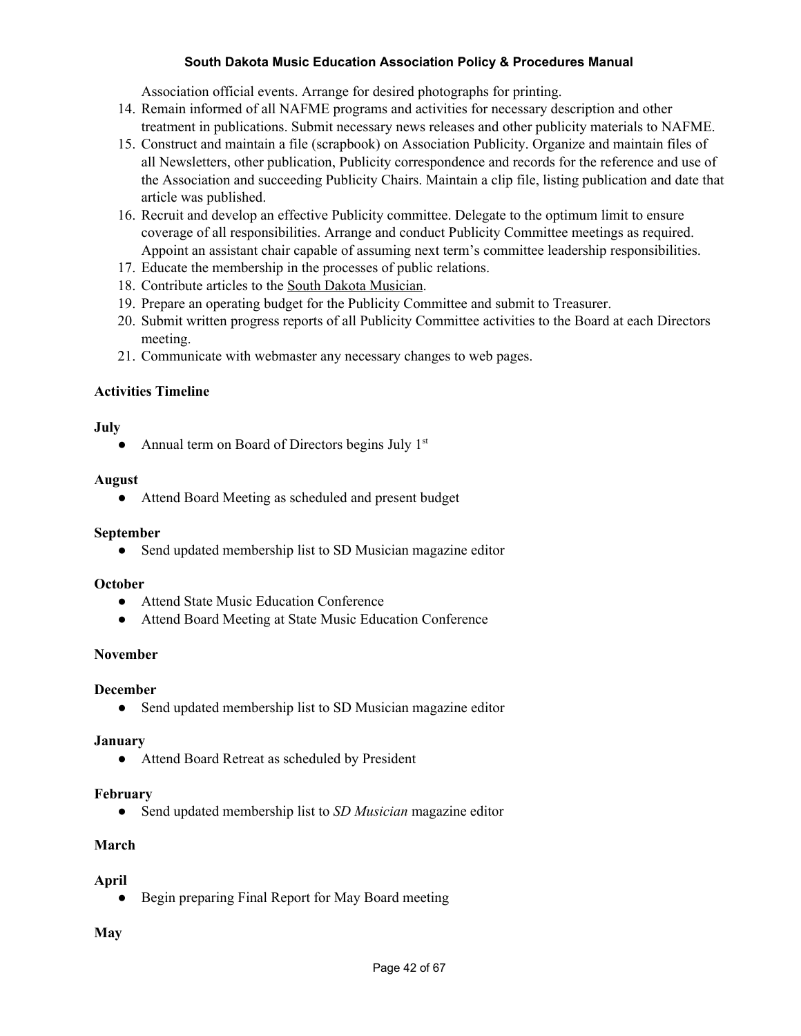Association official events. Arrange for desired photographs for printing.

14. Remain informed of all NAFME programs and activities for necessary description and other treatment in publications. Submit necessary news releases and other publicity materials to NAFME.
15. Construct and maintain a file (scrapbook) on Association Publicity. Organize and maintain files of all Newsletters, other publication, Publicity correspondence and records for the reference and use of the Association and succeeding Publicity Chairs. Maintain a clip file, listing publication and date that article was published.
16. Recruit and develop an effective Publicity committee. Delegate to the optimum limit to ensure coverage of all responsibilities. Arrange and conduct Publicity Committee meetings as required. Appoint an assistant chair capable of assuming next term's committee leadership responsibilities.
17. Educate the membership in the processes of public relations.
18. Contribute articles to the South Dakota Musician.
19. Prepare an operating budget for the Publicity Committee and submit to Treasurer.
20. Submit written progress reports of all Publicity Committee activities to the Board at each Directors meeting.
21. Communicate with webmaster any necessary changes to web pages.

**Activities Timeline**

**July**

- Annual term on Board of Directors begins July 1st

**August**

- Attend Board Meeting as scheduled and present budget

**September**

- Send updated membership list to SD Musician magazine editor

**October**

- Attend State Music Education Conference
- Attend Board Meeting at State Music Education Conference

**November**

**December**

- Send updated membership list to SD Musician magazine editor

**January**

- Attend Board Retreat as scheduled by President

**February**

- Send updated membership list to *SD Musician* magazine editor

**March**

**April**

- Begin preparing Final Report for May Board meeting

**May**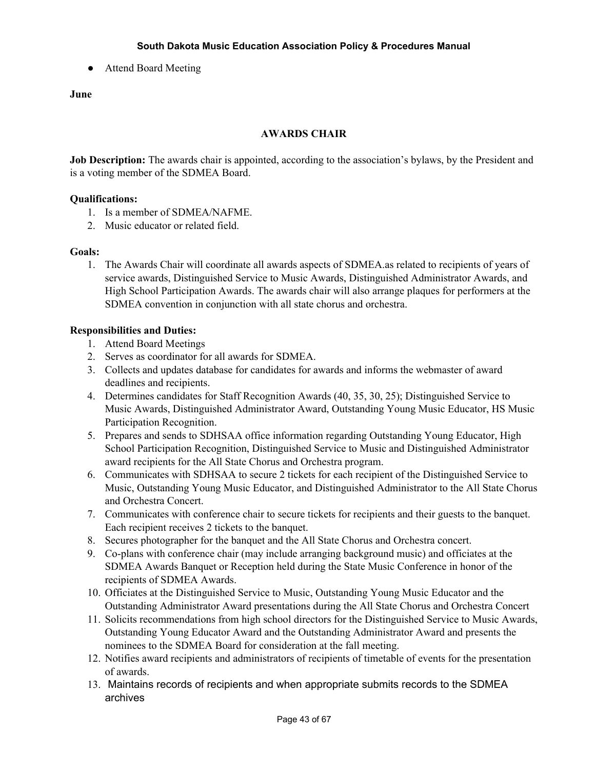- Attend Board Meeting

**June**

## AWARDS CHAIR

**Job Description:** The awards chair is appointed, according to the association's bylaws, by the President and is a voting member of the SDMEA Board.

**Qualifications:**

1. Is a member of SDMEA/NAFME.
2. Music educator or related field.

**Goals:**

1. The Awards Chair will coordinate all awards aspects of SDMEA.as related to recipients of years of service awards, Distinguished Service to Music Awards, Distinguished Administrator Awards, and High School Participation Awards. The awards chair will also arrange plaques for performers at the SDMEA convention in conjunction with all state chorus and orchestra.

**Responsibilities and Duties:**

1. Attend Board Meetings
2. Serves as coordinator for all awards for SDMEA.
3. Collects and updates database for candidates for awards and informs the webmaster of award deadlines and recipients.
4. Determines candidates for Staff Recognition Awards (40, 35, 30, 25); Distinguished Service to Music Awards, Distinguished Administrator Award, Outstanding Young Music Educator, HS Music Participation Recognition.
5. Prepares and sends to SDHSAA office information regarding Outstanding Young Educator, High School Participation Recognition, Distinguished Service to Music and Distinguished Administrator award recipients for the All State Chorus and Orchestra program.
6. Communicates with SDHSAA to secure 2 tickets for each recipient of the Distinguished Service to Music, Outstanding Young Music Educator, and Distinguished Administrator to the All State Chorus and Orchestra Concert.
7. Communicates with conference chair to secure tickets for recipients and their guests to the banquet. Each recipient receives 2 tickets to the banquet.
8. Secures photographer for the banquet and the All State Chorus and Orchestra concert.
9. Co-plans with conference chair (may include arranging background music) and officiates at the SDMEA Awards Banquet or Reception held during the State Music Conference in honor of the recipients of SDMEA Awards.
10. Officiates at the Distinguished Service to Music, Outstanding Young Music Educator and the Outstanding Administrator Award presentations during the All State Chorus and Orchestra Concert
11. Solicits recommendations from high school directors for the Distinguished Service to Music Awards, Outstanding Young Educator Award and the Outstanding Administrator Award and presents the nominees to the SDMEA Board for consideration at the fall meeting.
12. Notifies award recipients and administrators of recipients of timetable of events for the presentation of awards.
13. Maintains records of recipients and when appropriate submits records to the SDMEA archives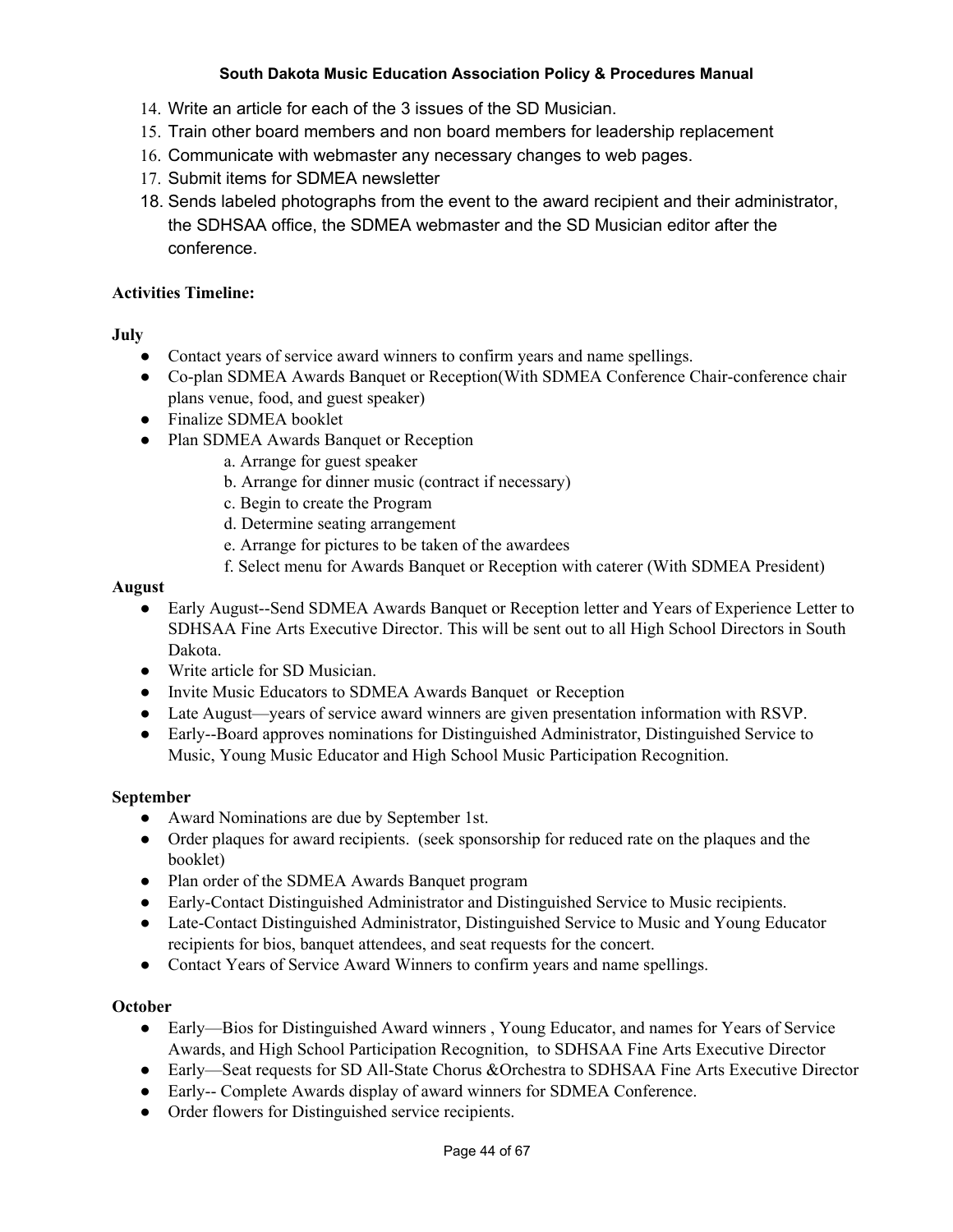14. Write an article for each of the 3 issues of the SD Musician.
15. Train other board members and non board members for leadership replacement
16. Communicate with webmaster any necessary changes to web pages.
17. Submit items for SDMEA newsletter
18. Sends labeled photographs from the event to the award recipient and their administrator, the SDHSAA office, the SDMEA webmaster and the SD Musician editor after the conference.

**Activities Timeline:**

**July**

- Contact years of service award winners to confirm years and name spellings.
- Co-plan SDMEA Awards Banquet or Reception(With SDMEA Conference Chair-conference chair plans venue, food, and guest speaker)
- Finalize SDMEA booklet
- Plan SDMEA Awards Banquet or Reception
    a. Arrange for guest speaker
    b. Arrange for dinner music (contract if necessary)
    c. Begin to create the Program
    d. Determine seating arrangement
    e. Arrange for pictures to be taken of the awardees
    f. Select menu for Awards Banquet or Reception with caterer (With SDMEA President)

**August**

- Early August--Send SDMEA Awards Banquet or Reception letter and Years of Experience Letter to SDHSAA Fine Arts Executive Director. This will be sent out to all High School Directors in South Dakota.
- Write article for SD Musician.
- Invite Music Educators to SDMEA Awards Banquet or Reception
- Late August—years of service award winners are given presentation information with RSVP.
- Early--Board approves nominations for Distinguished Administrator, Distinguished Service to Music, Young Music Educator and High School Music Participation Recognition.

**September**

- Award Nominations are due by September 1st.
- Order plaques for award recipients. (seek sponsorship for reduced rate on the plaques and the booklet)
- Plan order of the SDMEA Awards Banquet program
- Early-Contact Distinguished Administrator and Distinguished Service to Music recipients.
- Late-Contact Distinguished Administrator, Distinguished Service to Music and Young Educator recipients for bios, banquet attendees, and seat requests for the concert.
- Contact Years of Service Award Winners to confirm years and name spellings.

**October**

- Early—Bios for Distinguished Award winners , Young Educator, and names for Years of Service Awards, and High School Participation Recognition, to SDHSAA Fine Arts Executive Director
- Early—Seat requests for SD All-State Chorus &Orchestra to SDHSAA Fine Arts Executive Director
- Early-- Complete Awards display of award winners for SDMEA Conference.
- Order flowers for Distinguished service recipients.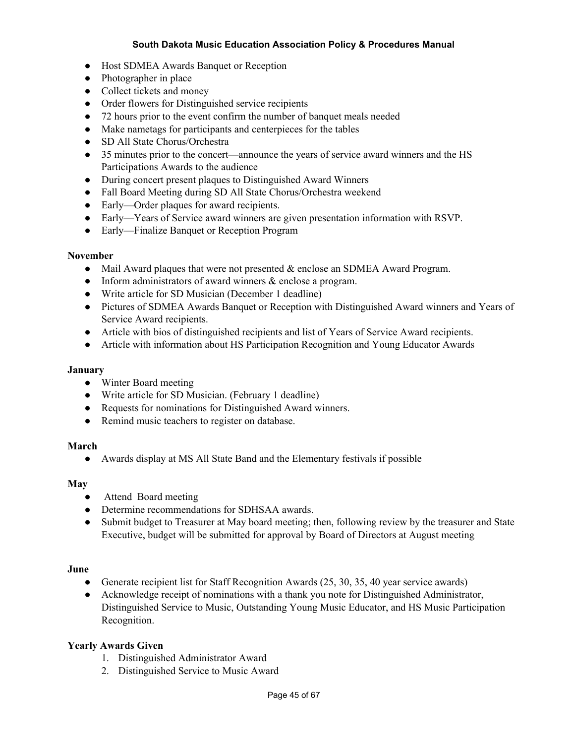- Host SDMEA Awards Banquet or Reception
- Photographer in place
- Collect tickets and money
- Order flowers for Distinguished service recipients
- 72 hours prior to the event confirm the number of banquet meals needed
- Make nametags for participants and centerpieces for the tables
- SD All State Chorus/Orchestra
- 35 minutes prior to the concert—announce the years of service award winners and the HS Participations Awards to the audience
- During concert present plaques to Distinguished Award Winners
- Fall Board Meeting during SD All State Chorus/Orchestra weekend
- Early—Order plaques for award recipients.
- Early—Years of Service award winners are given presentation information with RSVP.
- Early—Finalize Banquet or Reception Program

**November**

- Mail Award plaques that were not presented & enclose an SDMEA Award Program.
- Inform administrators of award winners & enclose a program.
- Write article for SD Musician (December 1 deadline)
- Pictures of SDMEA Awards Banquet or Reception with Distinguished Award winners and Years of Service Award recipients.
- Article with bios of distinguished recipients and list of Years of Service Award recipients.
- Article with information about HS Participation Recognition and Young Educator Awards

**January**

- Winter Board meeting
- Write article for SD Musician. (February 1 deadline)
- Requests for nominations for Distinguished Award winners.
- Remind music teachers to register on database.

**March**

- Awards display at MS All State Band and the Elementary festivals if possible

**May**

- Attend Board meeting
- Determine recommendations for SDHSAA awards.
- Submit budget to Treasurer at May board meeting; then, following review by the treasurer and State Executive, budget will be submitted for approval by Board of Directors at August meeting

**June**

- Generate recipient list for Staff Recognition Awards (25, 30, 35, 40 year service awards)
- Acknowledge receipt of nominations with a thank you note for Distinguished Administrator, Distinguished Service to Music, Outstanding Young Music Educator, and HS Music Participation Recognition.

**Yearly Awards Given**

1. Distinguished Administrator Award
2. Distinguished Service to Music Award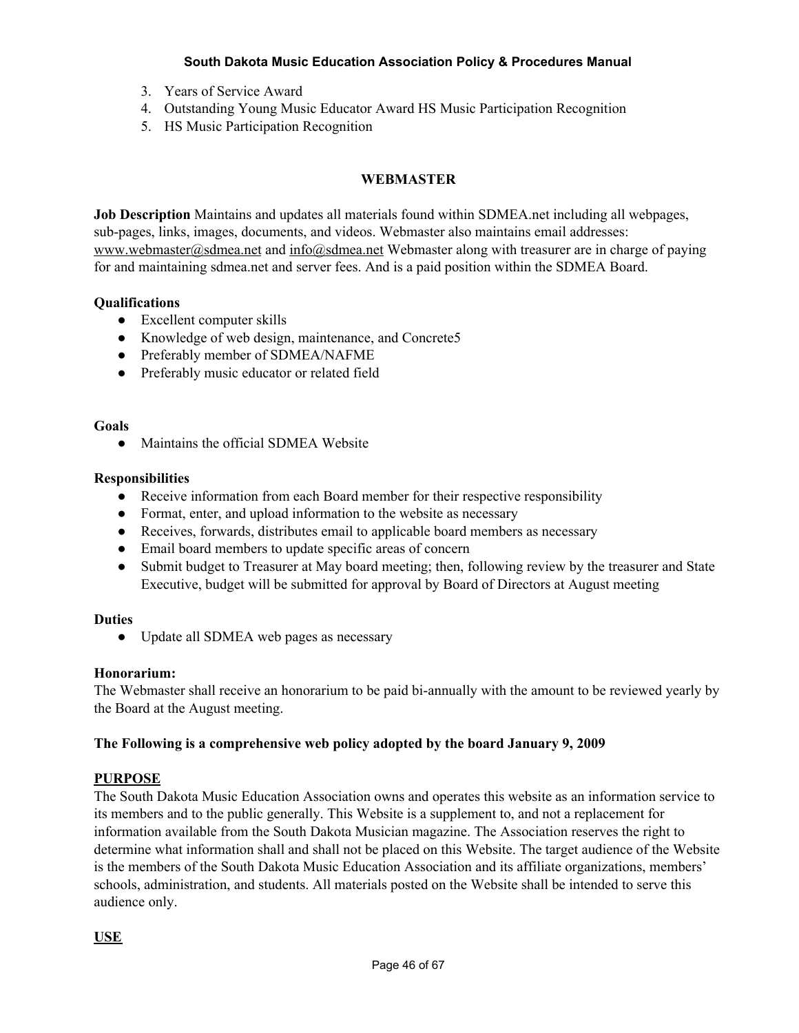3. Years of Service Award
4. Outstanding Young Music Educator Award HS Music Participation Recognition
5. HS Music Participation Recognition

## WEBMASTER

**Job Description** Maintains and updates all materials found within SDMEA.net including all webpages, sub-pages, links, images, documents, and videos. Webmaster also maintains email addresses: www.webmaster@sdmea.net and info@sdmea.net Webmaster along with treasurer are in charge of paying for and maintaining sdmea.net and server fees. And is a paid position within the SDMEA Board.

**Qualifications**

- Excellent computer skills
- Knowledge of web design, maintenance, and Concrete5
- Preferably member of SDMEA/NAFME
- Preferably music educator or related field

**Goals**

- Maintains the official SDMEA Website

**Responsibilities**

- Receive information from each Board member for their respective responsibility
- Format, enter, and upload information to the website as necessary
- Receives, forwards, distributes email to applicable board members as necessary
- Email board members to update specific areas of concern
- Submit budget to Treasurer at May board meeting; then, following review by the treasurer and State Executive, budget will be submitted for approval by Board of Directors at August meeting

**Duties**

- Update all SDMEA web pages as necessary

**Honorarium:**

The Webmaster shall receive an honorarium to be paid bi-annually with the amount to be reviewed yearly by the Board at the August meeting.

**The Following is a comprehensive web policy adopted by the board January 9, 2009**

**PURPOSE**

The South Dakota Music Education Association owns and operates this website as an information service to its members and to the public generally. This Website is a supplement to, and not a replacement for information available from the South Dakota Musician magazine. The Association reserves the right to determine what information shall and shall not be placed on this Website. The target audience of the Website is the members of the South Dakota Music Education Association and its affiliate organizations, members' schools, administration, and students. All materials posted on the Website shall be intended to serve this audience only.

**USE**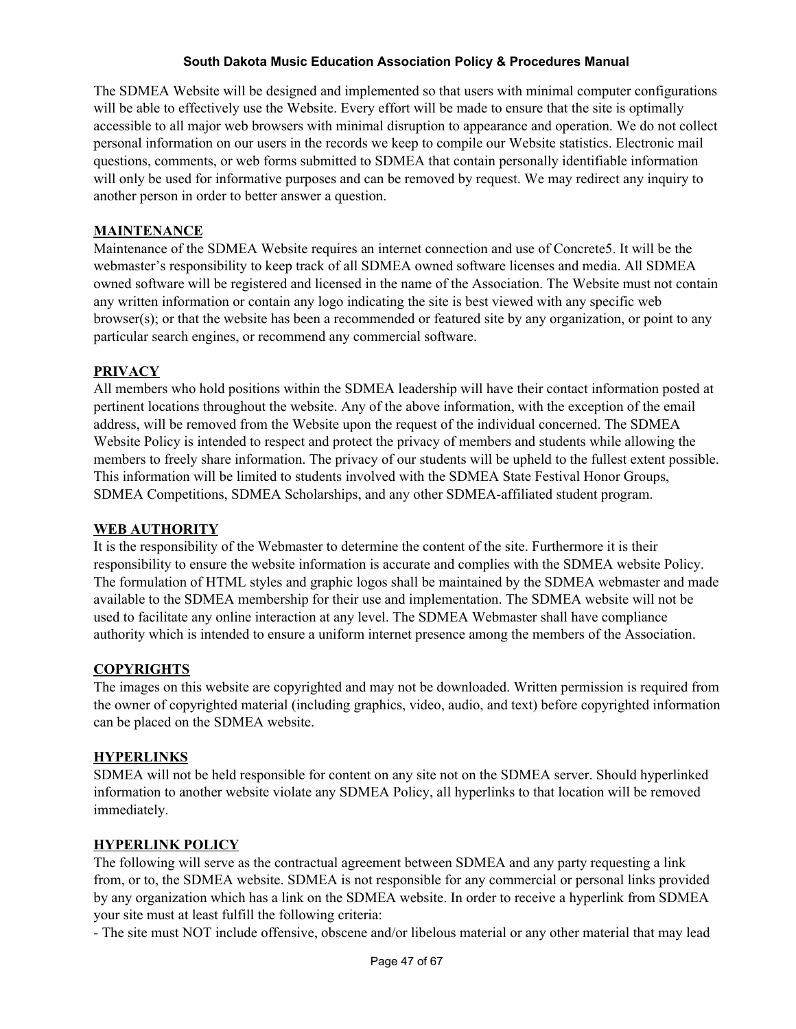The SDMEA Website will be designed and implemented so that users with minimal computer configurations will be able to effectively use the Website. Every effort will be made to ensure that the site is optimally accessible to all major web browsers with minimal disruption to appearance and operation. We do not collect personal information on our users in the records we keep to compile our Website statistics. Electronic mail questions, comments, or web forms submitted to SDMEA that contain personally identifiable information will only be used for informative purposes and can be removed by request. We may redirect any inquiry to another person in order to better answer a question.

**MAINTENANCE**

Maintenance of the SDMEA Website requires an internet connection and use of Concrete5. It will be the webmaster's responsibility to keep track of all SDMEA owned software licenses and media. All SDMEA owned software will be registered and licensed in the name of the Association. The Website must not contain any written information or contain any logo indicating the site is best viewed with any specific web browser(s); or that the website has been a recommended or featured site by any organization, or point to any particular search engines, or recommend any commercial software.

**PRIVACY**

All members who hold positions within the SDMEA leadership will have their contact information posted at pertinent locations throughout the website. Any of the above information, with the exception of the email address, will be removed from the Website upon the request of the individual concerned. The SDMEA Website Policy is intended to respect and protect the privacy of members and students while allowing the members to freely share information. The privacy of our students will be upheld to the fullest extent possible. This information will be limited to students involved with the SDMEA State Festival Honor Groups, SDMEA Competitions, SDMEA Scholarships, and any other SDMEA-affiliated student program.

**WEB AUTHORITY**

It is the responsibility of the Webmaster to determine the content of the site. Furthermore it is their responsibility to ensure the website information is accurate and complies with the SDMEA website Policy. The formulation of HTML styles and graphic logos shall be maintained by the SDMEA webmaster and made available to the SDMEA membership for their use and implementation. The SDMEA website will not be used to facilitate any online interaction at any level. The SDMEA Webmaster shall have compliance authority which is intended to ensure a uniform internet presence among the members of the Association.

**COPYRIGHTS**

The images on this website are copyrighted and may not be downloaded. Written permission is required from the owner of copyrighted material (including graphics, video, audio, and text) before copyrighted information can be placed on the SDMEA website.

**HYPERLINKS**

SDMEA will not be held responsible for content on any site not on the SDMEA server. Should hyperlinked information to another website violate any SDMEA Policy, all hyperlinks to that location will be removed immediately.

**HYPERLINK POLICY**

The following will serve as the contractual agreement between SDMEA and any party requesting a link from, or to, the SDMEA website. SDMEA is not responsible for any commercial or personal links provided by any organization which has a link on the SDMEA website. In order to receive a hyperlink from SDMEA your site must at least fulfill the following criteria:

- The site must NOT include offensive, obscene and/or libelous material or any other material that may lead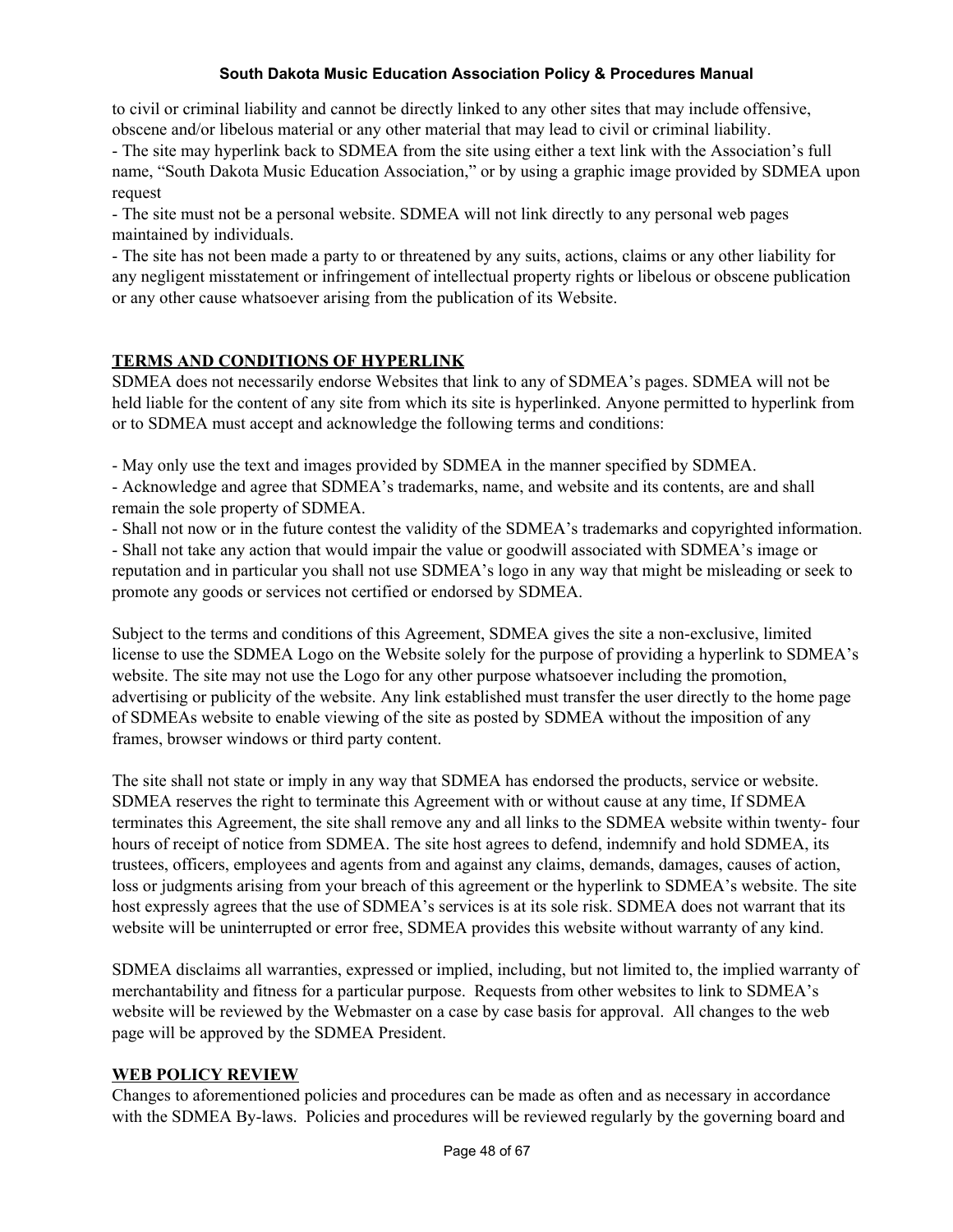to civil or criminal liability and cannot be directly linked to any other sites that may include offensive, obscene and/or libelous material or any other material that may lead to civil or criminal liability.

- The site may hyperlink back to SDMEA from the site using either a text link with the Association's full name, "South Dakota Music Education Association," or by using a graphic image provided by SDMEA upon request
- The site must not be a personal website. SDMEA will not link directly to any personal web pages maintained by individuals.
- The site has not been made a party to or threatened by any suits, actions, claims or any other liability for any negligent misstatement or infringement of intellectual property rights or libelous or obscene publication or any other cause whatsoever arising from the publication of its Website.

## TERMS AND CONDITIONS OF HYPERLINK

SDMEA does not necessarily endorse Websites that link to any of SDMEA's pages. SDMEA will not be held liable for the content of any site from which its site is hyperlinked. Anyone permitted to hyperlink from or to SDMEA must accept and acknowledge the following terms and conditions:

- May only use the text and images provided by SDMEA in the manner specified by SDMEA.
- Acknowledge and agree that SDMEA's trademarks, name, and website and its contents, are and shall remain the sole property of SDMEA.
- Shall not now or in the future contest the validity of the SDMEA's trademarks and copyrighted information.
- Shall not take any action that would impair the value or goodwill associated with SDMEA's image or reputation and in particular you shall not use SDMEA's logo in any way that might be misleading or seek to promote any goods or services not certified or endorsed by SDMEA.

Subject to the terms and conditions of this Agreement, SDMEA gives the site a non-exclusive, limited license to use the SDMEA Logo on the Website solely for the purpose of providing a hyperlink to SDMEA's website. The site may not use the Logo for any other purpose whatsoever including the promotion, advertising or publicity of the website. Any link established must transfer the user directly to the home page of SDMEAs website to enable viewing of the site as posted by SDMEA without the imposition of any frames, browser windows or third party content.

The site shall not state or imply in any way that SDMEA has endorsed the products, service or website. SDMEA reserves the right to terminate this Agreement with or without cause at any time, If SDMEA terminates this Agreement, the site shall remove any and all links to the SDMEA website within twenty- four hours of receipt of notice from SDMEA. The site host agrees to defend, indemnify and hold SDMEA, its trustees, officers, employees and agents from and against any claims, demands, damages, causes of action, loss or judgments arising from your breach of this agreement or the hyperlink to SDMEA's website. The site host expressly agrees that the use of SDMEA's services is at its sole risk. SDMEA does not warrant that its website will be uninterrupted or error free, SDMEA provides this website without warranty of any kind.

SDMEA disclaims all warranties, expressed or implied, including, but not limited to, the implied warranty of merchantability and fitness for a particular purpose. Requests from other websites to link to SDMEA's website will be reviewed by the Webmaster on a case by case basis for approval. All changes to the web page will be approved by the SDMEA President.

## WEB POLICY REVIEW

Changes to aforementioned policies and procedures can be made as often and as necessary in accordance with the SDMEA By-laws. Policies and procedures will be reviewed regularly by the governing board and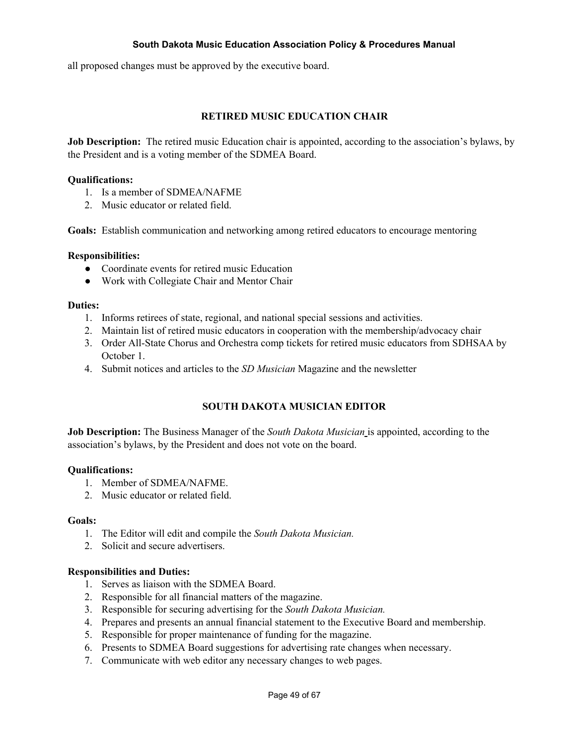all proposed changes must be approved by the executive board.

## RETIRED MUSIC EDUCATION CHAIR

**Job Description:** The retired music Education chair is appointed, according to the association's bylaws, by the President and is a voting member of the SDMEA Board.

**Qualifications:**

1. Is a member of SDMEA/NAFME
2. Music educator or related field.

**Goals:** Establish communication and networking among retired educators to encourage mentoring

**Responsibilities:**

- Coordinate events for retired music Education
- Work with Collegiate Chair and Mentor Chair

**Duties:**

1. Informs retirees of state, regional, and national special sessions and activities.
2. Maintain list of retired music educators in cooperation with the membership/advocacy chair
3. Order All-State Chorus and Orchestra comp tickets for retired music educators from SDHSAA by October 1.
4. Submit notices and articles to the *SD Musician* Magazine and the newsletter

## SOUTH DAKOTA MUSICIAN EDITOR

**Job Description:** The Business Manager of the *South Dakota Musician* is appointed, according to the association's bylaws, by the President and does not vote on the board.

**Qualifications:**

1. Member of SDMEA/NAFME.
2. Music educator or related field.

**Goals:**

1. The Editor will edit and compile the *South Dakota Musician.*
2. Solicit and secure advertisers.

**Responsibilities and Duties:**

1. Serves as liaison with the SDMEA Board.
2. Responsible for all financial matters of the magazine.
3. Responsible for securing advertising for the *South Dakota Musician.*
4. Prepares and presents an annual financial statement to the Executive Board and membership.
5. Responsible for proper maintenance of funding for the magazine.
6. Presents to SDMEA Board suggestions for advertising rate changes when necessary.
7. Communicate with web editor any necessary changes to web pages.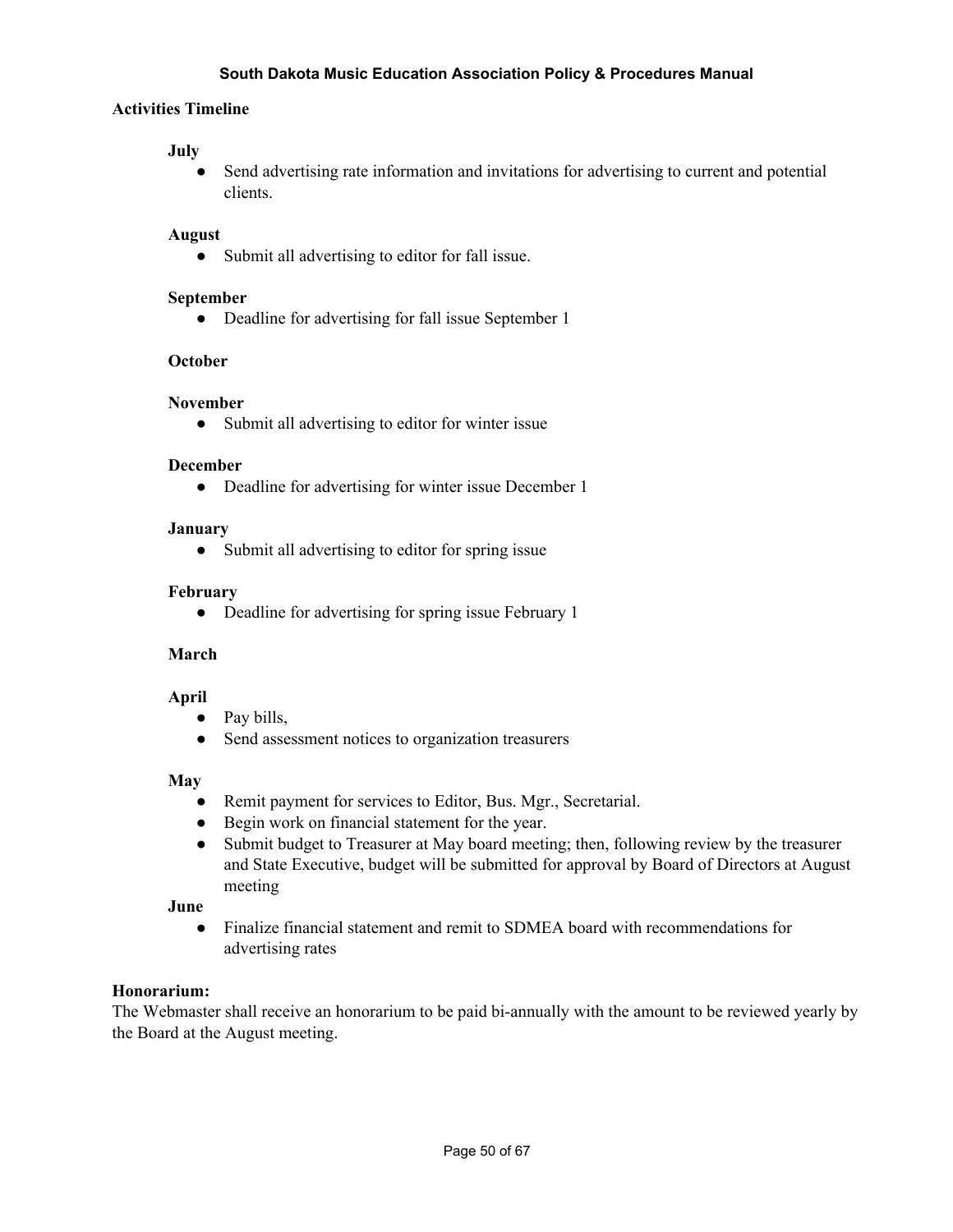**Activities Timeline**

**July**

- Send advertising rate information and invitations for advertising to current and potential clients.

**August**

- Submit all advertising to editor for fall issue.

**September**

- Deadline for advertising for fall issue September 1

**October**

**November**

- Submit all advertising to editor for winter issue

**December**

- Deadline for advertising for winter issue December 1

**January**

- Submit all advertising to editor for spring issue

**February**

- Deadline for advertising for spring issue February 1

**March**

**April**

- Pay bills,
- Send assessment notices to organization treasurers

**May**

- Remit payment for services to Editor, Bus. Mgr., Secretarial.
- Begin work on financial statement for the year.
- Submit budget to Treasurer at May board meeting; then, following review by the treasurer and State Executive, budget will be submitted for approval by Board of Directors at August meeting

**June**

- Finalize financial statement and remit to SDMEA board with recommendations for advertising rates

**Honorarium:**

The Webmaster shall receive an honorarium to be paid bi-annually with the amount to be reviewed yearly by the Board at the August meeting.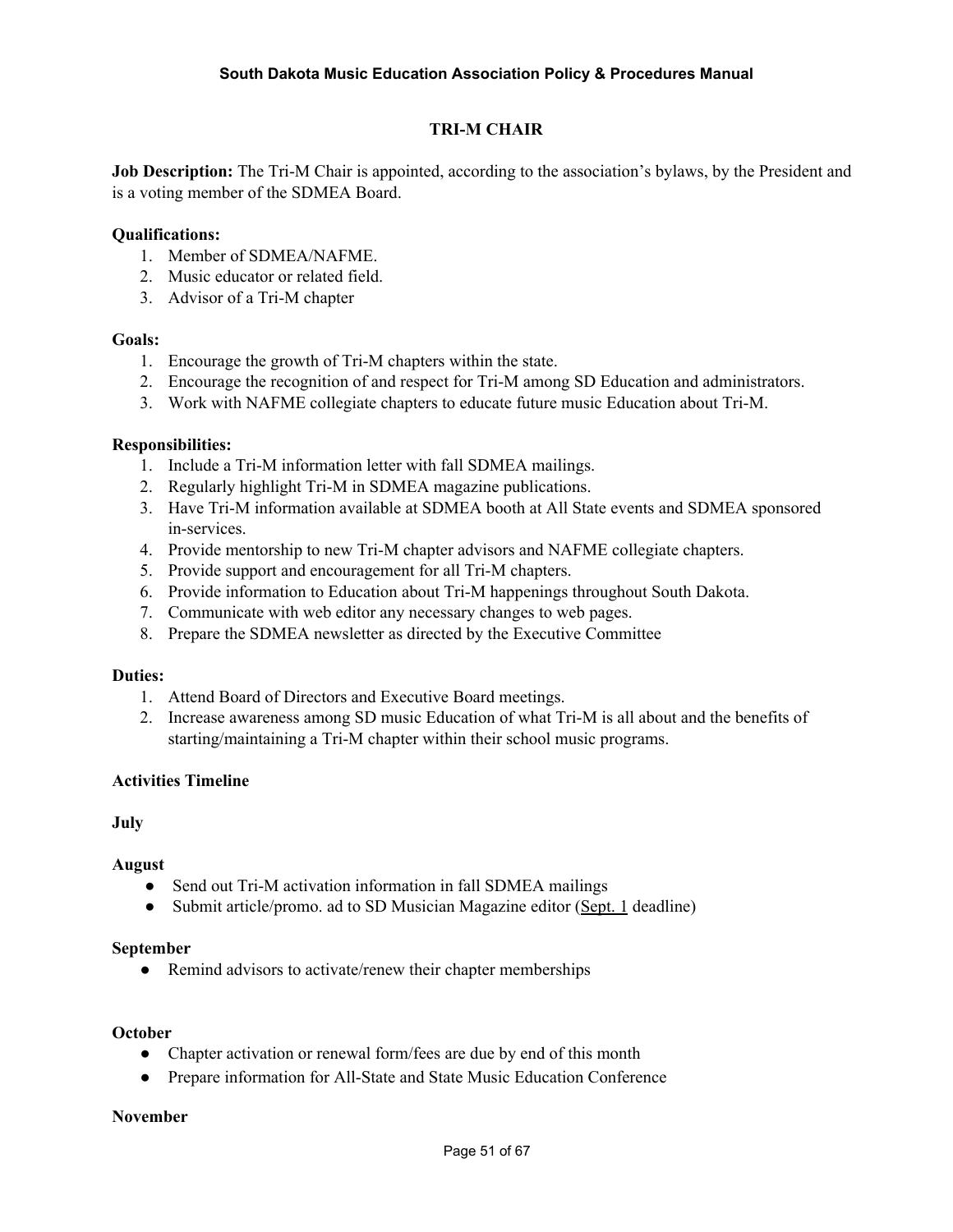# TRI-M CHAIR

**Job Description:** The Tri-M Chair is appointed, according to the association's bylaws, by the President and is a voting member of the SDMEA Board.

**Qualifications:**

1. Member of SDMEA/NAFME.
2. Music educator or related field.
3. Advisor of a Tri-M chapter

**Goals:**

1. Encourage the growth of Tri-M chapters within the state.
2. Encourage the recognition of and respect for Tri-M among SD Education and administrators.
3. Work with NAFME collegiate chapters to educate future music Education about Tri-M.

**Responsibilities:**

1. Include a Tri-M information letter with fall SDMEA mailings.
2. Regularly highlight Tri-M in SDMEA magazine publications.
3. Have Tri-M information available at SDMEA booth at All State events and SDMEA sponsored in-services.
4. Provide mentorship to new Tri-M chapter advisors and NAFME collegiate chapters.
5. Provide support and encouragement for all Tri-M chapters.
6. Provide information to Education about Tri-M happenings throughout South Dakota.
7. Communicate with web editor any necessary changes to web pages.
8. Prepare the SDMEA newsletter as directed by the Executive Committee

**Duties:**

1. Attend Board of Directors and Executive Board meetings.
2. Increase awareness among SD music Education of what Tri-M is all about and the benefits of starting/maintaining a Tri-M chapter within their school music programs.

**Activities Timeline**

**July**

**August**

- Send out Tri-M activation information in fall SDMEA mailings
- Submit article/promo. ad to SD Musician Magazine editor (Sept. 1 deadline)

**September**

- Remind advisors to activate/renew their chapter memberships

**October**

- Chapter activation or renewal form/fees are due by end of this month
- Prepare information for All-State and State Music Education Conference

**November**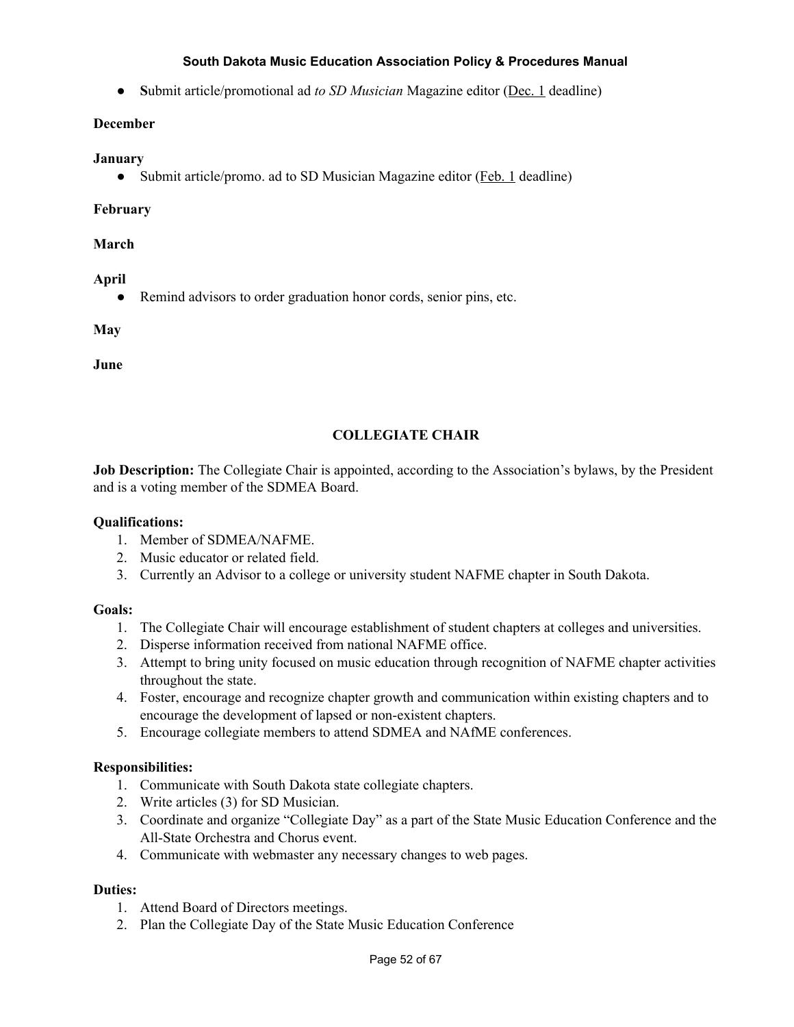- **S**ubmit article/promotional ad *to SD Musician* Magazine editor (Dec. 1 deadline)

**December**

**January**

- Submit article/promo. ad to SD Musician Magazine editor (Feb. 1 deadline)

**February**

**March**

**April**

- Remind advisors to order graduation honor cords, senior pins, etc.

**May**

**June**

## COLLEGIATE CHAIR

**Job Description:** The Collegiate Chair is appointed, according to the Association's bylaws, by the President and is a voting member of the SDMEA Board.

**Qualifications:**

1. Member of SDMEA/NAFME.
2. Music educator or related field.
3. Currently an Advisor to a college or university student NAFME chapter in South Dakota.

**Goals:**

1. The Collegiate Chair will encourage establishment of student chapters at colleges and universities.
2. Disperse information received from national NAFME office.
3. Attempt to bring unity focused on music education through recognition of NAFME chapter activities throughout the state.
4. Foster, encourage and recognize chapter growth and communication within existing chapters and to encourage the development of lapsed or non-existent chapters.
5. Encourage collegiate members to attend SDMEA and NAfME conferences.

**Responsibilities:**

1. Communicate with South Dakota state collegiate chapters.
2. Write articles (3) for SD Musician.
3. Coordinate and organize "Collegiate Day" as a part of the State Music Education Conference and the All-State Orchestra and Chorus event.
4. Communicate with webmaster any necessary changes to web pages.

**Duties:**

1. Attend Board of Directors meetings.
2. Plan the Collegiate Day of the State Music Education Conference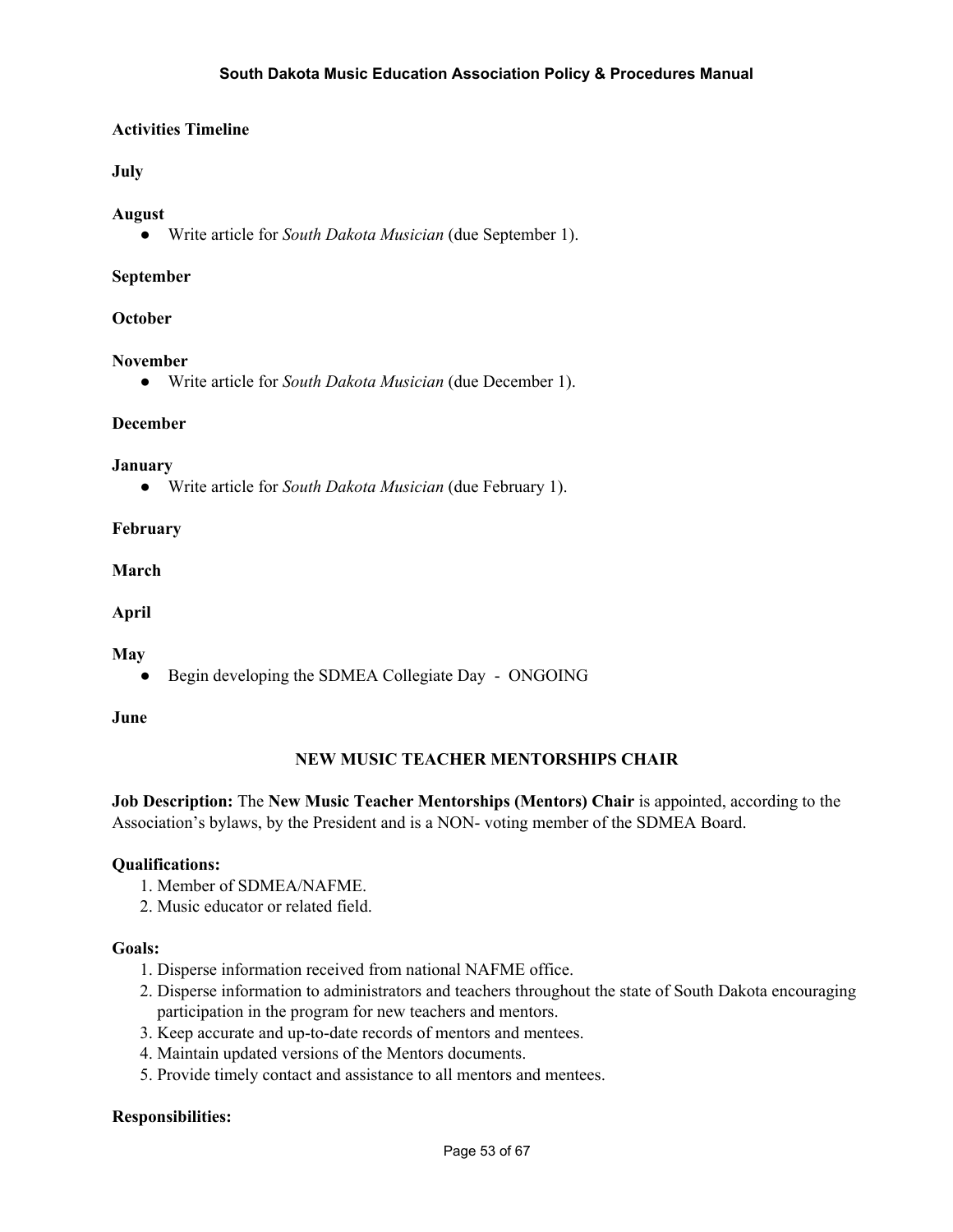**Activities Timeline**

**July**

**August**

- Write article for *South Dakota Musician* (due September 1).

**September**

**October**

**November**

- Write article for *South Dakota Musician* (due December 1).

**December**

**January**

- Write article for *South Dakota Musician* (due February 1).

**February**

**March**

**April**

**May**

- Begin developing the SDMEA Collegiate Day - ONGOING

**June**

## NEW MUSIC TEACHER MENTORSHIPS CHAIR

**Job Description:** The **New Music Teacher Mentorships (Mentors) Chair** is appointed, according to the Association's bylaws, by the President and is a NON- voting member of the SDMEA Board.

**Qualifications:**

1. Member of SDMEA/NAFME.
2. Music educator or related field.

**Goals:**

1. Disperse information received from national NAFME office.
2. Disperse information to administrators and teachers throughout the state of South Dakota encouraging participation in the program for new teachers and mentors.
3. Keep accurate and up-to-date records of mentors and mentees.
4. Maintain updated versions of the Mentors documents.
5. Provide timely contact and assistance to all mentors and mentees.

**Responsibilities:**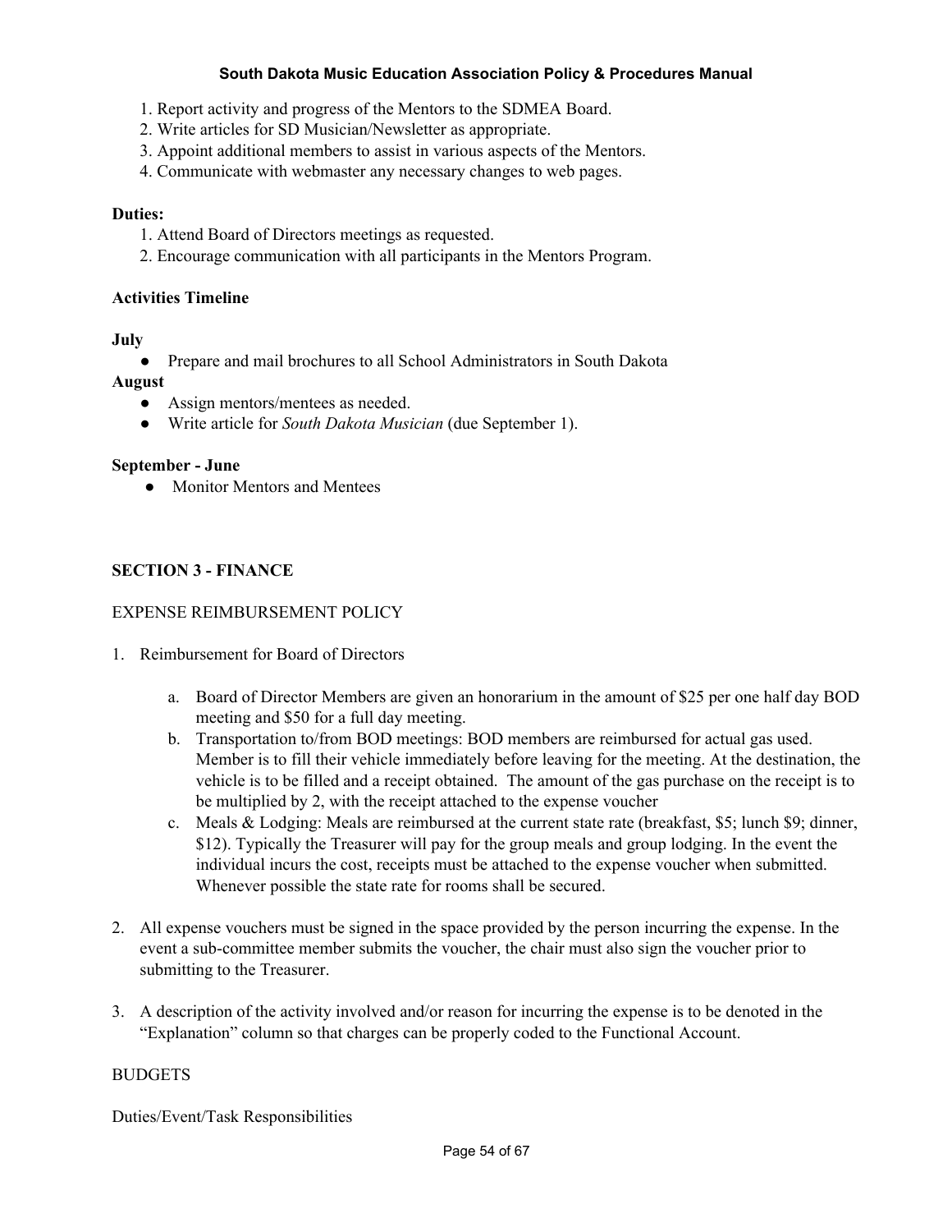1. Report activity and progress of the Mentors to the SDMEA Board.
2. Write articles for SD Musician/Newsletter as appropriate.
3. Appoint additional members to assist in various aspects of the Mentors.
4. Communicate with webmaster any necessary changes to web pages.

**Duties:**

1. Attend Board of Directors meetings as requested.
2. Encourage communication with all participants in the Mentors Program.

**Activities Timeline**

**July**

- Prepare and mail brochures to all School Administrators in South Dakota

**August**

- Assign mentors/mentees as needed.
- Write article for *South Dakota Musician* (due September 1).

**September - June**

- Monitor Mentors and Mentees

## SECTION 3 - FINANCE

EXPENSE REIMBURSEMENT POLICY

1. Reimbursement for Board of Directors

    a. Board of Director Members are given an honorarium in the amount of $25 per one half day BOD meeting and $50 for a full day meeting.

    b. Transportation to/from BOD meetings: BOD members are reimbursed for actual gas used. Member is to fill their vehicle immediately before leaving for the meeting. At the destination, the vehicle is to be filled and a receipt obtained. The amount of the gas purchase on the receipt is to be multiplied by 2, with the receipt attached to the expense voucher

    c. Meals & Lodging: Meals are reimbursed at the current state rate (breakfast, $5; lunch $9; dinner, $12). Typically the Treasurer will pay for the group meals and group lodging. In the event the individual incurs the cost, receipts must be attached to the expense voucher when submitted. Whenever possible the state rate for rooms shall be secured.

2. All expense vouchers must be signed in the space provided by the person incurring the expense. In the event a sub-committee member submits the voucher, the chair must also sign the voucher prior to submitting to the Treasurer.

3. A description of the activity involved and/or reason for incurring the expense is to be denoted in the "Explanation" column so that charges can be properly coded to the Functional Account.

BUDGETS

Duties/Event/Task Responsibilities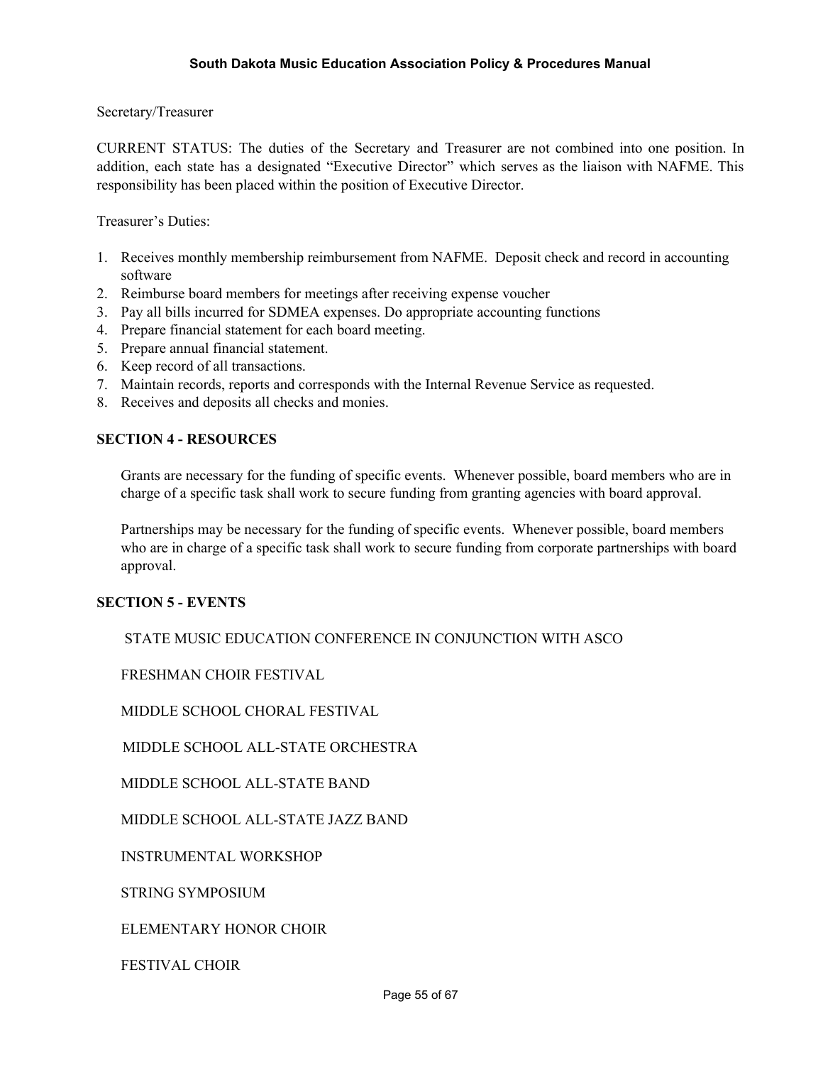Secretary/Treasurer

CURRENT STATUS: The duties of the Secretary and Treasurer are not combined into one position. In addition, each state has a designated "Executive Director" which serves as the liaison with NAFME. This responsibility has been placed within the position of Executive Director.

Treasurer's Duties:

1. Receives monthly membership reimbursement from NAFME. Deposit check and record in accounting software
2. Reimburse board members for meetings after receiving expense voucher
3. Pay all bills incurred for SDMEA expenses. Do appropriate accounting functions
4. Prepare financial statement for each board meeting.
5. Prepare annual financial statement.
6. Keep record of all transactions.
7. Maintain records, reports and corresponds with the Internal Revenue Service as requested.
8. Receives and deposits all checks and monies.

## SECTION 4 - RESOURCES

Grants are necessary for the funding of specific events. Whenever possible, board members who are in charge of a specific task shall work to secure funding from granting agencies with board approval.

Partnerships may be necessary for the funding of specific events. Whenever possible, board members who are in charge of a specific task shall work to secure funding from corporate partnerships with board approval.

## SECTION 5 - EVENTS

STATE MUSIC EDUCATION CONFERENCE IN CONJUNCTION WITH ASCO

FRESHMAN CHOIR FESTIVAL

MIDDLE SCHOOL CHORAL FESTIVAL

MIDDLE SCHOOL ALL-STATE ORCHESTRA

MIDDLE SCHOOL ALL-STATE BAND

MIDDLE SCHOOL ALL-STATE JAZZ BAND

INSTRUMENTAL WORKSHOP

STRING SYMPOSIUM

ELEMENTARY HONOR CHOIR

FESTIVAL CHOIR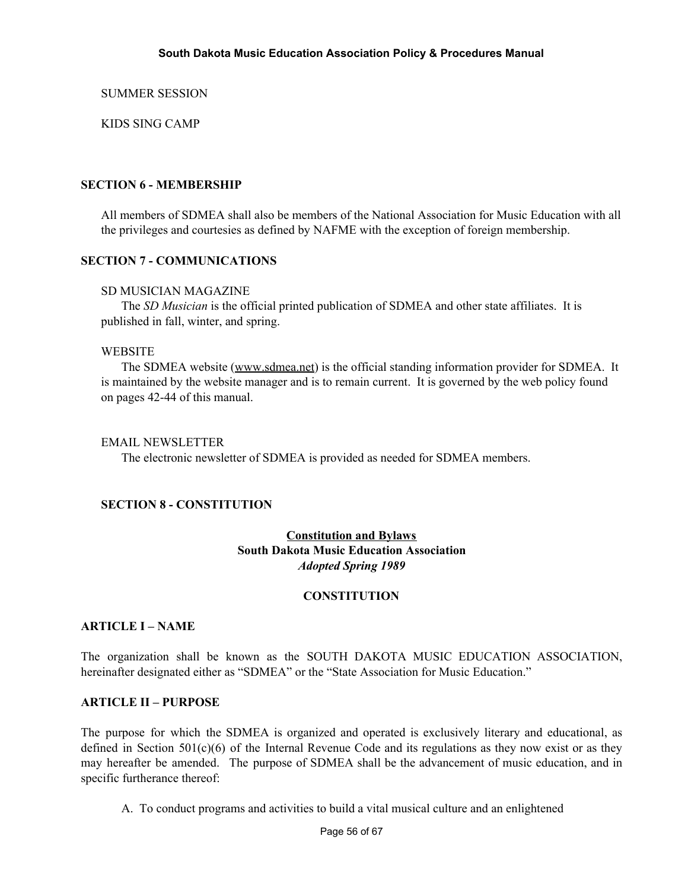SUMMER SESSION

KIDS SING CAMP

## SECTION 6 - MEMBERSHIP

All members of SDMEA shall also be members of the National Association for Music Education with all the privileges and courtesies as defined by NAFME with the exception of foreign membership.

## SECTION 7 - COMMUNICATIONS

SD MUSICIAN MAGAZINE

The *SD Musician* is the official printed publication of SDMEA and other state affiliates. It is published in fall, winter, and spring.

WEBSITE

The SDMEA website (www.sdmea.net) is the official standing information provider for SDMEA. It is maintained by the website manager and is to remain current. It is governed by the web policy found on pages 42-44 of this manual.

EMAIL NEWSLETTER

The electronic newsletter of SDMEA is provided as needed for SDMEA members.

## SECTION 8 - CONSTITUTION

**Constitution and Bylaws**
**South Dakota Music Education Association**
***Adopted Spring 1989***

### CONSTITUTION

### ARTICLE I – NAME

The organization shall be known as the SOUTH DAKOTA MUSIC EDUCATION ASSOCIATION, hereinafter designated either as "SDMEA" or the "State Association for Music Education."

### ARTICLE II – PURPOSE

The purpose for which the SDMEA is organized and operated is exclusively literary and educational, as defined in Section 501(c)(6) of the Internal Revenue Code and its regulations as they now exist or as they may hereafter be amended. The purpose of SDMEA shall be the advancement of music education, and in specific furtherance thereof:

A. To conduct programs and activities to build a vital musical culture and an enlightened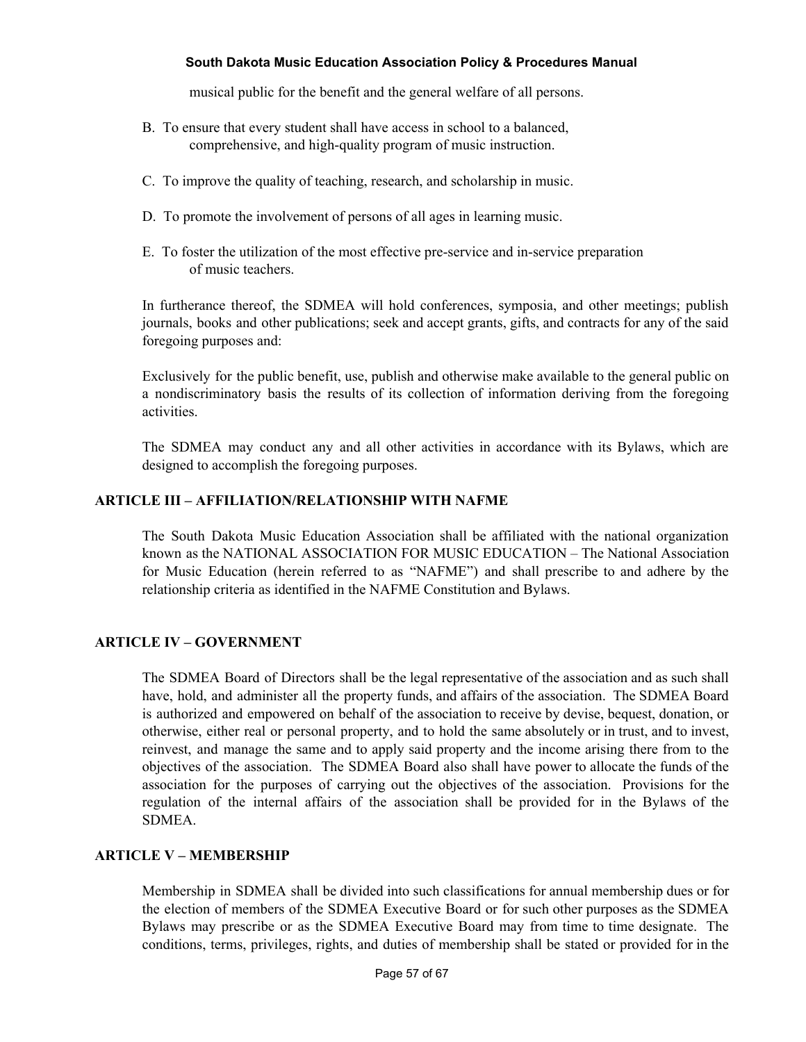musical public for the benefit and the general welfare of all persons.

B. To ensure that every student shall have access in school to a balanced, comprehensive, and high-quality program of music instruction.

C. To improve the quality of teaching, research, and scholarship in music.

D. To promote the involvement of persons of all ages in learning music.

E. To foster the utilization of the most effective pre-service and in-service preparation of music teachers.

In furtherance thereof, the SDMEA will hold conferences, symposia, and other meetings; publish journals, books and other publications; seek and accept grants, gifts, and contracts for any of the said foregoing purposes and:

Exclusively for the public benefit, use, publish and otherwise make available to the general public on a nondiscriminatory basis the results of its collection of information deriving from the foregoing activities.

The SDMEA may conduct any and all other activities in accordance with its Bylaws, which are designed to accomplish the foregoing purposes.

## ARTICLE III – AFFILIATION/RELATIONSHIP WITH NAFME

The South Dakota Music Education Association shall be affiliated with the national organization known as the NATIONAL ASSOCIATION FOR MUSIC EDUCATION – The National Association for Music Education (herein referred to as "NAFME") and shall prescribe to and adhere by the relationship criteria as identified in the NAFME Constitution and Bylaws.

## ARTICLE IV – GOVERNMENT

The SDMEA Board of Directors shall be the legal representative of the association and as such shall have, hold, and administer all the property funds, and affairs of the association. The SDMEA Board is authorized and empowered on behalf of the association to receive by devise, bequest, donation, or otherwise, either real or personal property, and to hold the same absolutely or in trust, and to invest, reinvest, and manage the same and to apply said property and the income arising there from to the objectives of the association. The SDMEA Board also shall have power to allocate the funds of the association for the purposes of carrying out the objectives of the association. Provisions for the regulation of the internal affairs of the association shall be provided for in the Bylaws of the SDMEA.

## ARTICLE V – MEMBERSHIP

Membership in SDMEA shall be divided into such classifications for annual membership dues or for the election of members of the SDMEA Executive Board or for such other purposes as the SDMEA Bylaws may prescribe or as the SDMEA Executive Board may from time to time designate. The conditions, terms, privileges, rights, and duties of membership shall be stated or provided for in the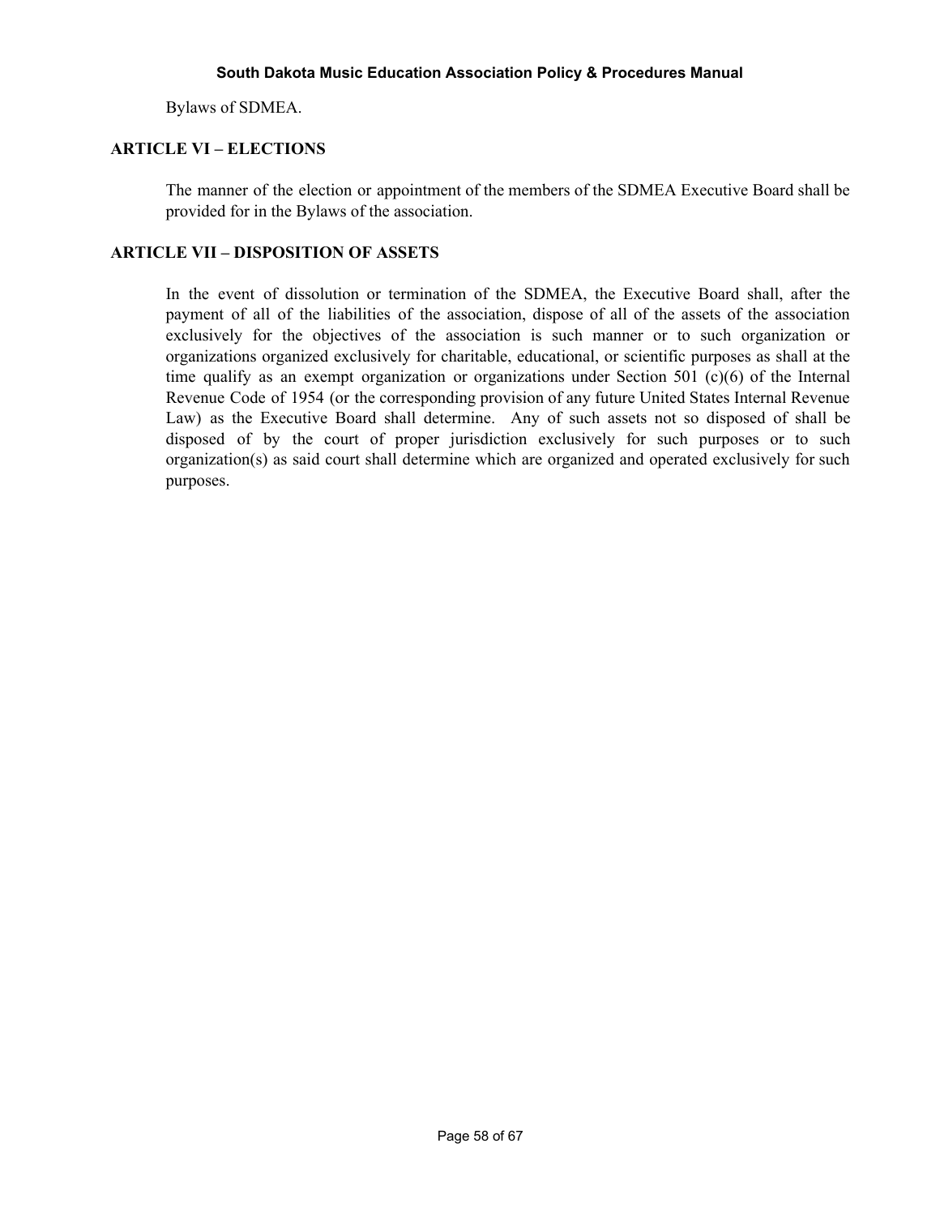Bylaws of SDMEA.

## ARTICLE VI – ELECTIONS

The manner of the election or appointment of the members of the SDMEA Executive Board shall be provided for in the Bylaws of the association.

## ARTICLE VII – DISPOSITION OF ASSETS

In the event of dissolution or termination of the SDMEA, the Executive Board shall, after the payment of all of the liabilities of the association, dispose of all of the assets of the association exclusively for the objectives of the association is such manner or to such organization or organizations organized exclusively for charitable, educational, or scientific purposes as shall at the time qualify as an exempt organization or organizations under Section 501 (c)(6) of the Internal Revenue Code of 1954 (or the corresponding provision of any future United States Internal Revenue Law) as the Executive Board shall determine. Any of such assets not so disposed of shall be disposed of by the court of proper jurisdiction exclusively for such purposes or to such organization(s) as said court shall determine which are organized and operated exclusively for such purposes.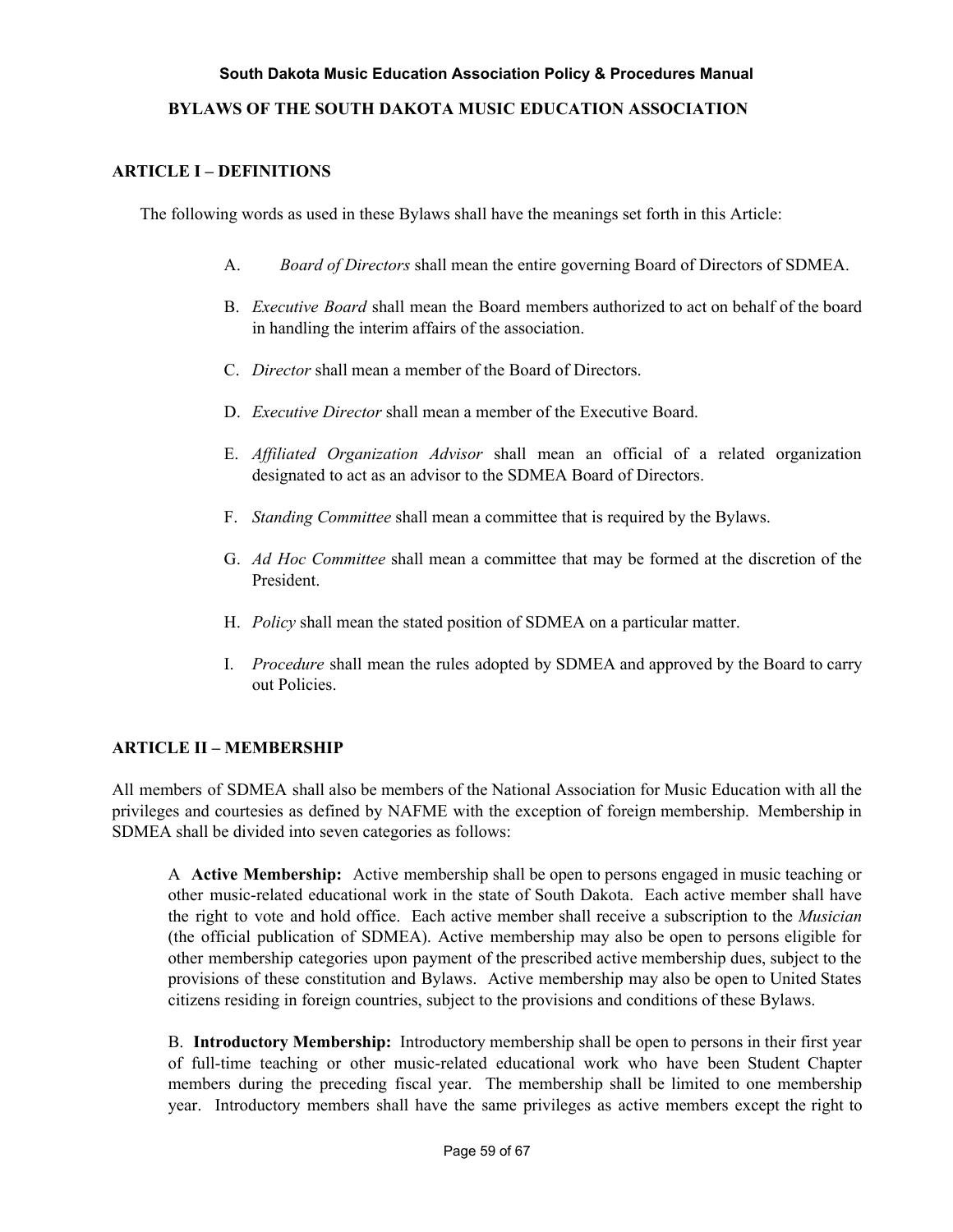# BYLAWS OF THE SOUTH DAKOTA MUSIC EDUCATION ASSOCIATION

## ARTICLE I – DEFINITIONS

The following words as used in these Bylaws shall have the meanings set forth in this Article:

A. *Board of Directors* shall mean the entire governing Board of Directors of SDMEA.

B. *Executive Board* shall mean the Board members authorized to act on behalf of the board in handling the interim affairs of the association.

C. *Director* shall mean a member of the Board of Directors.

D. *Executive Director* shall mean a member of the Executive Board.

E. *Affiliated Organization Advisor* shall mean an official of a related organization designated to act as an advisor to the SDMEA Board of Directors.

F. *Standing Committee* shall mean a committee that is required by the Bylaws.

G. *Ad Hoc Committee* shall mean a committee that may be formed at the discretion of the President.

H. *Policy* shall mean the stated position of SDMEA on a particular matter.

I. *Procedure* shall mean the rules adopted by SDMEA and approved by the Board to carry out Policies.

## ARTICLE II – MEMBERSHIP

All members of SDMEA shall also be members of the National Association for Music Education with all the privileges and courtesies as defined by NAFME with the exception of foreign membership. Membership in SDMEA shall be divided into seven categories as follows:

A **Active Membership:** Active membership shall be open to persons engaged in music teaching or other music-related educational work in the state of South Dakota. Each active member shall have the right to vote and hold office. Each active member shall receive a subscription to the *Musician* (the official publication of SDMEA). Active membership may also be open to persons eligible for other membership categories upon payment of the prescribed active membership dues, subject to the provisions of these constitution and Bylaws. Active membership may also be open to United States citizens residing in foreign countries, subject to the provisions and conditions of these Bylaws.

B. **Introductory Membership:** Introductory membership shall be open to persons in their first year of full-time teaching or other music-related educational work who have been Student Chapter members during the preceding fiscal year. The membership shall be limited to one membership year. Introductory members shall have the same privileges as active members except the right to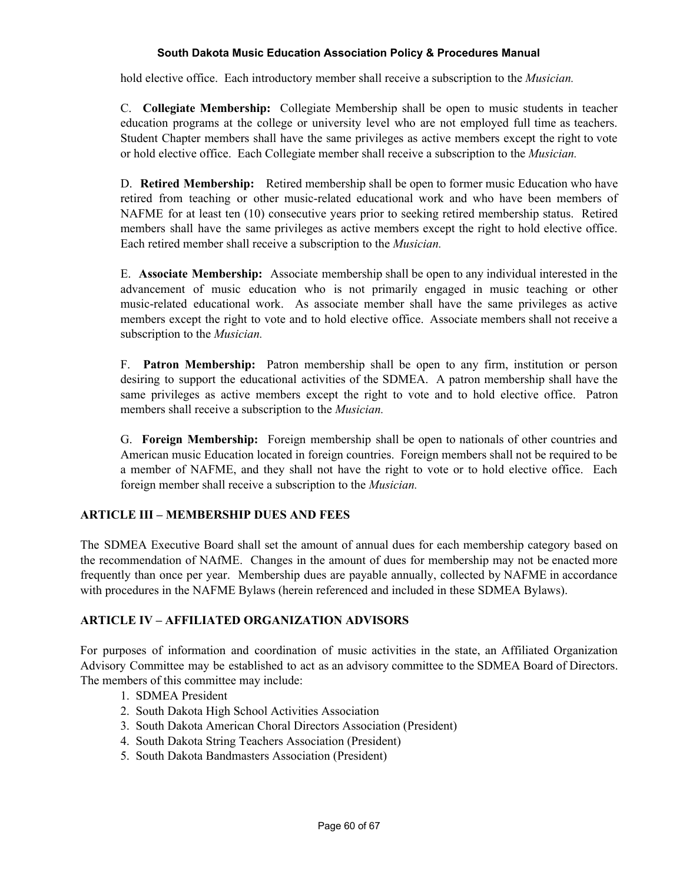hold elective office. Each introductory member shall receive a subscription to the *Musician.*

C. **Collegiate Membership:** Collegiate Membership shall be open to music students in teacher education programs at the college or university level who are not employed full time as teachers. Student Chapter members shall have the same privileges as active members except the right to vote or hold elective office. Each Collegiate member shall receive a subscription to the *Musician.*

D. **Retired Membership:** Retired membership shall be open to former music Education who have retired from teaching or other music-related educational work and who have been members of NAFME for at least ten (10) consecutive years prior to seeking retired membership status. Retired members shall have the same privileges as active members except the right to hold elective office. Each retired member shall receive a subscription to the *Musician.*

E. **Associate Membership:** Associate membership shall be open to any individual interested in the advancement of music education who is not primarily engaged in music teaching or other music-related educational work. As associate member shall have the same privileges as active members except the right to vote and to hold elective office. Associate members shall not receive a subscription to the *Musician.*

F. **Patron Membership:** Patron membership shall be open to any firm, institution or person desiring to support the educational activities of the SDMEA. A patron membership shall have the same privileges as active members except the right to vote and to hold elective office. Patron members shall receive a subscription to the *Musician.*

G. **Foreign Membership:** Foreign membership shall be open to nationals of other countries and American music Education located in foreign countries. Foreign members shall not be required to be a member of NAFME, and they shall not have the right to vote or to hold elective office. Each foreign member shall receive a subscription to the *Musician.*

## ARTICLE III – MEMBERSHIP DUES AND FEES

The SDMEA Executive Board shall set the amount of annual dues for each membership category based on the recommendation of NAfME. Changes in the amount of dues for membership may not be enacted more frequently than once per year. Membership dues are payable annually, collected by NAFME in accordance with procedures in the NAFME Bylaws (herein referenced and included in these SDMEA Bylaws).

## ARTICLE IV – AFFILIATED ORGANIZATION ADVISORS

For purposes of information and coordination of music activities in the state, an Affiliated Organization Advisory Committee may be established to act as an advisory committee to the SDMEA Board of Directors. The members of this committee may include:

1. SDMEA President
2. South Dakota High School Activities Association
3. South Dakota American Choral Directors Association (President)
4. South Dakota String Teachers Association (President)
5. South Dakota Bandmasters Association (President)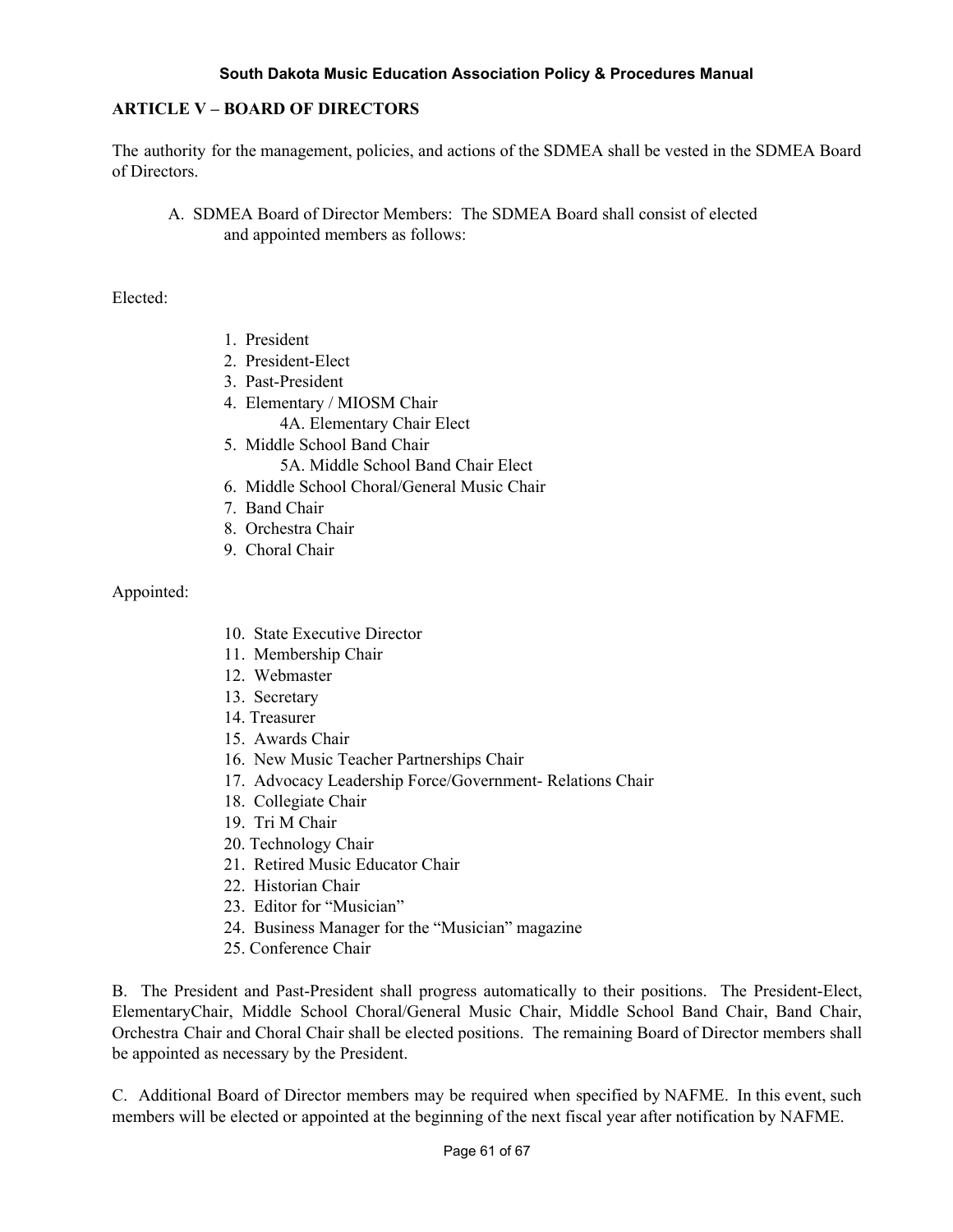## ARTICLE V – BOARD OF DIRECTORS

The authority for the management, policies, and actions of the SDMEA shall be vested in the SDMEA Board of Directors.

A. SDMEA Board of Director Members: The SDMEA Board shall consist of elected and appointed members as follows:

Elected:

1. President
2. President-Elect
3. Past-President
4. Elementary / MIOSM Chair
   - 4A. Elementary Chair Elect
5. Middle School Band Chair
   - 5A. Middle School Band Chair Elect
6. Middle School Choral/General Music Chair
7. Band Chair
8. Orchestra Chair
9. Choral Chair

Appointed:

10. State Executive Director
11. Membership Chair
12. Webmaster
13. Secretary
14. Treasurer
15. Awards Chair
16. New Music Teacher Partnerships Chair
17. Advocacy Leadership Force/Government- Relations Chair
18. Collegiate Chair
19. Tri M Chair
20. Technology Chair
21. Retired Music Educator Chair
22. Historian Chair
23. Editor for "Musician"
24. Business Manager for the "Musician" magazine
25. Conference Chair

B. The President and Past-President shall progress automatically to their positions. The President-Elect, ElementaryChair, Middle School Choral/General Music Chair, Middle School Band Chair, Band Chair, Orchestra Chair and Choral Chair shall be elected positions. The remaining Board of Director members shall be appointed as necessary by the President.

C. Additional Board of Director members may be required when specified by NAFME. In this event, such members will be elected or appointed at the beginning of the next fiscal year after notification by NAFME.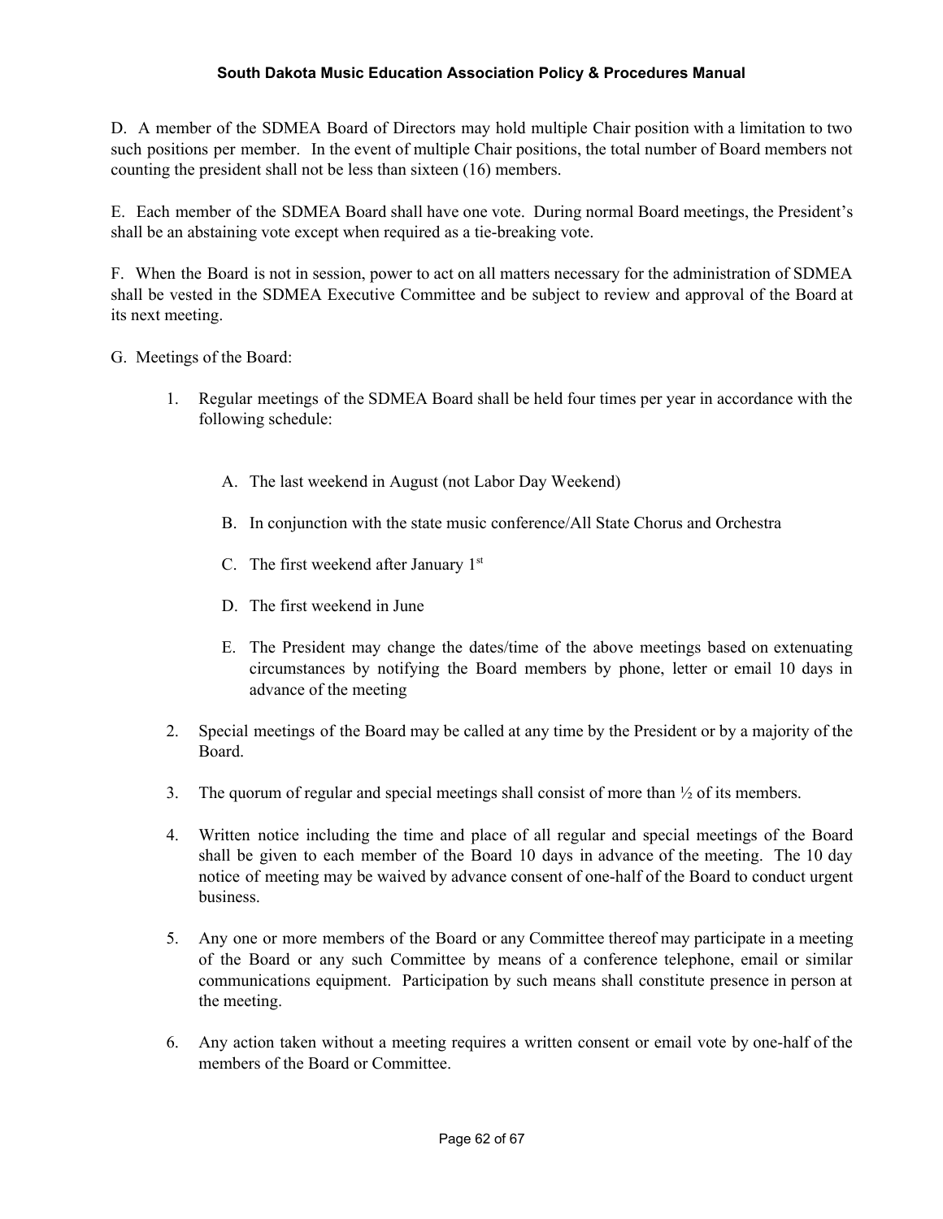D. A member of the SDMEA Board of Directors may hold multiple Chair position with a limitation to two such positions per member. In the event of multiple Chair positions, the total number of Board members not counting the president shall not be less than sixteen (16) members.

E. Each member of the SDMEA Board shall have one vote. During normal Board meetings, the President's shall be an abstaining vote except when required as a tie-breaking vote.

F. When the Board is not in session, power to act on all matters necessary for the administration of SDMEA shall be vested in the SDMEA Executive Committee and be subject to review and approval of the Board at its next meeting.

G. Meetings of the Board:

1. Regular meetings of the SDMEA Board shall be held four times per year in accordance with the following schedule:

   A. The last weekend in August (not Labor Day Weekend)

   B. In conjunction with the state music conference/All State Chorus and Orchestra

   C. The first weekend after January 1st

   D. The first weekend in June

   E. The President may change the dates/time of the above meetings based on extenuating circumstances by notifying the Board members by phone, letter or email 10 days in advance of the meeting

2. Special meetings of the Board may be called at any time by the President or by a majority of the Board.

3. The quorum of regular and special meetings shall consist of more than ½ of its members.

4. Written notice including the time and place of all regular and special meetings of the Board shall be given to each member of the Board 10 days in advance of the meeting. The 10 day notice of meeting may be waived by advance consent of one-half of the Board to conduct urgent business.

5. Any one or more members of the Board or any Committee thereof may participate in a meeting of the Board or any such Committee by means of a conference telephone, email or similar communications equipment. Participation by such means shall constitute presence in person at the meeting.

6. Any action taken without a meeting requires a written consent or email vote by one-half of the members of the Board or Committee.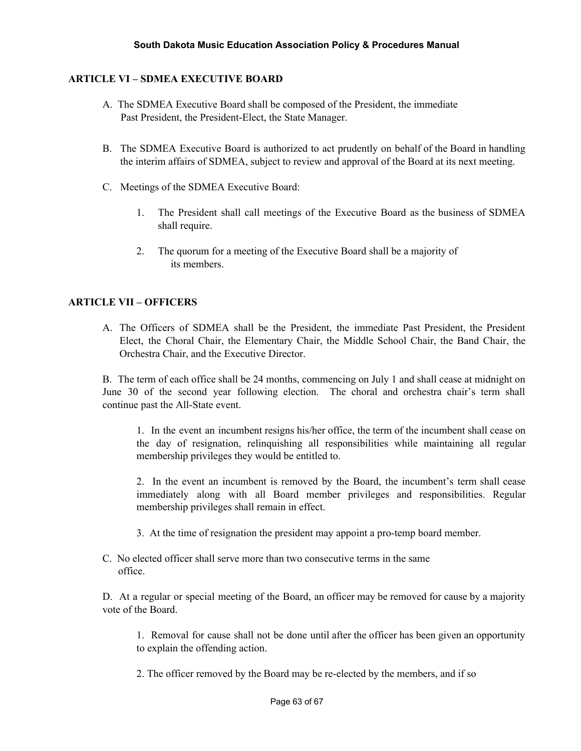## ARTICLE VI – SDMEA EXECUTIVE BOARD

A. The SDMEA Executive Board shall be composed of the President, the immediate Past President, the President-Elect, the State Manager.

B. The SDMEA Executive Board is authorized to act prudently on behalf of the Board in handling the interim affairs of SDMEA, subject to review and approval of the Board at its next meeting.

C. Meetings of the SDMEA Executive Board:

1. The President shall call meetings of the Executive Board as the business of SDMEA shall require.

2. The quorum for a meeting of the Executive Board shall be a majority of its members.

## ARTICLE VII – OFFICERS

A. The Officers of SDMEA shall be the President, the immediate Past President, the President Elect, the Choral Chair, the Elementary Chair, the Middle School Chair, the Band Chair, the Orchestra Chair, and the Executive Director.

B. The term of each office shall be 24 months, commencing on July 1 and shall cease at midnight on June 30 of the second year following election. The choral and orchestra chair's term shall continue past the All-State event.

1. In the event an incumbent resigns his/her office, the term of the incumbent shall cease on the day of resignation, relinquishing all responsibilities while maintaining all regular membership privileges they would be entitled to.

2. In the event an incumbent is removed by the Board, the incumbent's term shall cease immediately along with all Board member privileges and responsibilities. Regular membership privileges shall remain in effect.

3. At the time of resignation the president may appoint a pro-temp board member.

C. No elected officer shall serve more than two consecutive terms in the same office.

D. At a regular or special meeting of the Board, an officer may be removed for cause by a majority vote of the Board.

1. Removal for cause shall not be done until after the officer has been given an opportunity to explain the offending action.

2. The officer removed by the Board may be re-elected by the members, and if so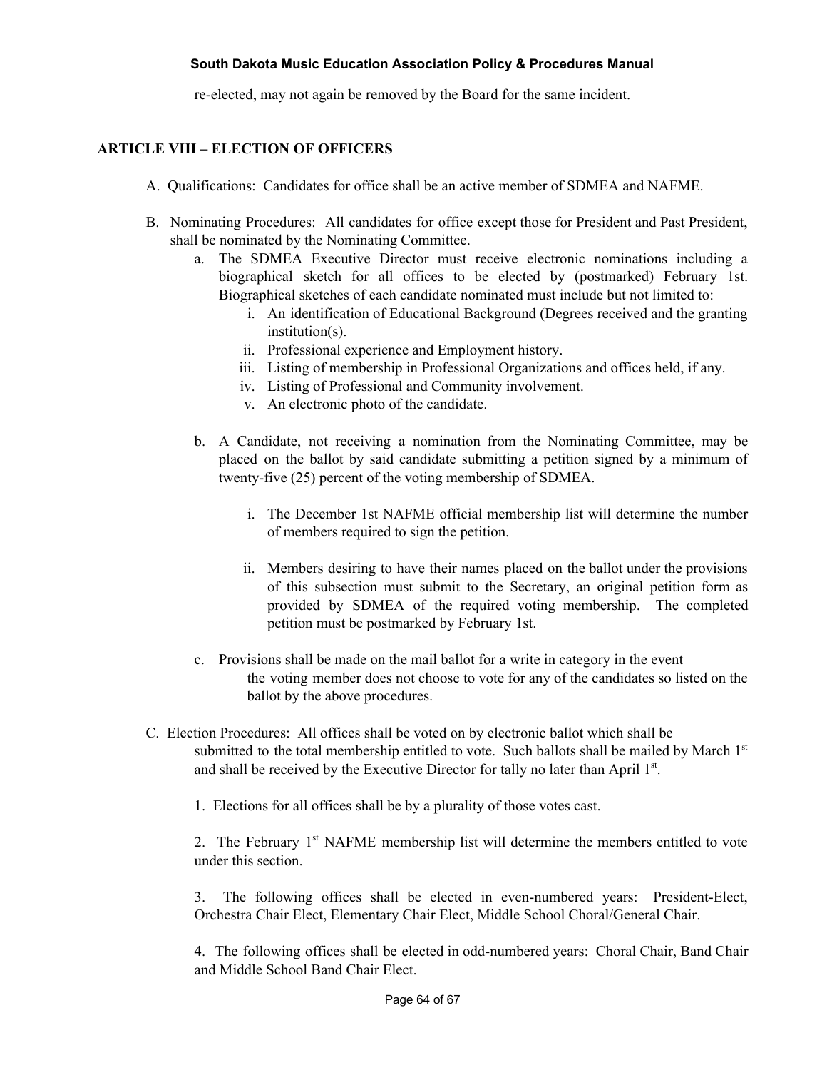re-elected, may not again be removed by the Board for the same incident.

## ARTICLE VIII – ELECTION OF OFFICERS

A. Qualifications: Candidates for office shall be an active member of SDMEA and NAFME.

B. Nominating Procedures: All candidates for office except those for President and Past President, shall be nominated by the Nominating Committee.

   a. The SDMEA Executive Director must receive electronic nominations including a biographical sketch for all offices to be elected by (postmarked) February 1st. Biographical sketches of each candidate nominated must include but not limited to:

      i. An identification of Educational Background (Degrees received and the granting institution(s).
      ii. Professional experience and Employment history.
      iii. Listing of membership in Professional Organizations and offices held, if any.
      iv. Listing of Professional and Community involvement.
      v. An electronic photo of the candidate.

   b. A Candidate, not receiving a nomination from the Nominating Committee, may be placed on the ballot by said candidate submitting a petition signed by a minimum of twenty-five (25) percent of the voting membership of SDMEA.

      i. The December 1st NAFME official membership list will determine the number of members required to sign the petition.

      ii. Members desiring to have their names placed on the ballot under the provisions of this subsection must submit to the Secretary, an original petition form as provided by SDMEA of the required voting membership. The completed petition must be postmarked by February 1st.

   c. Provisions shall be made on the mail ballot for a write in category in the event the voting member does not choose to vote for any of the candidates so listed on the ballot by the above procedures.

C. Election Procedures: All offices shall be voted on by electronic ballot which shall be submitted to the total membership entitled to vote. Such ballots shall be mailed by March 1st and shall be received by the Executive Director for tally no later than April 1st.

   1. Elections for all offices shall be by a plurality of those votes cast.

   2. The February 1st NAFME membership list will determine the members entitled to vote under this section.

   3. The following offices shall be elected in even-numbered years: President-Elect, Orchestra Chair Elect, Elementary Chair Elect, Middle School Choral/General Chair.

   4. The following offices shall be elected in odd-numbered years: Choral Chair, Band Chair and Middle School Band Chair Elect.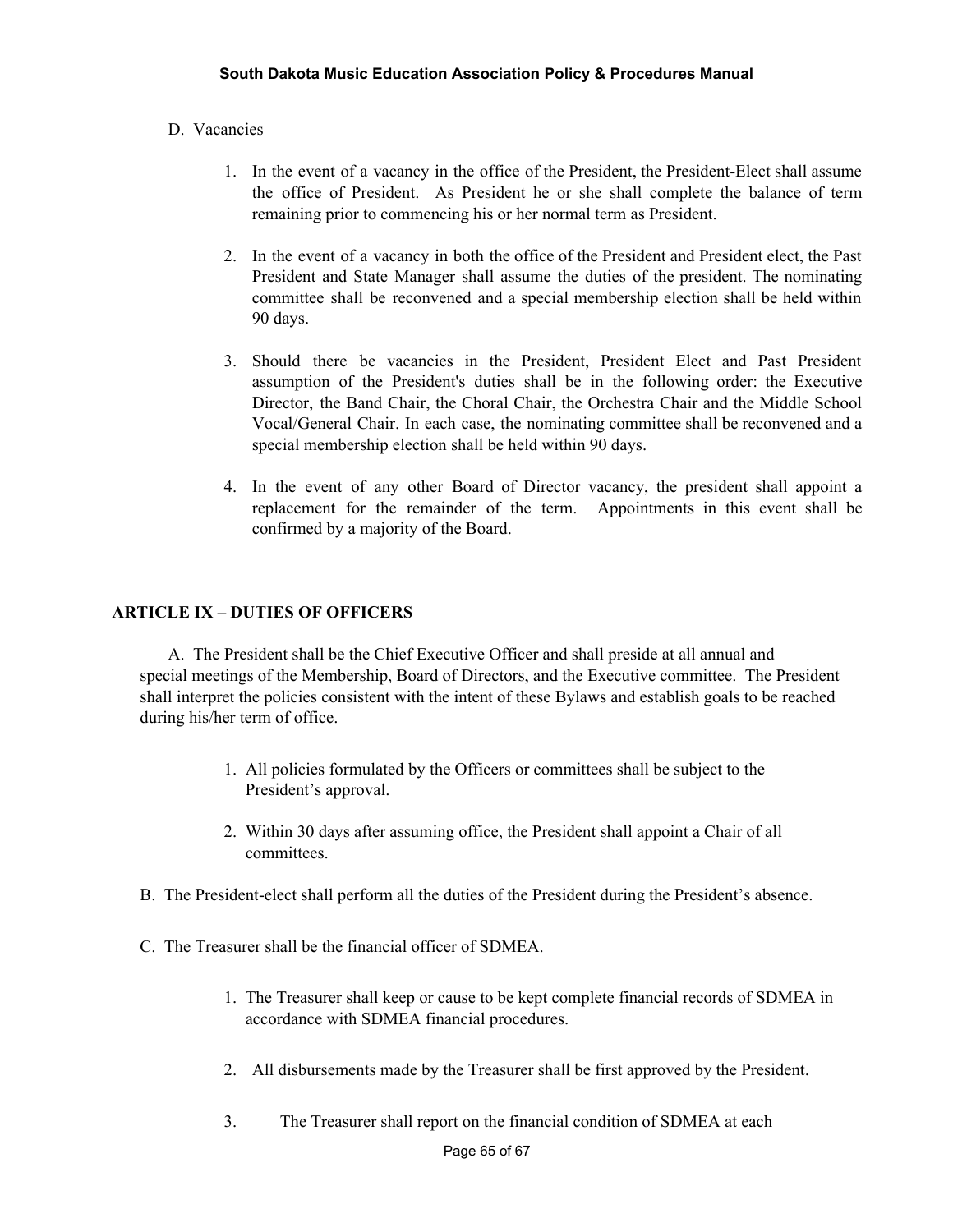D. Vacancies

1. In the event of a vacancy in the office of the President, the President-Elect shall assume the office of President. As President he or she shall complete the balance of term remaining prior to commencing his or her normal term as President.

2. In the event of a vacancy in both the office of the President and President elect, the Past President and State Manager shall assume the duties of the president. The nominating committee shall be reconvened and a special membership election shall be held within 90 days.

3. Should there be vacancies in the President, President Elect and Past President assumption of the President's duties shall be in the following order: the Executive Director, the Band Chair, the Choral Chair, the Orchestra Chair and the Middle School Vocal/General Chair. In each case, the nominating committee shall be reconvened and a special membership election shall be held within 90 days.

4. In the event of any other Board of Director vacancy, the president shall appoint a replacement for the remainder of the term. Appointments in this event shall be confirmed by a majority of the Board.

## ARTICLE IX – DUTIES OF OFFICERS

A. The President shall be the Chief Executive Officer and shall preside at all annual and special meetings of the Membership, Board of Directors, and the Executive committee. The President shall interpret the policies consistent with the intent of these Bylaws and establish goals to be reached during his/her term of office.

1. All policies formulated by the Officers or committees shall be subject to the President's approval.

2. Within 30 days after assuming office, the President shall appoint a Chair of all committees.

B. The President-elect shall perform all the duties of the President during the President's absence.

C. The Treasurer shall be the financial officer of SDMEA.

1. The Treasurer shall keep or cause to be kept complete financial records of SDMEA in accordance with SDMEA financial procedures.

2. All disbursements made by the Treasurer shall be first approved by the President.

3. The Treasurer shall report on the financial condition of SDMEA at each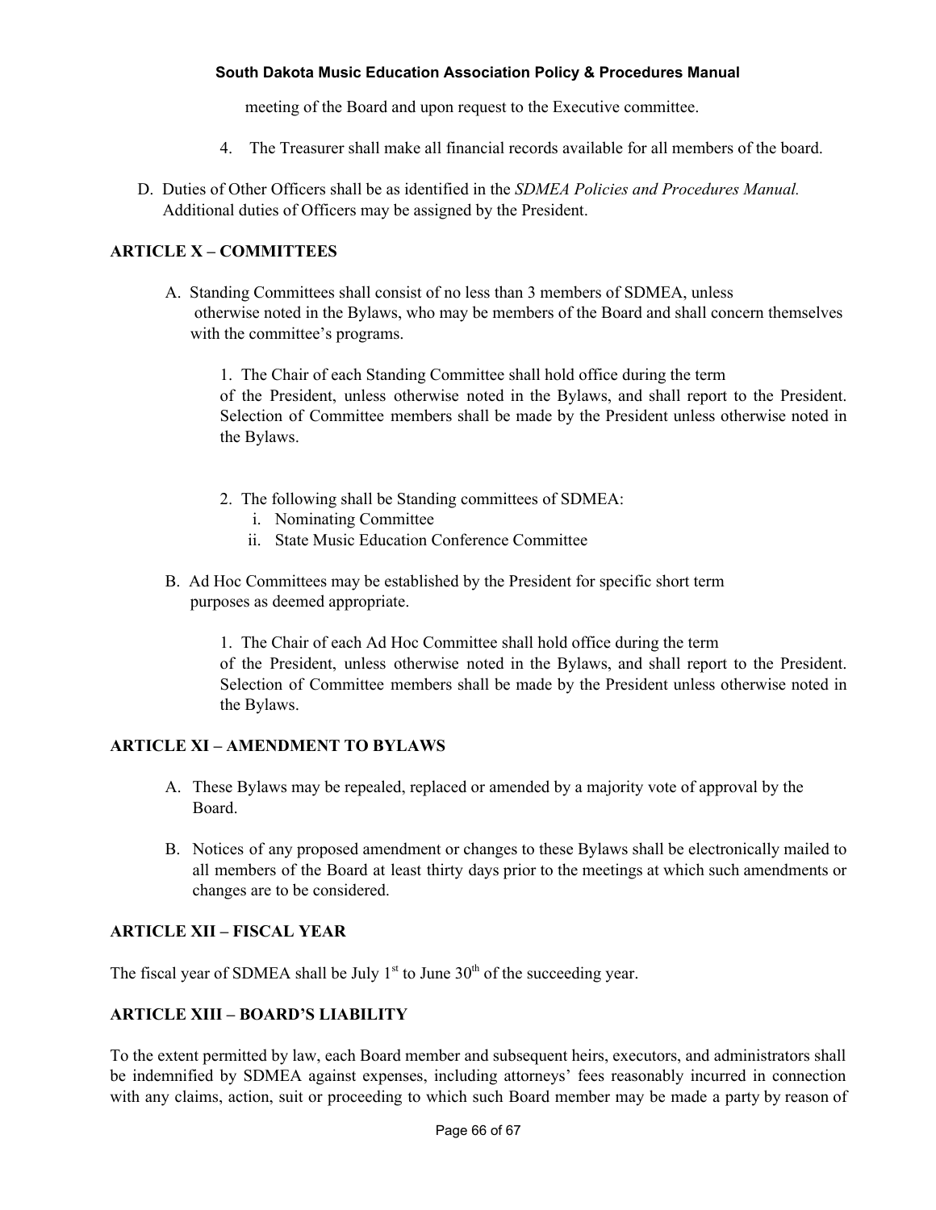meeting of the Board and upon request to the Executive committee.

4. The Treasurer shall make all financial records available for all members of the board.

D. Duties of Other Officers shall be as identified in the *SDMEA Policies and Procedures Manual.* Additional duties of Officers may be assigned by the President.

**ARTICLE X – COMMITTEES**

A. Standing Committees shall consist of no less than 3 members of SDMEA, unless otherwise noted in the Bylaws, who may be members of the Board and shall concern themselves with the committee's programs.

   1. The Chair of each Standing Committee shall hold office during the term of the President, unless otherwise noted in the Bylaws, and shall report to the President. Selection of Committee members shall be made by the President unless otherwise noted in the Bylaws.

   2. The following shall be Standing committees of SDMEA:
      i. Nominating Committee
      ii. State Music Education Conference Committee

B. Ad Hoc Committees may be established by the President for specific short term purposes as deemed appropriate.

   1. The Chair of each Ad Hoc Committee shall hold office during the term of the President, unless otherwise noted in the Bylaws, and shall report to the President. Selection of Committee members shall be made by the President unless otherwise noted in the Bylaws.

**ARTICLE XI – AMENDMENT TO BYLAWS**

A. These Bylaws may be repealed, replaced or amended by a majority vote of approval by the Board.

B. Notices of any proposed amendment or changes to these Bylaws shall be electronically mailed to all members of the Board at least thirty days prior to the meetings at which such amendments or changes are to be considered.

**ARTICLE XII – FISCAL YEAR**

The fiscal year of SDMEA shall be July 1st to June 30th of the succeeding year.

**ARTICLE XIII – BOARD'S LIABILITY**

To the extent permitted by law, each Board member and subsequent heirs, executors, and administrators shall be indemnified by SDMEA against expenses, including attorneys' fees reasonably incurred in connection with any claims, action, suit or proceeding to which such Board member may be made a party by reason of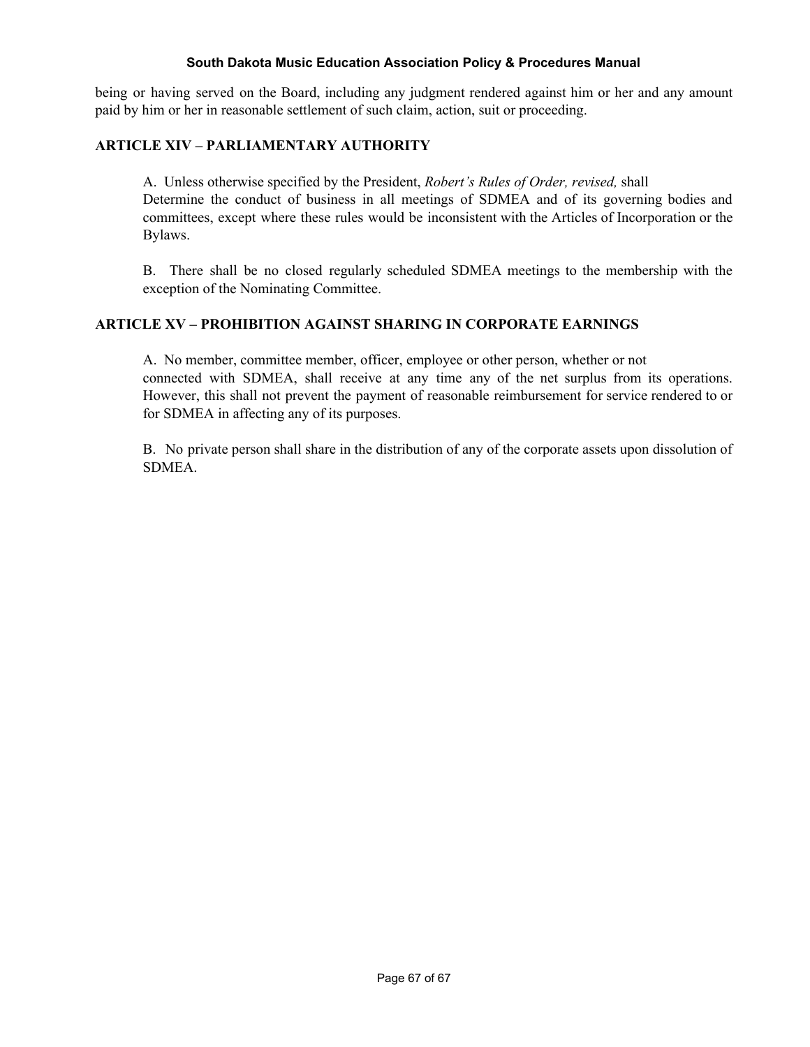being or having served on the Board, including any judgment rendered against him or her and any amount paid by him or her in reasonable settlement of such claim, action, suit or proceeding.

## ARTICLE XIV – PARLIAMENTARY AUTHORITY

A. Unless otherwise specified by the President, *Robert's Rules of Order, revised,* shall Determine the conduct of business in all meetings of SDMEA and of its governing bodies and committees, except where these rules would be inconsistent with the Articles of Incorporation or the Bylaws.

B. There shall be no closed regularly scheduled SDMEA meetings to the membership with the exception of the Nominating Committee.

## ARTICLE XV – PROHIBITION AGAINST SHARING IN CORPORATE EARNINGS

A. No member, committee member, officer, employee or other person, whether or not connected with SDMEA, shall receive at any time any of the net surplus from its operations. However, this shall not prevent the payment of reasonable reimbursement for service rendered to or for SDMEA in affecting any of its purposes.

B. No private person shall share in the distribution of any of the corporate assets upon dissolution of SDMEA.